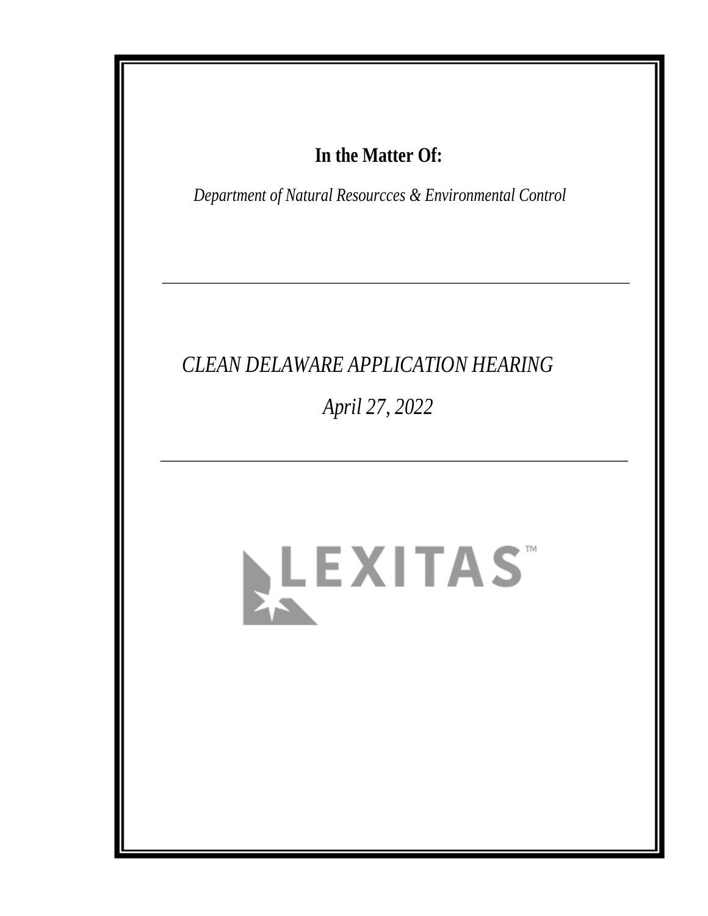**In the Matter Of:**

*Department of Natural Resourcces & Environmental Control*

---

*CLEAN DELAWARE APPLICATION HEARING*

*April 27, 2022*

---

LEXITAS™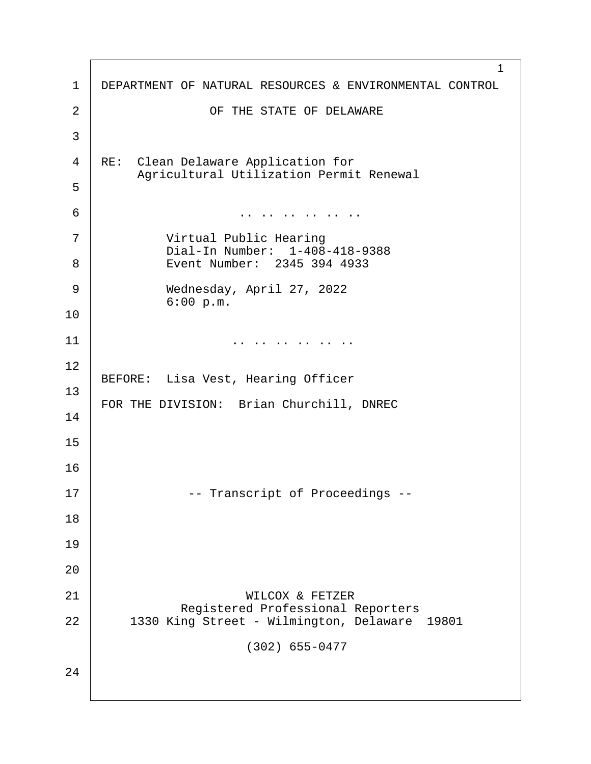DEPARTMENT OF NATURAL RESOURCES & ENVIRONMENTAL CONTROL

OF THE STATE OF DELAWARE

RE: Clean Delaware Application for
Agricultural Utilization Permit Renewal

.. .. .. .. .. ..

Virtual Public Hearing
Dial-In Number: 1-408-418-9388
Event Number: 2345 394 4933

Wednesday, April 27, 2022
6:00 p.m.

.. .. .. .. .. ..

BEFORE: Lisa Vest, Hearing Officer

FOR THE DIVISION: Brian Churchill, DNREC

-- Transcript of Proceedings --

WILCOX & FETZER
Registered Professional Reporters
1330 King Street - Wilmington, Delaware 19801

(302) 655-0477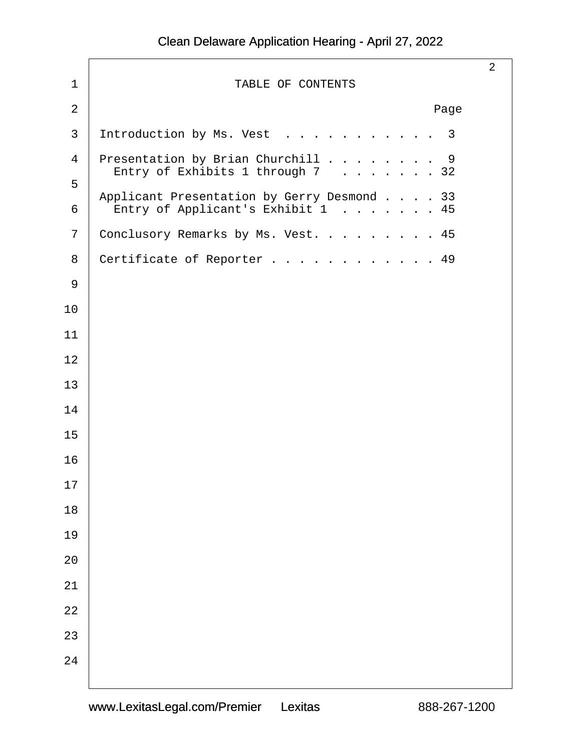# TABLE OF CONTENTS

| | Page |
|---|---|
| Introduction by Ms. Vest | 3 |
| Presentation by Brian Churchill | 9 |
| Entry of Exhibits 1 through 7 | 32 |
| Applicant Presentation by Gerry Desmond | 33 |
| Entry of Applicant's Exhibit 1 | 45 |
| Conclusory Remarks by Ms. Vest | 45 |
| Certificate of Reporter | 49 |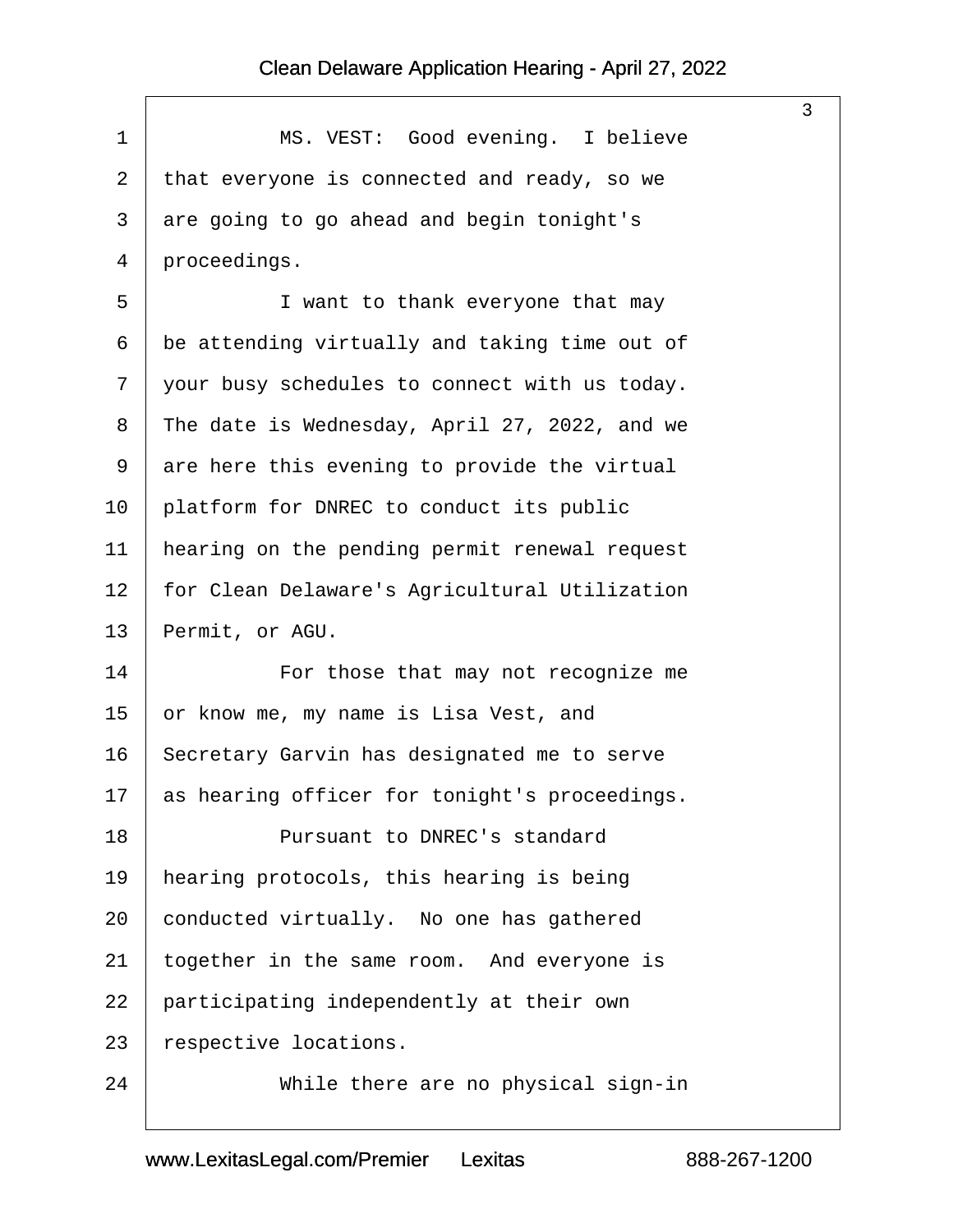MS. VEST: Good evening. I believe that everyone is connected and ready, so we are going to go ahead and begin tonight's proceedings.

I want to thank everyone that may be attending virtually and taking time out of your busy schedules to connect with us today. The date is Wednesday, April 27, 2022, and we are here this evening to provide the virtual platform for DNREC to conduct its public hearing on the pending permit renewal request for Clean Delaware's Agricultural Utilization Permit, or AGU.

For those that may not recognize me or know me, my name is Lisa Vest, and Secretary Garvin has designated me to serve as hearing officer for tonight's proceedings.

Pursuant to DNREC's standard hearing protocols, this hearing is being conducted virtually. No one has gathered together in the same room. And everyone is participating independently at their own respective locations.

While there are no physical sign-in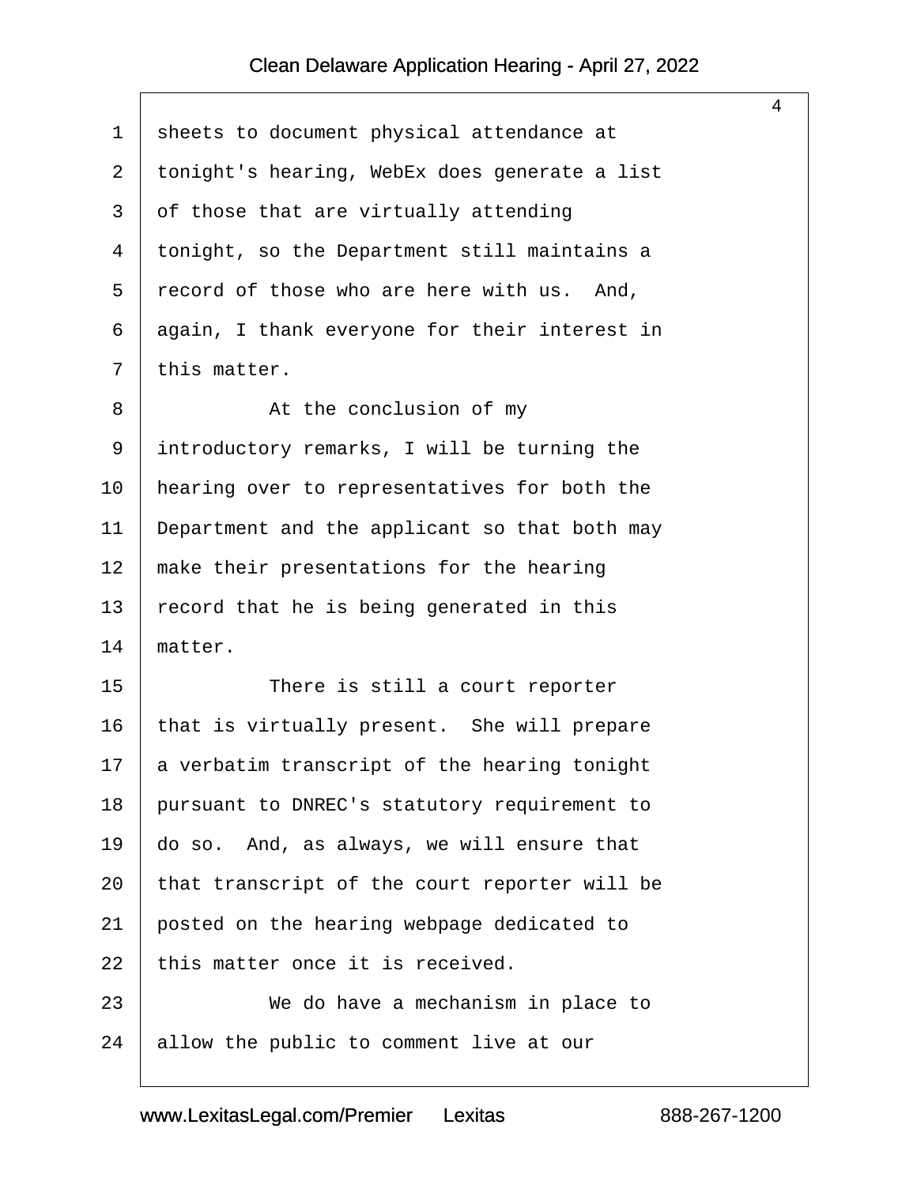sheets to document physical attendance at tonight's hearing, WebEx does generate a list of those that are virtually attending tonight, so the Department still maintains a record of those who are here with us. And, again, I thank everyone for their interest in this matter.

At the conclusion of my introductory remarks, I will be turning the hearing over to representatives for both the Department and the applicant so that both may make their presentations for the hearing record that he is being generated in this matter.

There is still a court reporter that is virtually present. She will prepare a verbatim transcript of the hearing tonight pursuant to DNREC's statutory requirement to do so. And, as always, we will ensure that that transcript of the court reporter will be posted on the hearing webpage dedicated to this matter once it is received.

We do have a mechanism in place to allow the public to comment live at our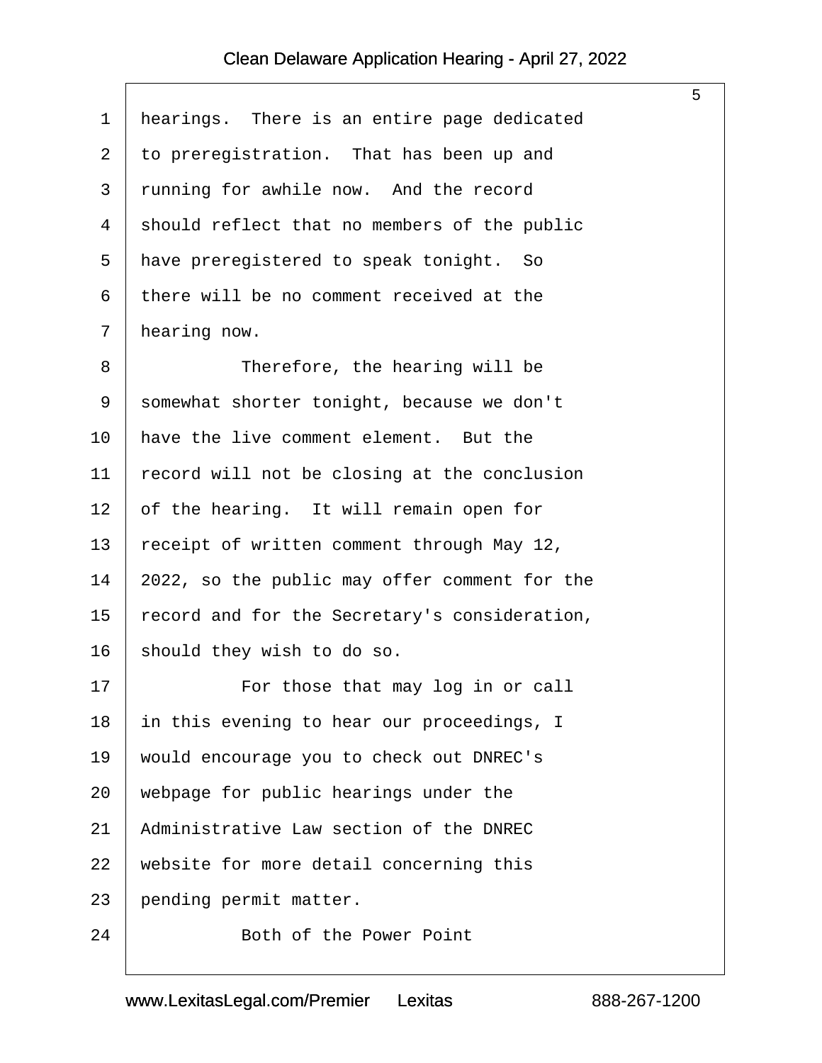hearings. There is an entire page dedicated to preregistration. That has been up and running for awhile now. And the record should reflect that no members of the public have preregistered to speak tonight. So there will be no comment received at the hearing now.

Therefore, the hearing will be somewhat shorter tonight, because we don't have the live comment element. But the record will not be closing at the conclusion of the hearing. It will remain open for receipt of written comment through May 12, 2022, so the public may offer comment for the record and for the Secretary's consideration, should they wish to do so.

For those that may log in or call in this evening to hear our proceedings, I would encourage you to check out DNREC's webpage for public hearings under the Administrative Law section of the DNREC website for more detail concerning this pending permit matter.

Both of the Power Point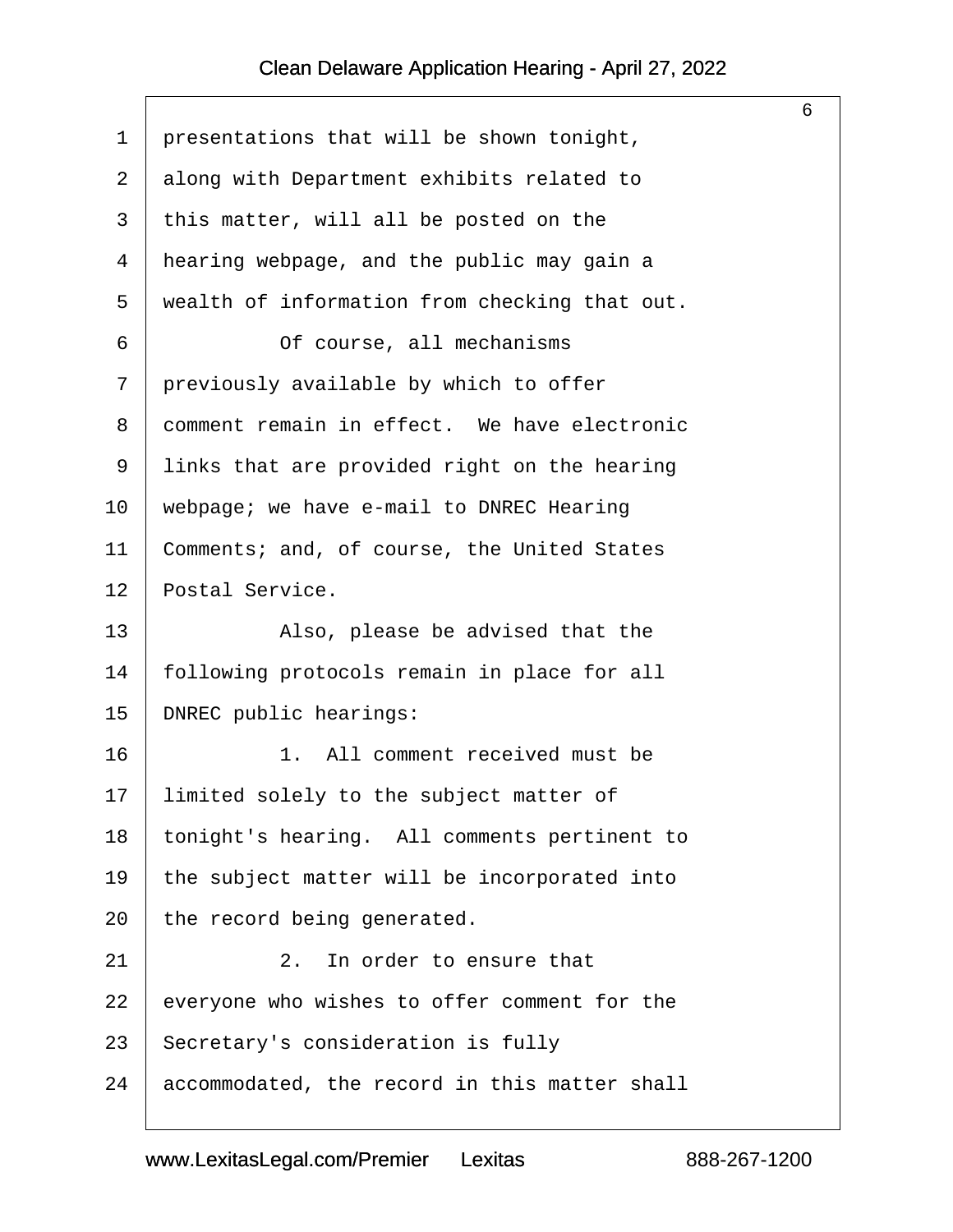presentations that will be shown tonight, along with Department exhibits related to this matter, will all be posted on the hearing webpage, and the public may gain a wealth of information from checking that out.

Of course, all mechanisms previously available by which to offer comment remain in effect. We have electronic links that are provided right on the hearing webpage; we have e-mail to DNREC Hearing Comments; and, of course, the United States Postal Service.

Also, please be advised that the following protocols remain in place for all DNREC public hearings:

1. All comment received must be limited solely to the subject matter of tonight's hearing. All comments pertinent to the subject matter will be incorporated into the record being generated.

2. In order to ensure that everyone who wishes to offer comment for the Secretary's consideration is fully accommodated, the record in this matter shall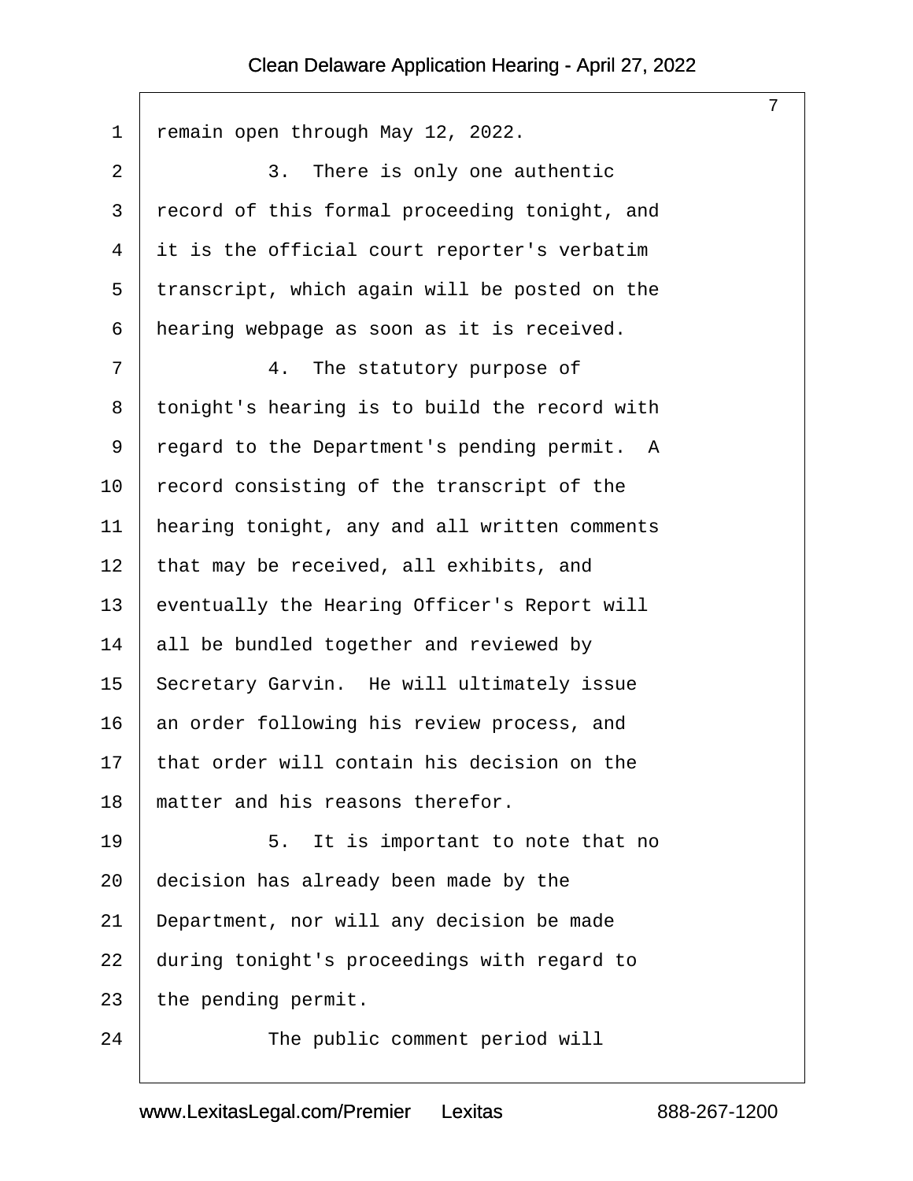remain open through May 12, 2022.

3. There is only one authentic record of this formal proceeding tonight, and it is the official court reporter's verbatim transcript, which again will be posted on the hearing webpage as soon as it is received.

4. The statutory purpose of tonight's hearing is to build the record with regard to the Department's pending permit. A record consisting of the transcript of the hearing tonight, any and all written comments that may be received, all exhibits, and eventually the Hearing Officer's Report will all be bundled together and reviewed by Secretary Garvin. He will ultimately issue an order following his review process, and that order will contain his decision on the matter and his reasons therefor.

5. It is important to note that no decision has already been made by the Department, nor will any decision be made during tonight's proceedings with regard to the pending permit.

The public comment period will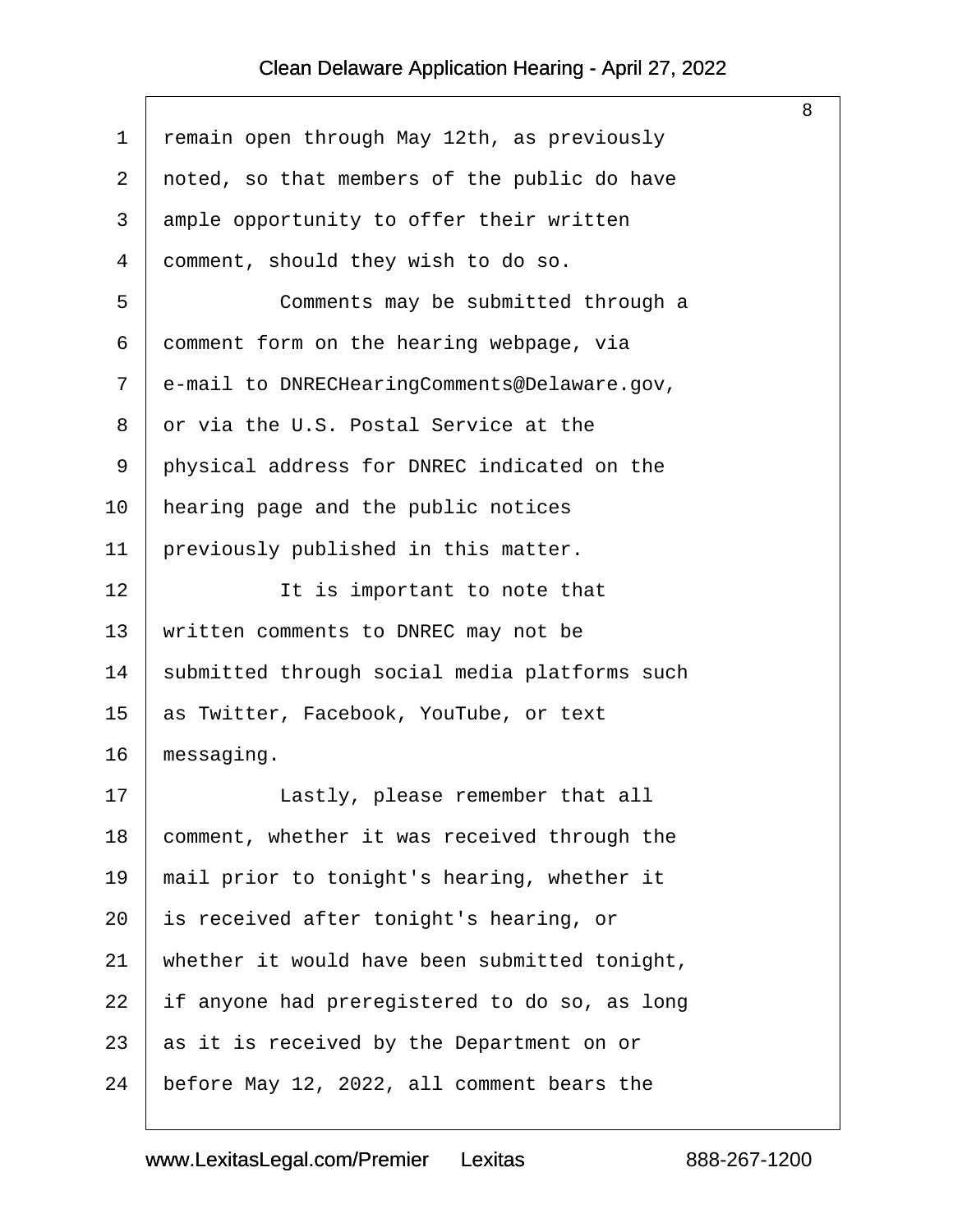remain open through May 12th, as previously noted, so that members of the public do have ample opportunity to offer their written comment, should they wish to do so.

Comments may be submitted through a comment form on the hearing webpage, via e-mail to DNRECHearingComments@Delaware.gov, or via the U.S. Postal Service at the physical address for DNREC indicated on the hearing page and the public notices previously published in this matter.

It is important to note that written comments to DNREC may not be submitted through social media platforms such as Twitter, Facebook, YouTube, or text messaging.

Lastly, please remember that all comment, whether it was received through the mail prior to tonight's hearing, whether it is received after tonight's hearing, or whether it would have been submitted tonight, if anyone had preregistered to do so, as long as it is received by the Department on or before May 12, 2022, all comment bears the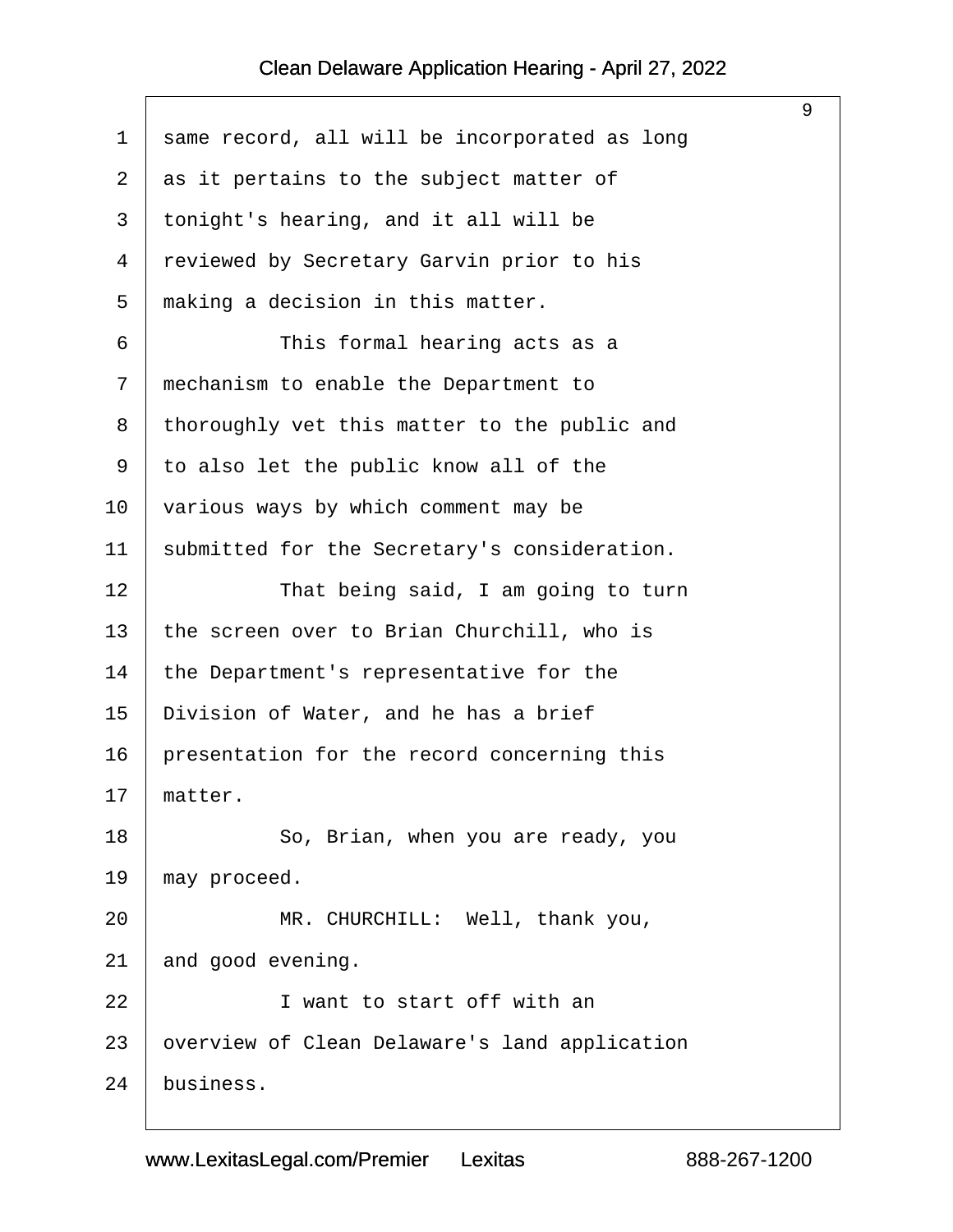same record, all will be incorporated as long as it pertains to the subject matter of tonight's hearing, and it all will be reviewed by Secretary Garvin prior to his making a decision in this matter.

This formal hearing acts as a mechanism to enable the Department to thoroughly vet this matter to the public and to also let the public know all of the various ways by which comment may be submitted for the Secretary's consideration.

That being said, I am going to turn the screen over to Brian Churchill, who is the Department's representative for the Division of Water, and he has a brief presentation for the record concerning this matter.

So, Brian, when you are ready, you may proceed.

MR. CHURCHILL: Well, thank you, and good evening.

I want to start off with an overview of Clean Delaware's land application business.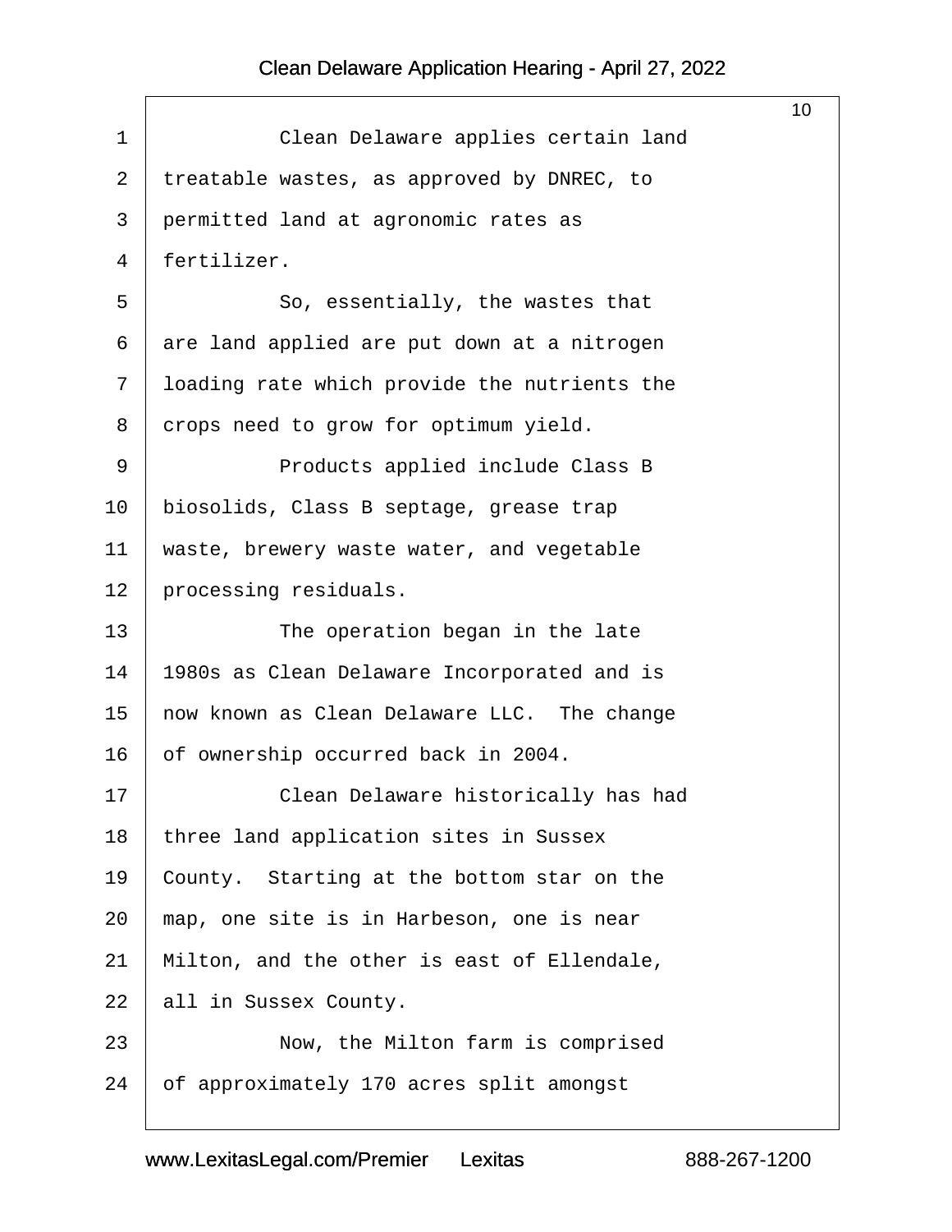Clean Delaware applies certain land treatable wastes, as approved by DNREC, to permitted land at agronomic rates as fertilizer.

So, essentially, the wastes that are land applied are put down at a nitrogen loading rate which provide the nutrients the crops need to grow for optimum yield.

Products applied include Class B biosolids, Class B septage, grease trap waste, brewery waste water, and vegetable processing residuals.

The operation began in the late 1980s as Clean Delaware Incorporated and is now known as Clean Delaware LLC.  The change of ownership occurred back in 2004.

Clean Delaware historically has had three land application sites in Sussex County.  Starting at the bottom star on the map, one site is in Harbeson, one is near Milton, and the other is east of Ellendale, all in Sussex County.

Now, the Milton farm is comprised of approximately 170 acres split amongst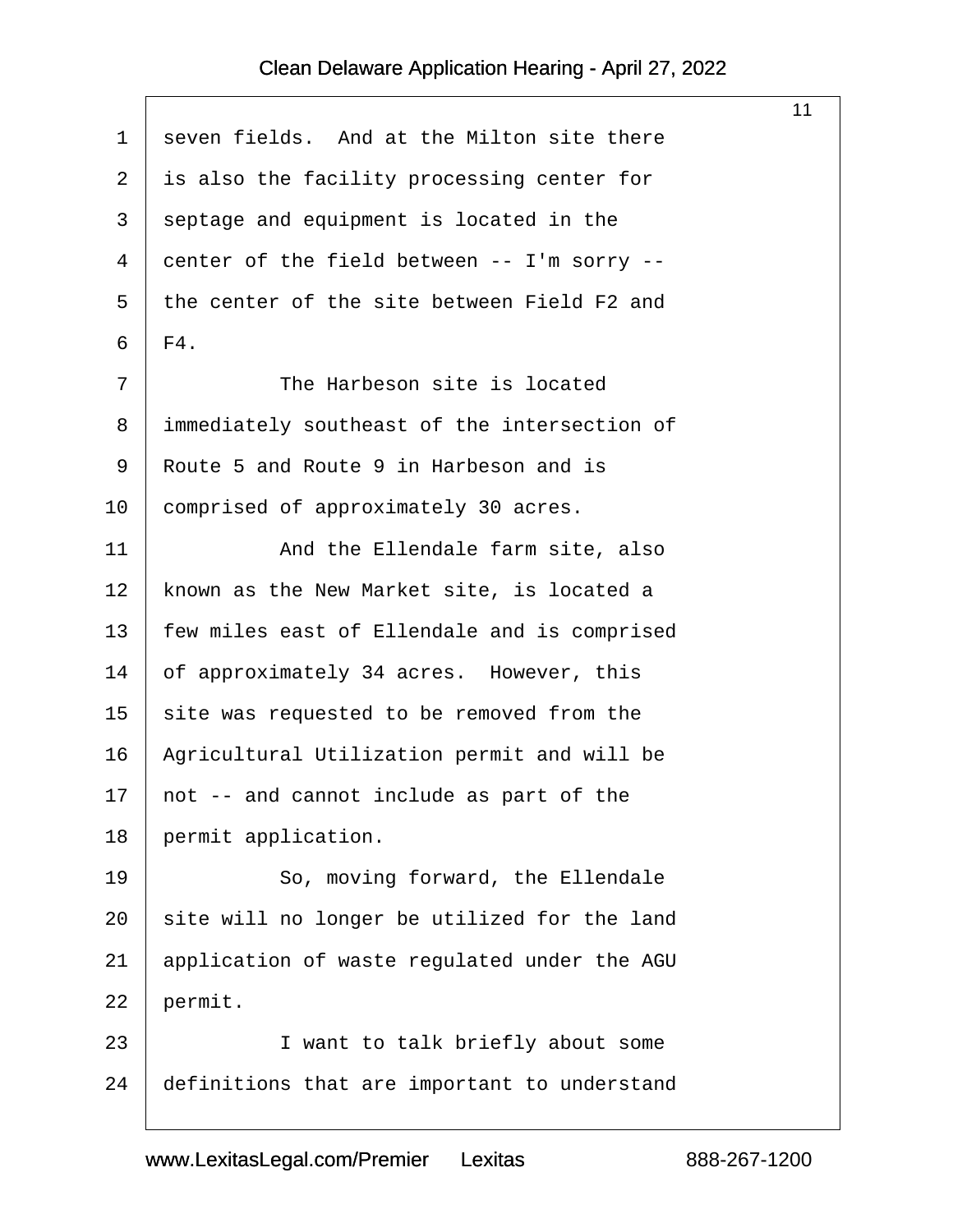seven fields. And at the Milton site there is also the facility processing center for septage and equipment is located in the center of the field between -- I'm sorry -- the center of the site between Field F2 and F4.

The Harbeson site is located immediately southeast of the intersection of Route 5 and Route 9 in Harbeson and is comprised of approximately 30 acres.

And the Ellendale farm site, also known as the New Market site, is located a few miles east of Ellendale and is comprised of approximately 34 acres. However, this site was requested to be removed from the Agricultural Utilization permit and will be not -- and cannot include as part of the permit application.

So, moving forward, the Ellendale site will no longer be utilized for the land application of waste regulated under the AGU permit.

I want to talk briefly about some definitions that are important to understand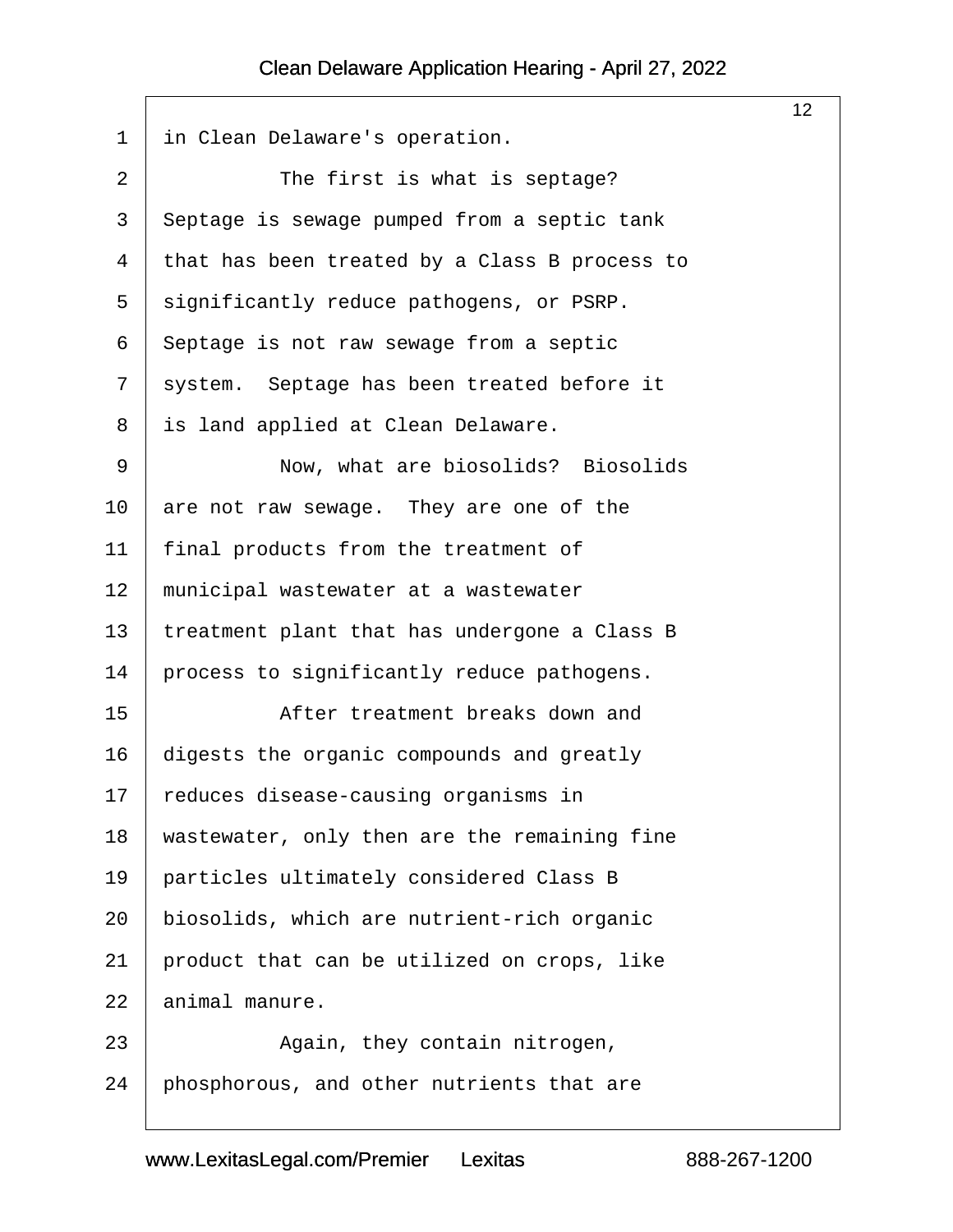in Clean Delaware's operation.

The first is what is septage? Septage is sewage pumped from a septic tank that has been treated by a Class B process to significantly reduce pathogens, or PSRP. Septage is not raw sewage from a septic system. Septage has been treated before it is land applied at Clean Delaware.

Now, what are biosolids? Biosolids are not raw sewage. They are one of the final products from the treatment of municipal wastewater at a wastewater treatment plant that has undergone a Class B process to significantly reduce pathogens.

After treatment breaks down and digests the organic compounds and greatly reduces disease-causing organisms in wastewater, only then are the remaining fine particles ultimately considered Class B biosolids, which are nutrient-rich organic product that can be utilized on crops, like animal manure.

Again, they contain nitrogen, phosphorous, and other nutrients that are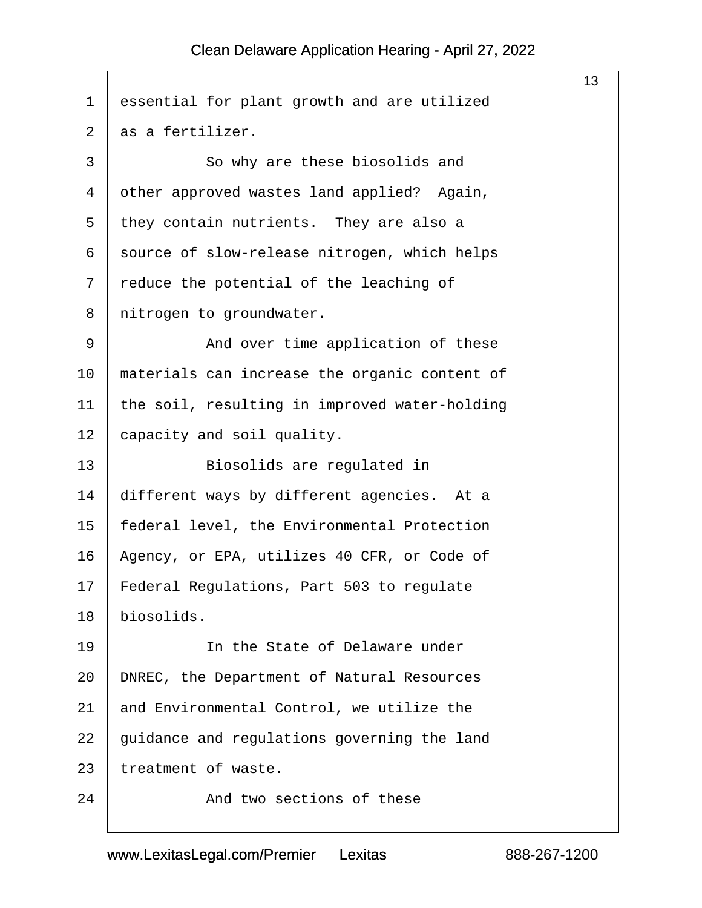essential for plant growth and are utilized as a fertilizer.

So why are these biosolids and other approved wastes land applied? Again, they contain nutrients. They are also a source of slow-release nitrogen, which helps reduce the potential of the leaching of nitrogen to groundwater.

And over time application of these materials can increase the organic content of the soil, resulting in improved water-holding capacity and soil quality.

Biosolids are regulated in different ways by different agencies. At a federal level, the Environmental Protection Agency, or EPA, utilizes 40 CFR, or Code of Federal Regulations, Part 503 to regulate biosolids.

In the State of Delaware under DNREC, the Department of Natural Resources and Environmental Control, we utilize the guidance and regulations governing the land treatment of waste.

And two sections of these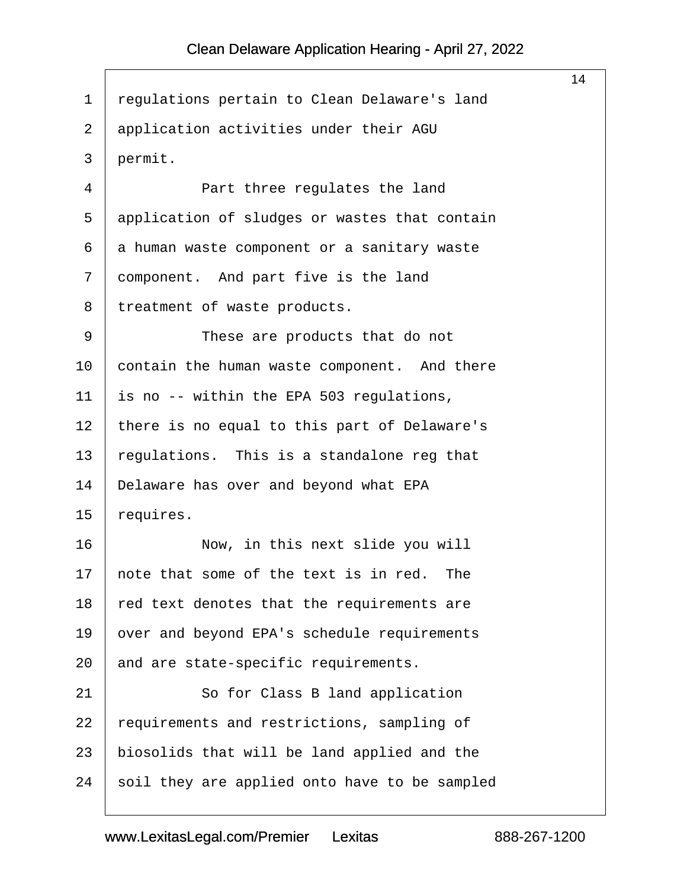regulations pertain to Clean Delaware's land application activities under their AGU permit.

Part three regulates the land application of sludges or wastes that contain a human waste component or a sanitary waste component. And part five is the land treatment of waste products.

These are products that do not contain the human waste component. And there is no -- within the EPA 503 regulations, there is no equal to this part of Delaware's regulations. This is a standalone reg that Delaware has over and beyond what EPA requires.

Now, in this next slide you will note that some of the text is in red. The red text denotes that the requirements are over and beyond EPA's schedule requirements and are state-specific requirements.

So for Class B land application requirements and restrictions, sampling of biosolids that will be land applied and the soil they are applied onto have to be sampled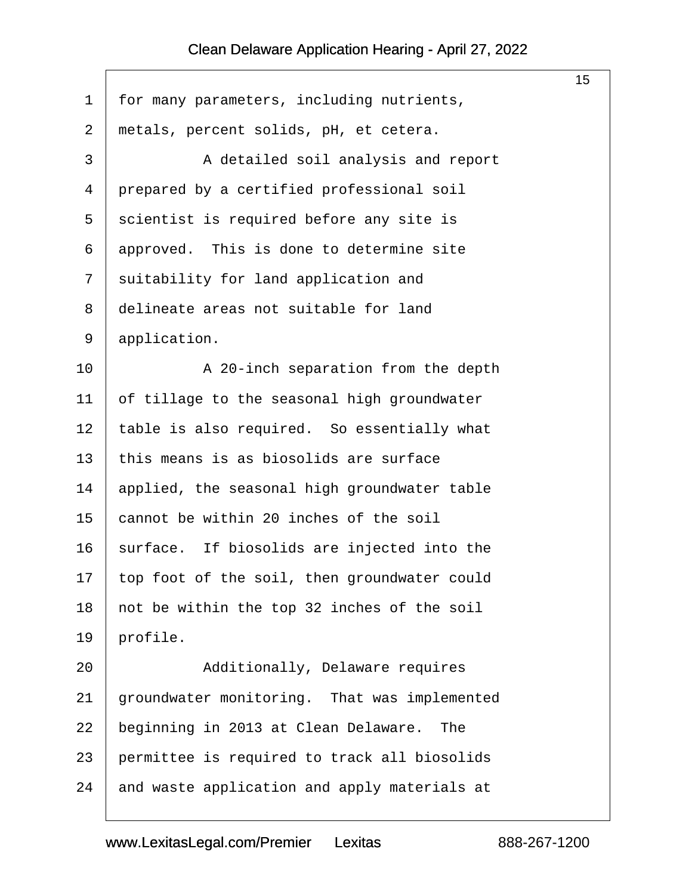for many parameters, including nutrients, metals, percent solids, pH, et cetera.

A detailed soil analysis and report prepared by a certified professional soil scientist is required before any site is approved. This is done to determine site suitability for land application and delineate areas not suitable for land application.

A 20-inch separation from the depth of tillage to the seasonal high groundwater table is also required. So essentially what this means is as biosolids are surface applied, the seasonal high groundwater table cannot be within 20 inches of the soil surface. If biosolids are injected into the top foot of the soil, then groundwater could not be within the top 32 inches of the soil profile.

Additionally, Delaware requires groundwater monitoring. That was implemented beginning in 2013 at Clean Delaware. The permittee is required to track all biosolids and waste application and apply materials at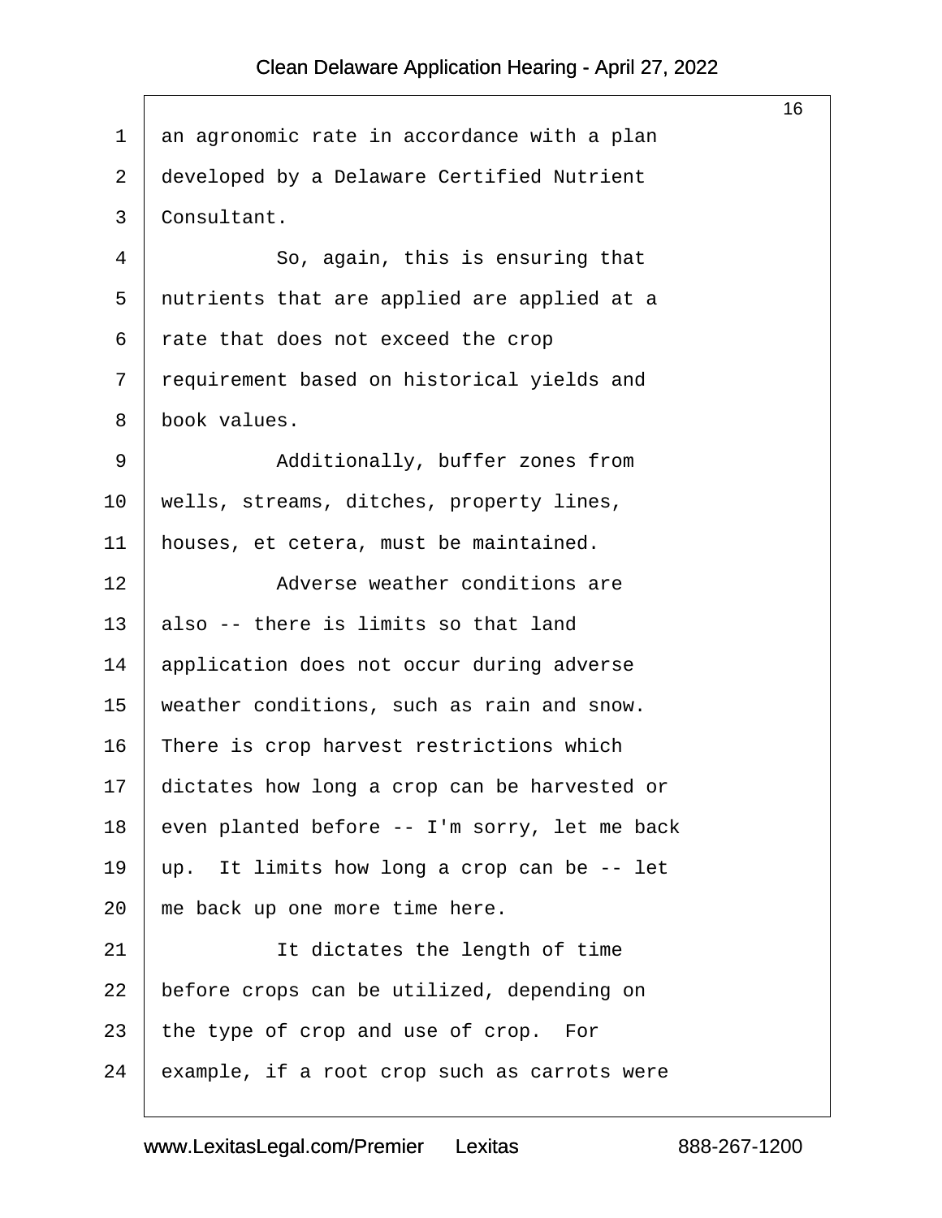an agronomic rate in accordance with a plan developed by a Delaware Certified Nutrient Consultant.

So, again, this is ensuring that nutrients that are applied are applied at a rate that does not exceed the crop requirement based on historical yields and book values.

Additionally, buffer zones from wells, streams, ditches, property lines, houses, et cetera, must be maintained.

Adverse weather conditions are also -- there is limits so that land application does not occur during adverse weather conditions, such as rain and snow. There is crop harvest restrictions which dictates how long a crop can be harvested or even planted before -- I'm sorry, let me back up. It limits how long a crop can be -- let me back up one more time here.

It dictates the length of time before crops can be utilized, depending on the type of crop and use of crop. For example, if a root crop such as carrots were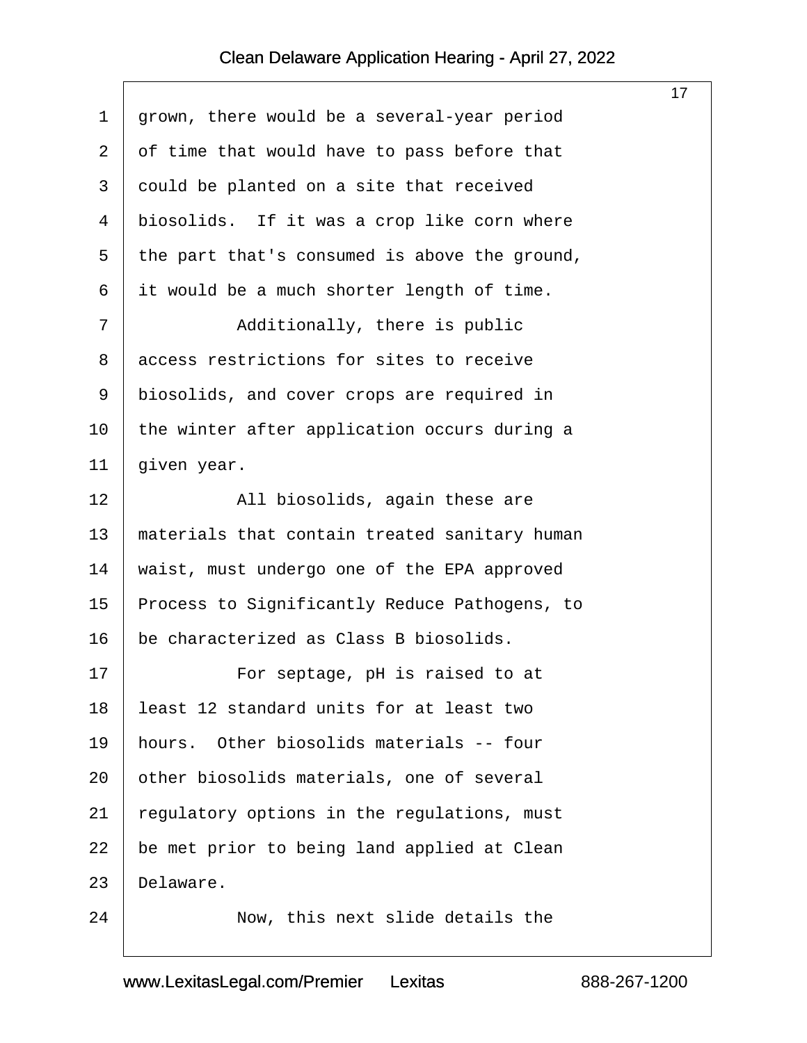grown, there would be a several-year period of time that would have to pass before that could be planted on a site that received biosolids. If it was a crop like corn where the part that's consumed is above the ground, it would be a much shorter length of time.

Additionally, there is public access restrictions for sites to receive biosolids, and cover crops are required in the winter after application occurs during a given year.

All biosolids, again these are materials that contain treated sanitary human waist, must undergo one of the EPA approved Process to Significantly Reduce Pathogens, to be characterized as Class B biosolids.

For septage, pH is raised to at least 12 standard units for at least two hours. Other biosolids materials -- four other biosolids materials, one of several regulatory options in the regulations, must be met prior to being land applied at Clean Delaware.

Now, this next slide details the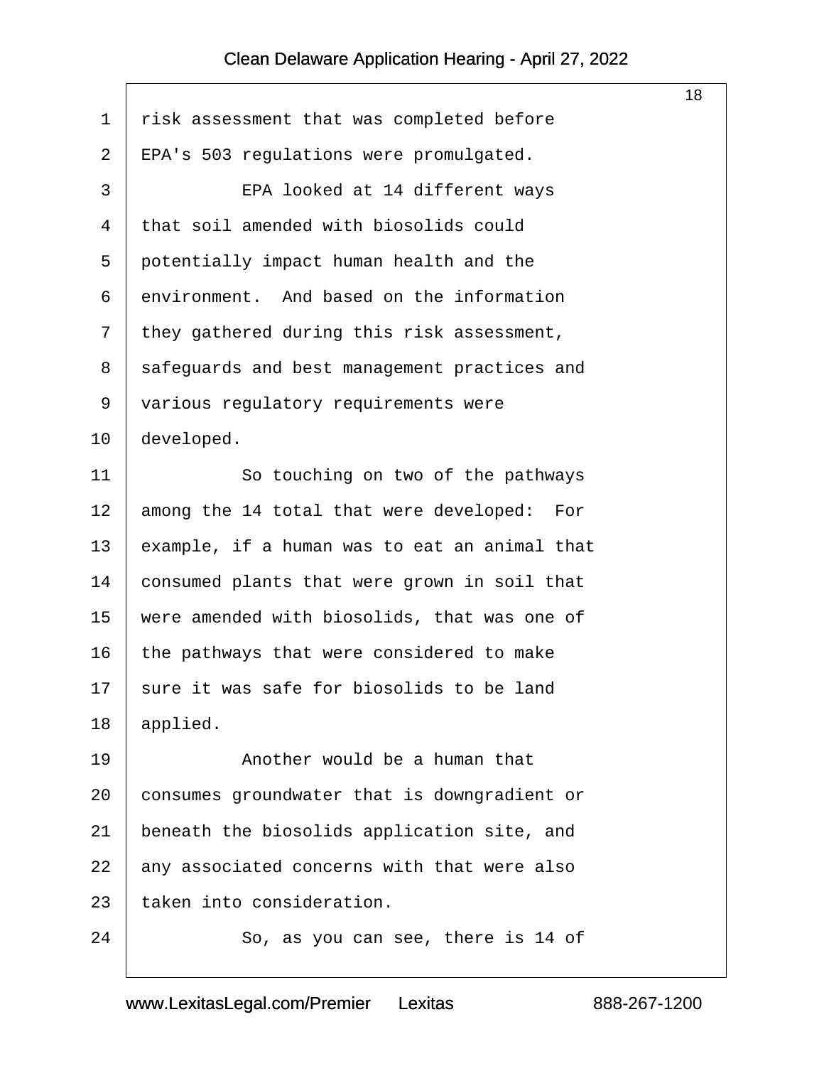risk assessment that was completed before EPA's 503 regulations were promulgated.

EPA looked at 14 different ways that soil amended with biosolids could potentially impact human health and the environment. And based on the information they gathered during this risk assessment, safeguards and best management practices and various regulatory requirements were developed.

So touching on two of the pathways among the 14 total that were developed: For example, if a human was to eat an animal that consumed plants that were grown in soil that were amended with biosolids, that was one of the pathways that were considered to make sure it was safe for biosolids to be land applied.

Another would be a human that consumes groundwater that is downgradient or beneath the biosolids application site, and any associated concerns with that were also taken into consideration.

So, as you can see, there is 14 of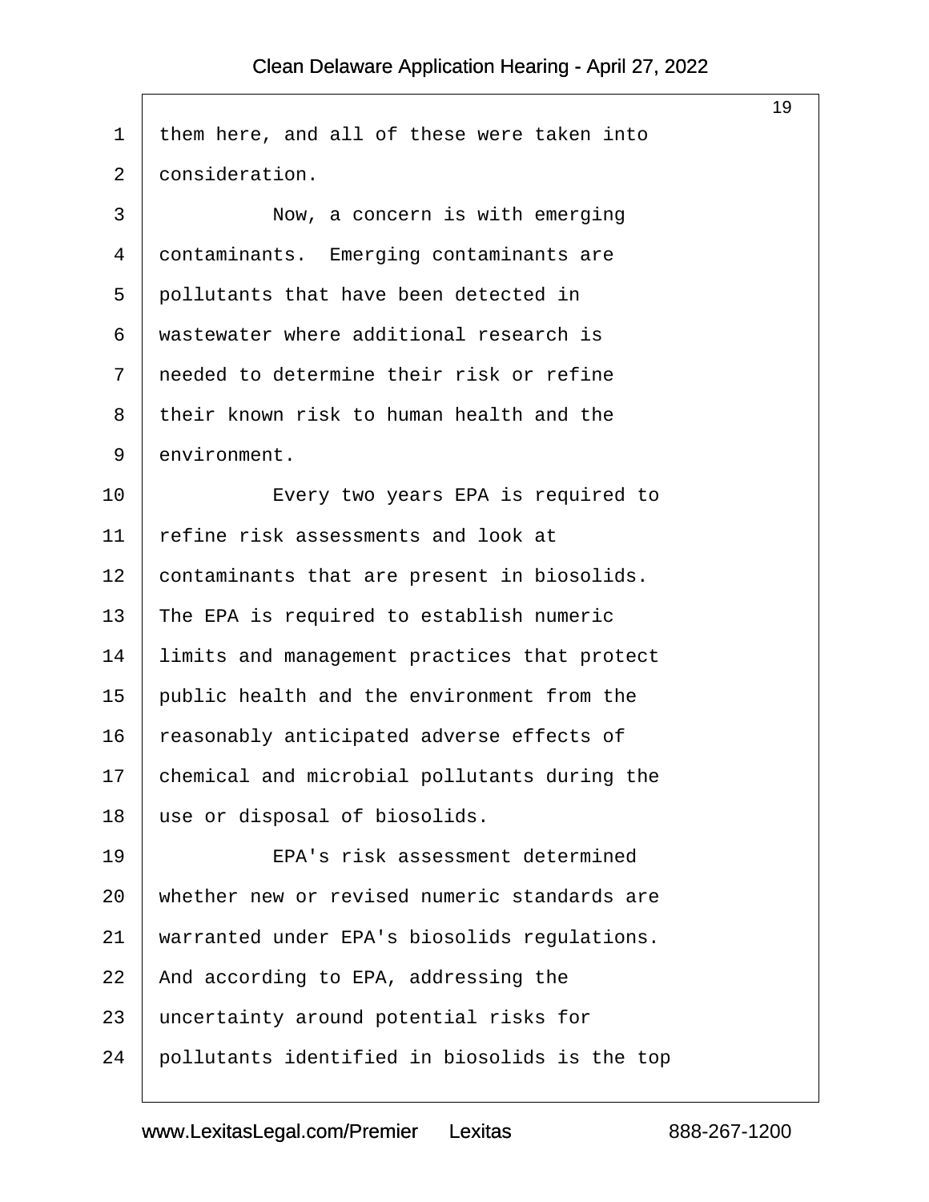them here, and all of these were taken into consideration.

Now, a concern is with emerging contaminants. Emerging contaminants are pollutants that have been detected in wastewater where additional research is needed to determine their risk or refine their known risk to human health and the environment.

Every two years EPA is required to refine risk assessments and look at contaminants that are present in biosolids. The EPA is required to establish numeric limits and management practices that protect public health and the environment from the reasonably anticipated adverse effects of chemical and microbial pollutants during the use or disposal of biosolids.

EPA's risk assessment determined whether new or revised numeric standards are warranted under EPA's biosolids regulations. And according to EPA, addressing the uncertainty around potential risks for pollutants identified in biosolids is the top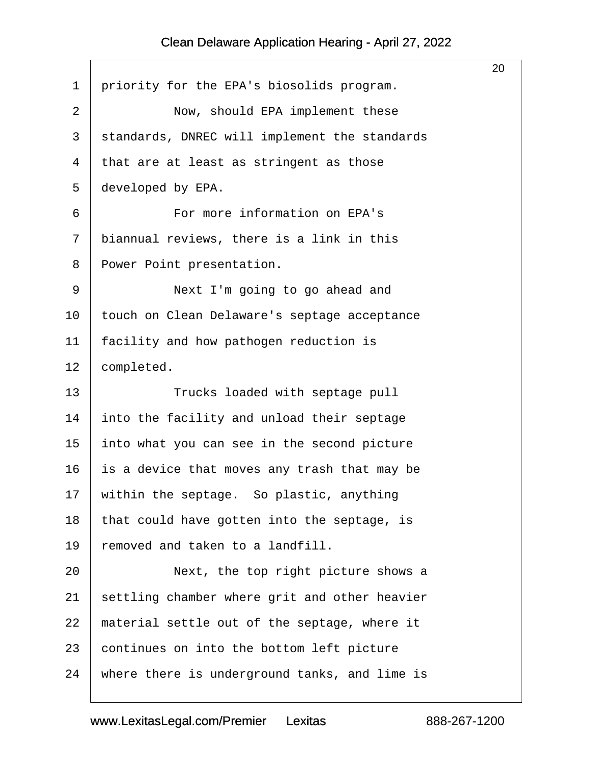priority for the EPA's biosolids program.

Now, should EPA implement these standards, DNREC will implement the standards that are at least as stringent as those developed by EPA.

For more information on EPA's biannual reviews, there is a link in this Power Point presentation.

Next I'm going to go ahead and touch on Clean Delaware's septage acceptance facility and how pathogen reduction is completed.

Trucks loaded with septage pull into the facility and unload their septage into what you can see in the second picture is a device that moves any trash that may be within the septage. So plastic, anything that could have gotten into the septage, is removed and taken to a landfill.

Next, the top right picture shows a settling chamber where grit and other heavier material settle out of the septage, where it continues on into the bottom left picture where there is underground tanks, and lime is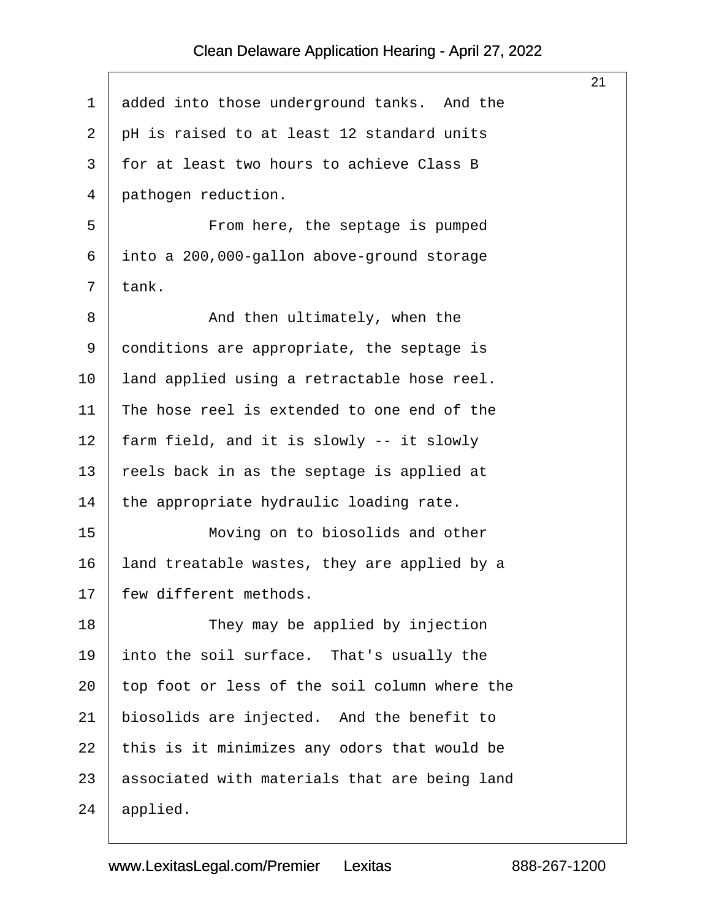added into those underground tanks. And the pH is raised to at least 12 standard units for at least two hours to achieve Class B pathogen reduction.

From here, the septage is pumped into a 200,000-gallon above-ground storage tank.

And then ultimately, when the conditions are appropriate, the septage is land applied using a retractable hose reel. The hose reel is extended to one end of the farm field, and it is slowly -- it slowly reels back in as the septage is applied at the appropriate hydraulic loading rate.

Moving on to biosolids and other land treatable wastes, they are applied by a few different methods.

They may be applied by injection into the soil surface. That's usually the top foot or less of the soil column where the biosolids are injected. And the benefit to this is it minimizes any odors that would be associated with materials that are being land applied.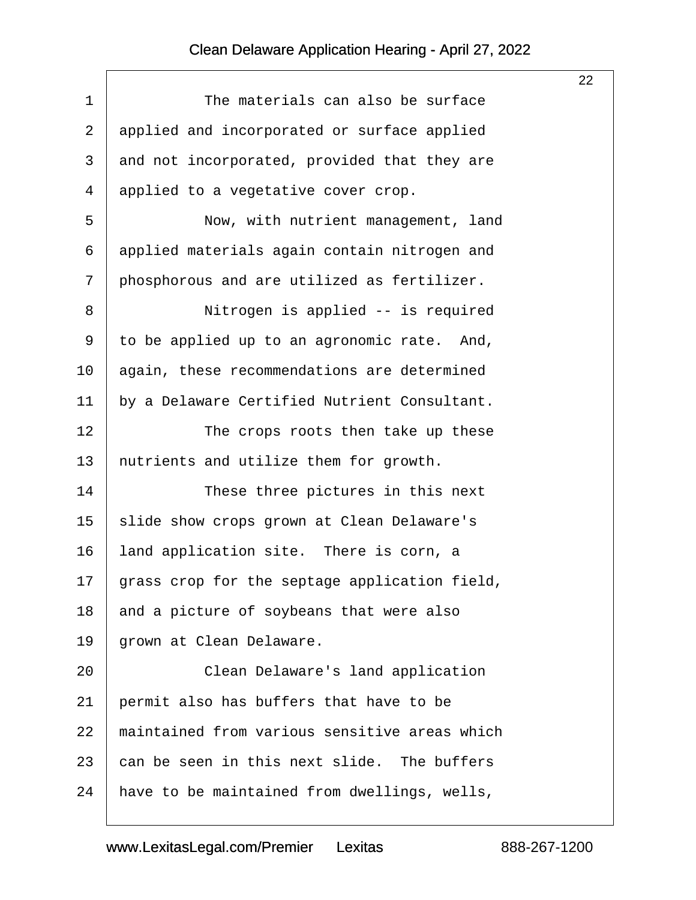The materials can also be surface applied and incorporated or surface applied and not incorporated, provided that they are applied to a vegetative cover crop.

Now, with nutrient management, land applied materials again contain nitrogen and phosphorous and are utilized as fertilizer.

Nitrogen is applied -- is required to be applied up to an agronomic rate. And, again, these recommendations are determined by a Delaware Certified Nutrient Consultant.

The crops roots then take up these nutrients and utilize them for growth.

These three pictures in this next slide show crops grown at Clean Delaware's land application site. There is corn, a grass crop for the septage application field, and a picture of soybeans that were also grown at Clean Delaware.

Clean Delaware's land application permit also has buffers that have to be maintained from various sensitive areas which can be seen in this next slide. The buffers have to be maintained from dwellings, wells,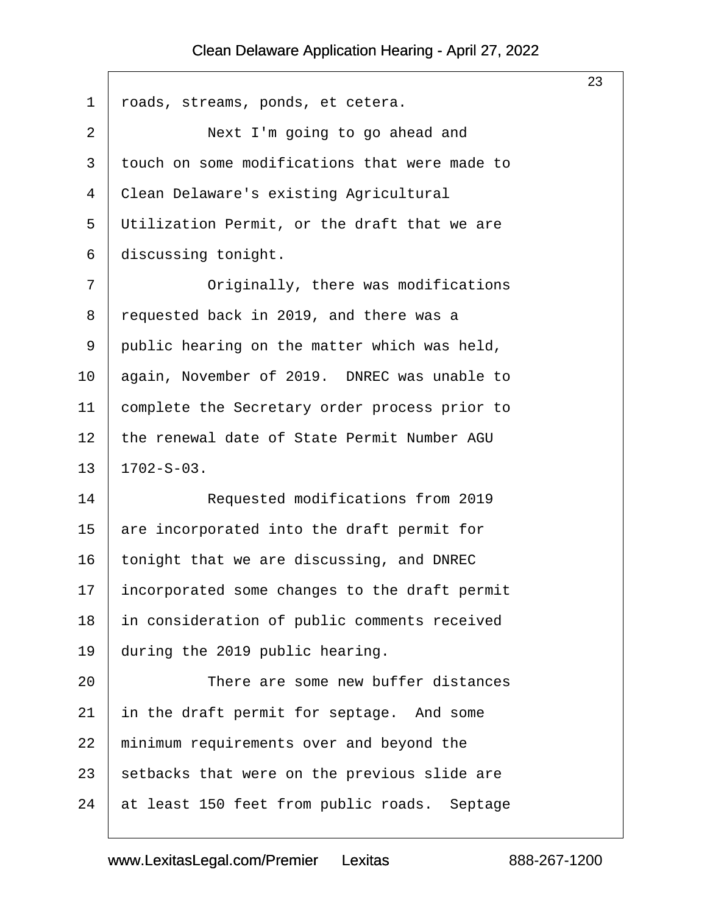roads, streams, ponds, et cetera.

Next I'm going to go ahead and touch on some modifications that were made to Clean Delaware's existing Agricultural Utilization Permit, or the draft that we are discussing tonight.

Originally, there was modifications requested back in 2019, and there was a public hearing on the matter which was held, again, November of 2019. DNREC was unable to complete the Secretary order process prior to the renewal date of State Permit Number AGU 1702-S-03.

Requested modifications from 2019 are incorporated into the draft permit for tonight that we are discussing, and DNREC incorporated some changes to the draft permit in consideration of public comments received during the 2019 public hearing.

There are some new buffer distances in the draft permit for septage. And some minimum requirements over and beyond the setbacks that were on the previous slide are at least 150 feet from public roads. Septage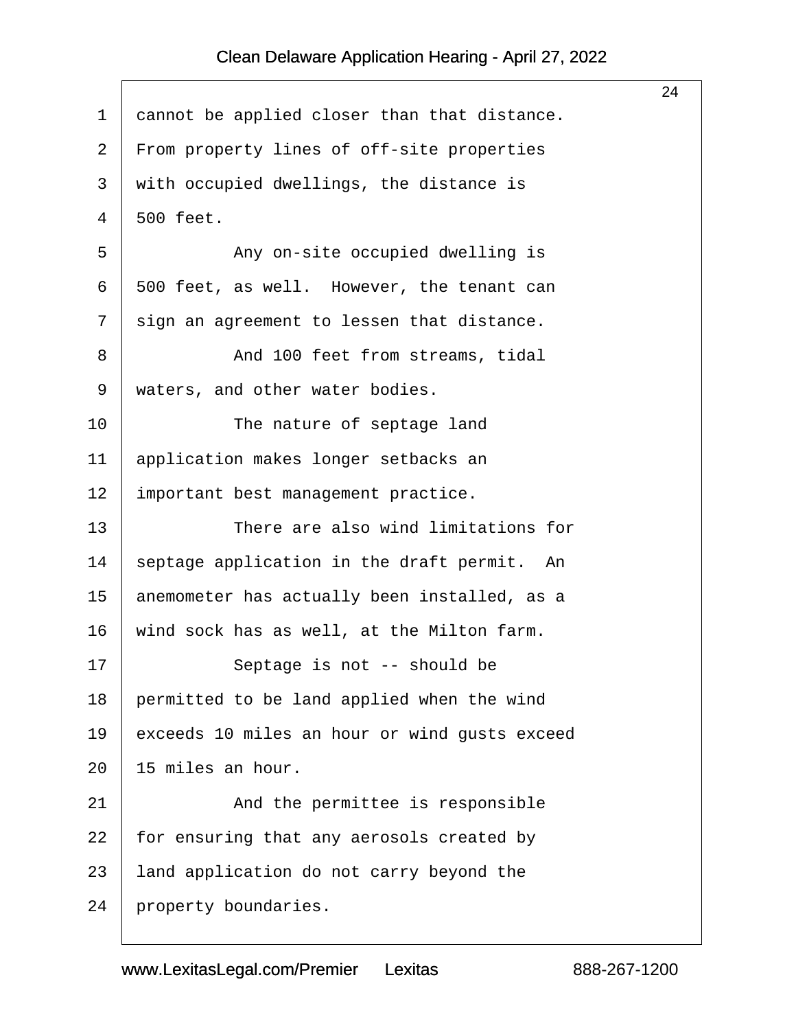cannot be applied closer than that distance. From property lines of off-site properties with occupied dwellings, the distance is 500 feet.

Any on-site occupied dwelling is 500 feet, as well. However, the tenant can sign an agreement to lessen that distance.

And 100 feet from streams, tidal waters, and other water bodies.

The nature of septage land application makes longer setbacks an important best management practice.

There are also wind limitations for septage application in the draft permit. An anemometer has actually been installed, as a wind sock has as well, at the Milton farm.

Septage is not -- should be permitted to be land applied when the wind exceeds 10 miles an hour or wind gusts exceed 15 miles an hour.

And the permittee is responsible for ensuring that any aerosols created by land application do not carry beyond the property boundaries.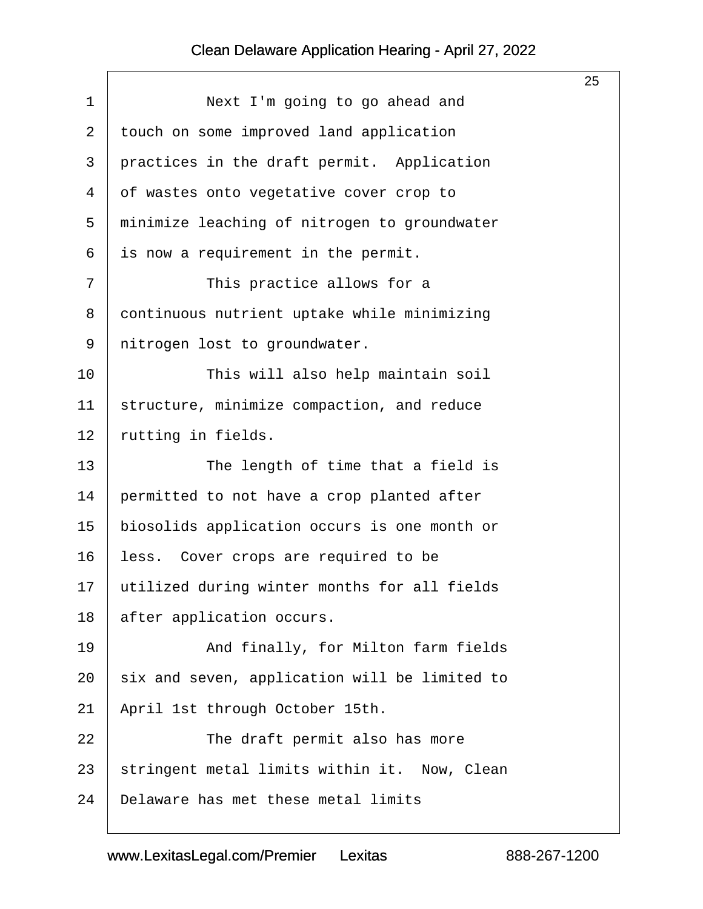Next I'm going to go ahead and touch on some improved land application practices in the draft permit. Application of wastes onto vegetative cover crop to minimize leaching of nitrogen to groundwater is now a requirement in the permit.

This practice allows for a continuous nutrient uptake while minimizing nitrogen lost to groundwater.

This will also help maintain soil structure, minimize compaction, and reduce rutting in fields.

The length of time that a field is permitted to not have a crop planted after biosolids application occurs is one month or less. Cover crops are required to be utilized during winter months for all fields after application occurs.

And finally, for Milton farm fields six and seven, application will be limited to April 1st through October 15th.

The draft permit also has more stringent metal limits within it. Now, Clean Delaware has met these metal limits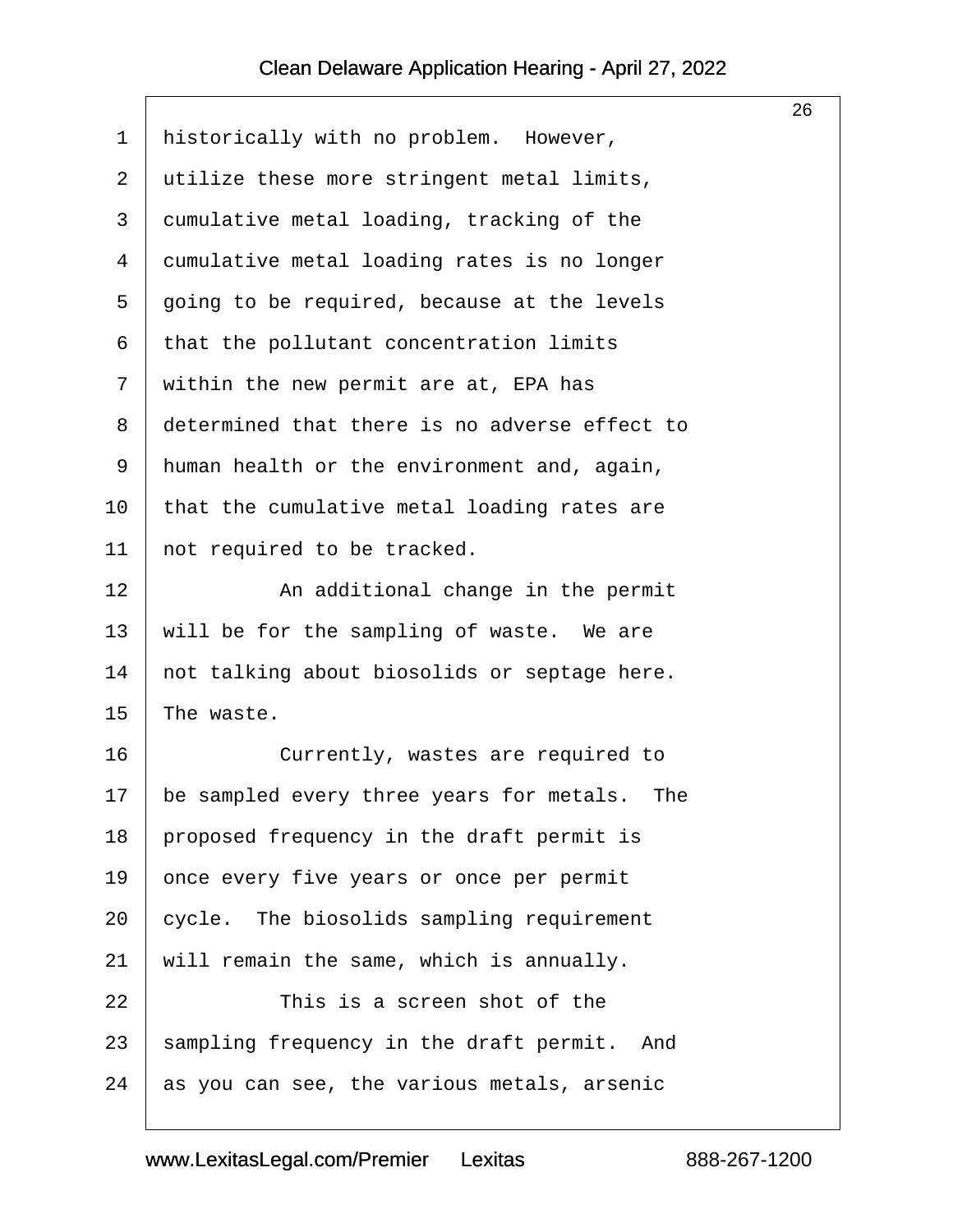historically with no problem. However, utilize these more stringent metal limits, cumulative metal loading, tracking of the cumulative metal loading rates is no longer going to be required, because at the levels that the pollutant concentration limits within the new permit are at, EPA has determined that there is no adverse effect to human health or the environment and, again, that the cumulative metal loading rates are not required to be tracked.

An additional change in the permit will be for the sampling of waste. We are not talking about biosolids or septage here. The waste.

Currently, wastes are required to be sampled every three years for metals. The proposed frequency in the draft permit is once every five years or once per permit cycle. The biosolids sampling requirement will remain the same, which is annually.

This is a screen shot of the sampling frequency in the draft permit. And as you can see, the various metals, arsenic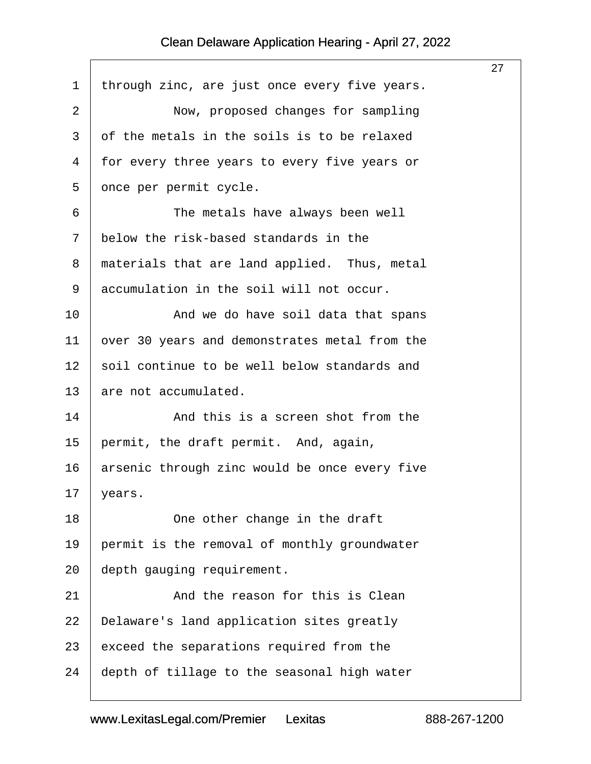through zinc, are just once every five years.

Now, proposed changes for sampling of the metals in the soils is to be relaxed for every three years to every five years or once per permit cycle.

The metals have always been well below the risk-based standards in the materials that are land applied. Thus, metal accumulation in the soil will not occur.

And we do have soil data that spans over 30 years and demonstrates metal from the soil continue to be well below standards and are not accumulated.

And this is a screen shot from the permit, the draft permit. And, again, arsenic through zinc would be once every five years.

One other change in the draft permit is the removal of monthly groundwater depth gauging requirement.

And the reason for this is Clean Delaware's land application sites greatly exceed the separations required from the depth of tillage to the seasonal high water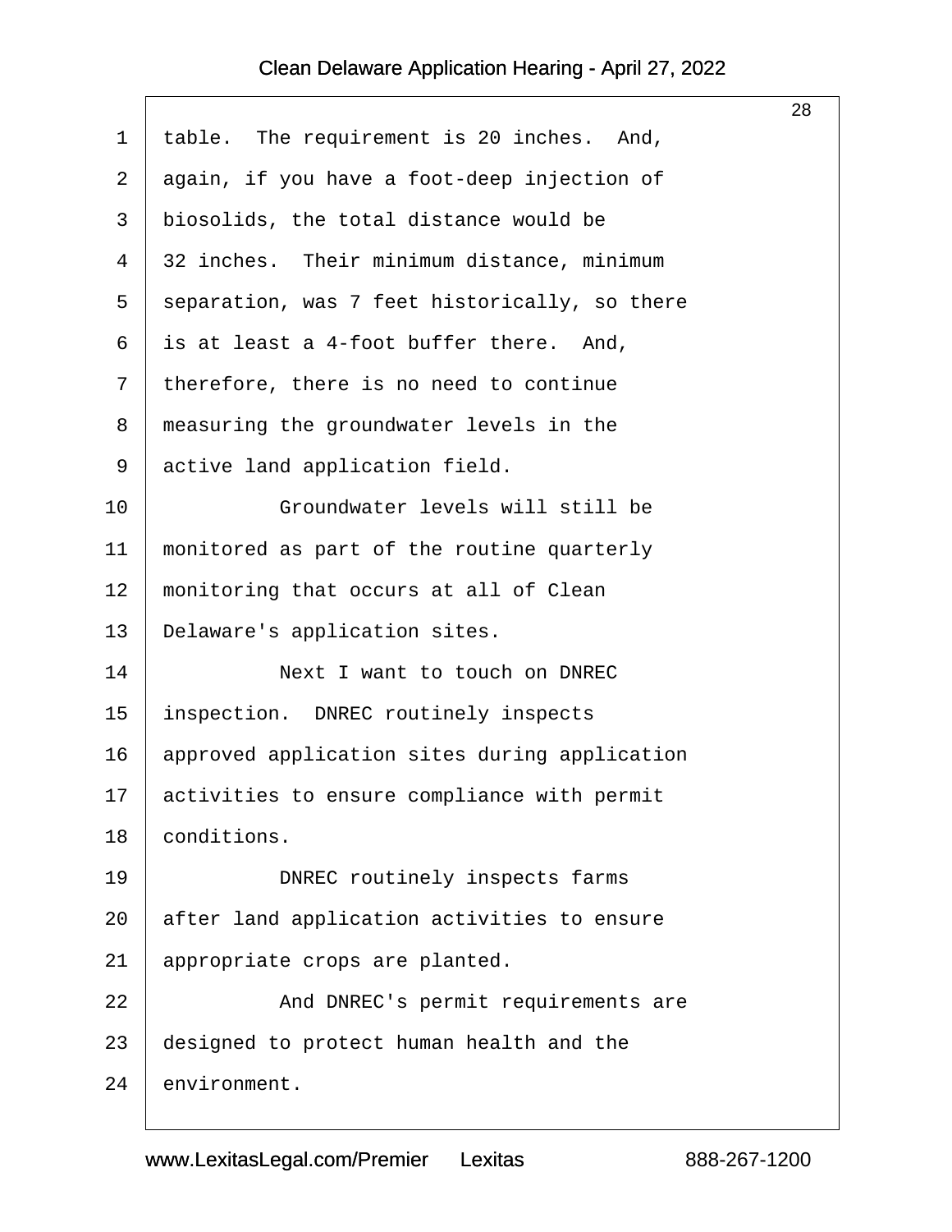table. The requirement is 20 inches. And, again, if you have a foot-deep injection of biosolids, the total distance would be 32 inches. Their minimum distance, minimum separation, was 7 feet historically, so there is at least a 4-foot buffer there. And, therefore, there is no need to continue measuring the groundwater levels in the active land application field.

Groundwater levels will still be monitored as part of the routine quarterly monitoring that occurs at all of Clean Delaware's application sites.

Next I want to touch on DNREC inspection. DNREC routinely inspects approved application sites during application activities to ensure compliance with permit conditions.

DNREC routinely inspects farms after land application activities to ensure appropriate crops are planted.

And DNREC's permit requirements are designed to protect human health and the environment.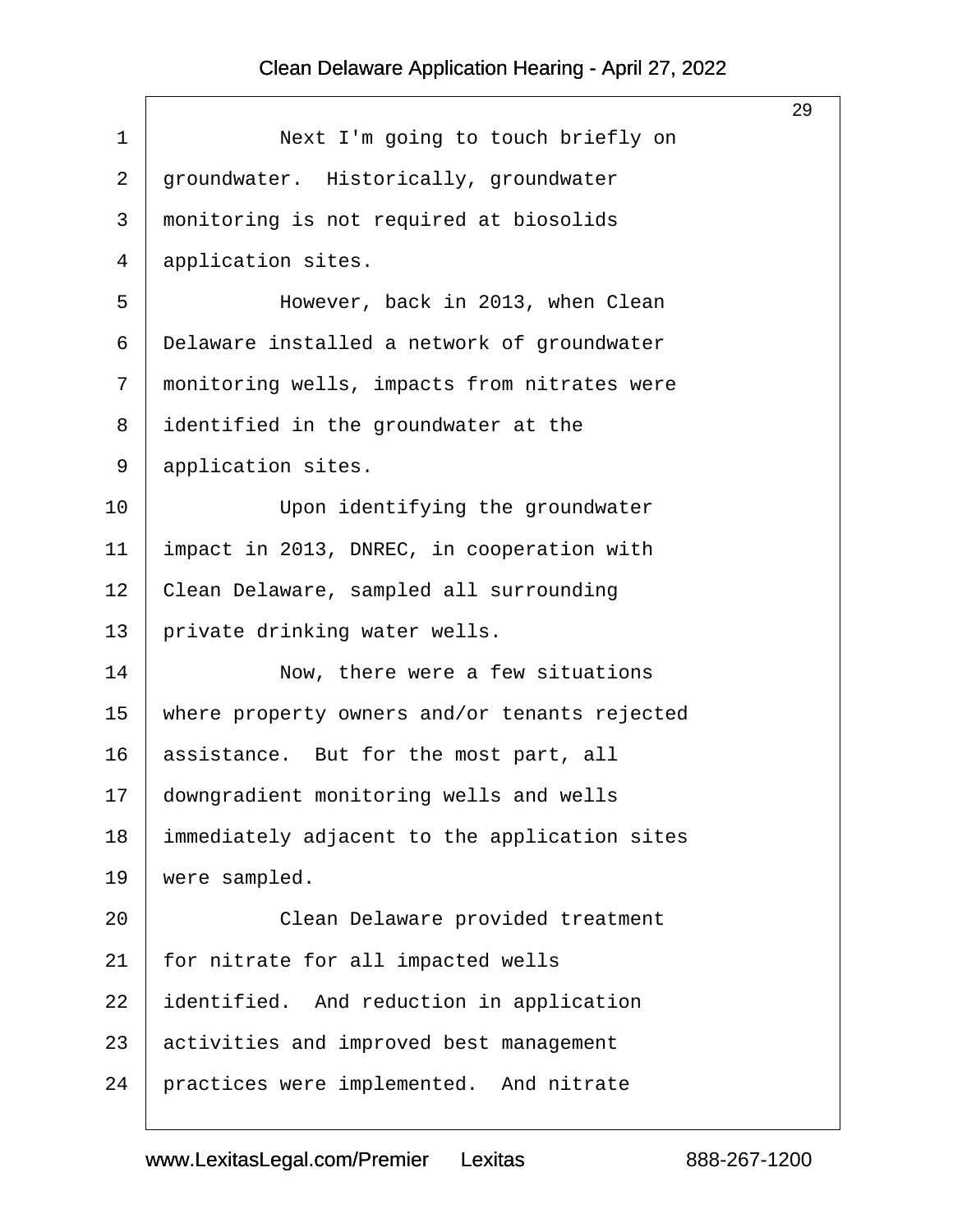Next I'm going to touch briefly on groundwater. Historically, groundwater monitoring is not required at biosolids application sites.

However, back in 2013, when Clean Delaware installed a network of groundwater monitoring wells, impacts from nitrates were identified in the groundwater at the application sites.

Upon identifying the groundwater impact in 2013, DNREC, in cooperation with Clean Delaware, sampled all surrounding private drinking water wells.

Now, there were a few situations where property owners and/or tenants rejected assistance. But for the most part, all downgradient monitoring wells and wells immediately adjacent to the application sites were sampled.

Clean Delaware provided treatment for nitrate for all impacted wells identified. And reduction in application activities and improved best management practices were implemented. And nitrate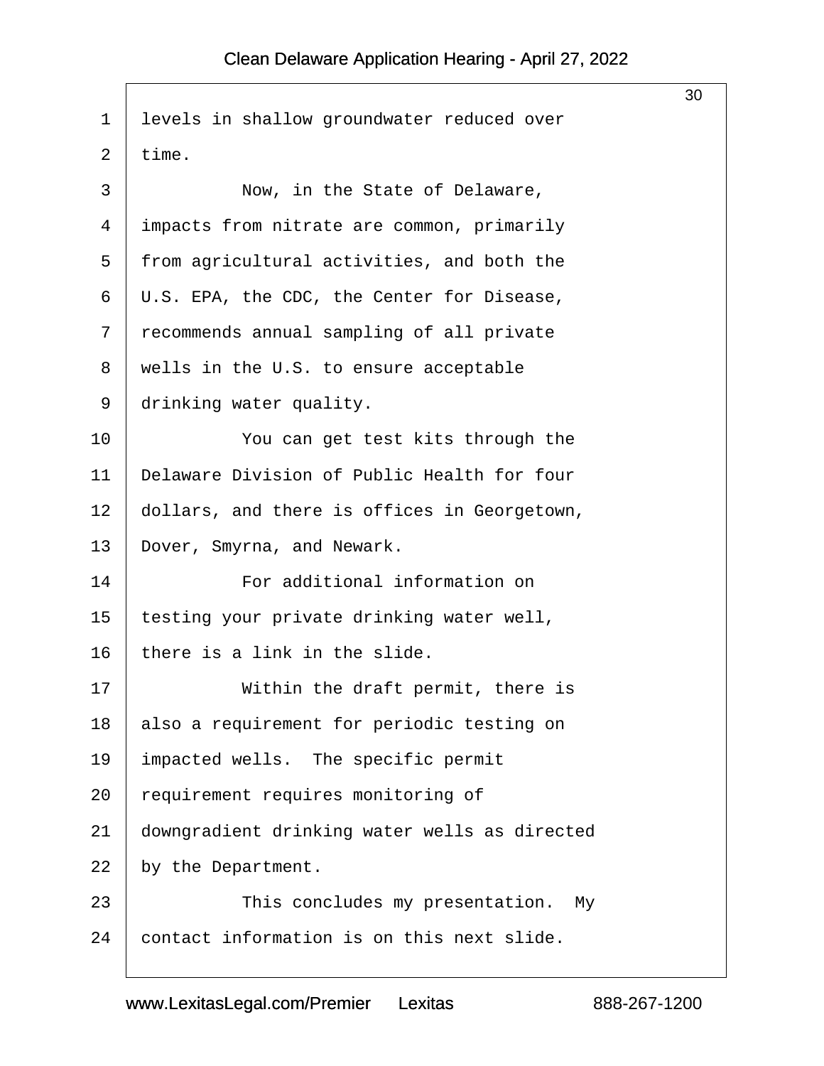levels in shallow groundwater reduced over time.

Now, in the State of Delaware, impacts from nitrate are common, primarily from agricultural activities, and both the U.S. EPA, the CDC, the Center for Disease, recommends annual sampling of all private wells in the U.S. to ensure acceptable drinking water quality.

You can get test kits through the Delaware Division of Public Health for four dollars, and there is offices in Georgetown, Dover, Smyrna, and Newark.

For additional information on testing your private drinking water well, there is a link in the slide.

Within the draft permit, there is also a requirement for periodic testing on impacted wells. The specific permit requirement requires monitoring of downgradient drinking water wells as directed by the Department.

This concludes my presentation. My contact information is on this next slide.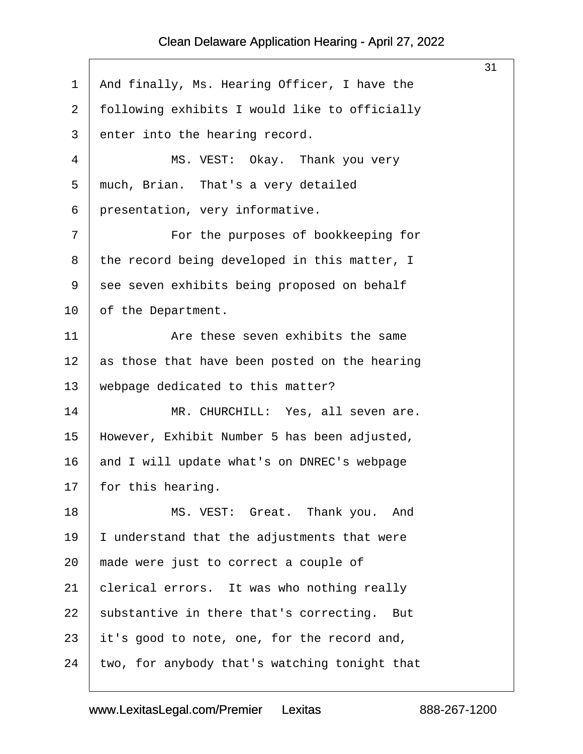And finally, Ms. Hearing Officer, I have the following exhibits I would like to officially enter into the hearing record.

MS. VEST: Okay. Thank you very much, Brian. That's a very detailed presentation, very informative.

For the purposes of bookkeeping for the record being developed in this matter, I see seven exhibits being proposed on behalf of the Department.

Are these seven exhibits the same as those that have been posted on the hearing webpage dedicated to this matter?

MR. CHURCHILL: Yes, all seven are. However, Exhibit Number 5 has been adjusted, and I will update what's on DNREC's webpage for this hearing.

MS. VEST: Great. Thank you. And I understand that the adjustments that were made were just to correct a couple of clerical errors. It was who nothing really substantive in there that's correcting. But it's good to note, one, for the record and, two, for anybody that's watching tonight that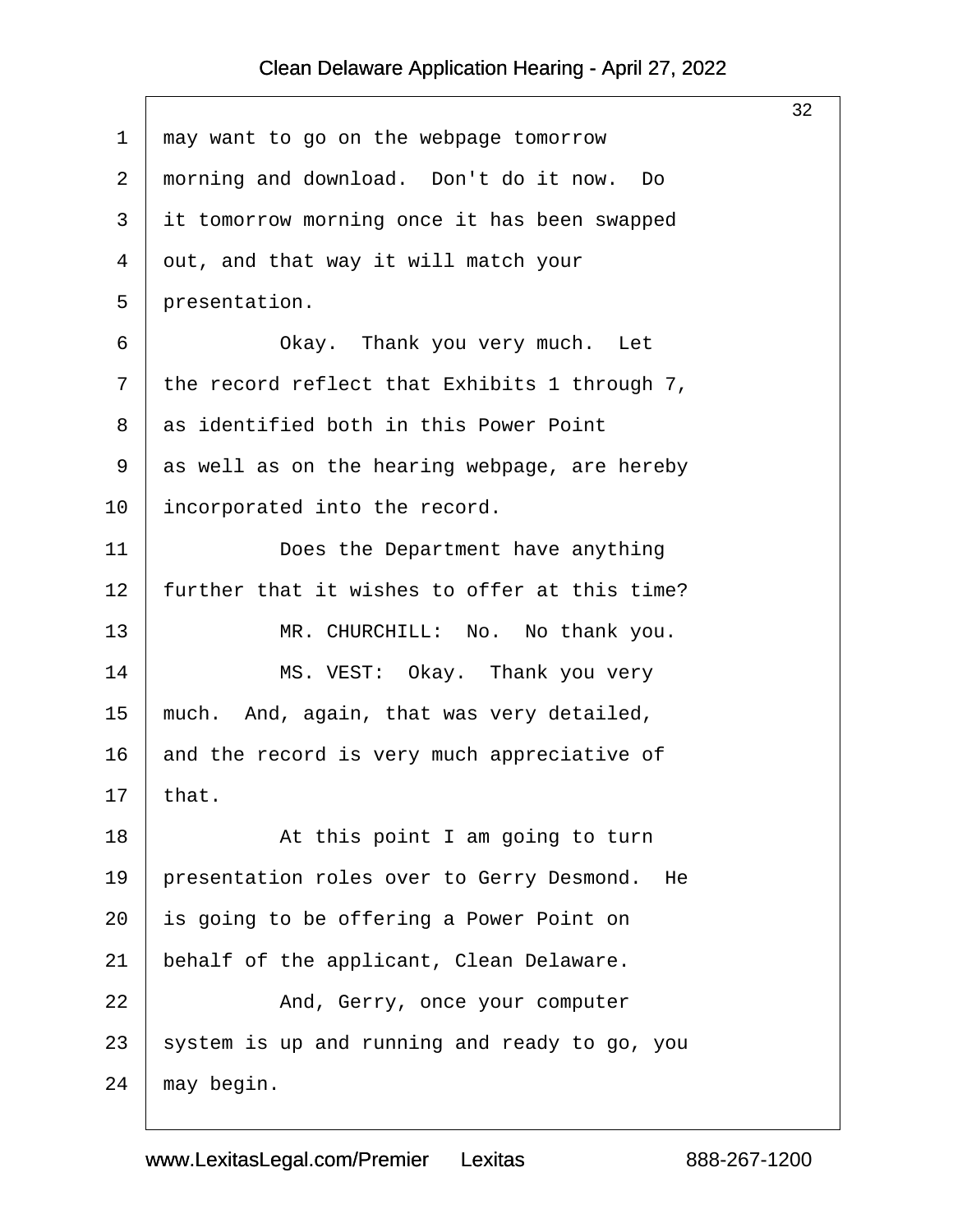may want to go on the webpage tomorrow morning and download. Don't do it now. Do it tomorrow morning once it has been swapped out, and that way it will match your presentation.

Okay. Thank you very much. Let the record reflect that Exhibits 1 through 7, as identified both in this Power Point as well as on the hearing webpage, are hereby incorporated into the record.

Does the Department have anything further that it wishes to offer at this time?

MR. CHURCHILL: No. No thank you.

MS. VEST: Okay. Thank you very much. And, again, that was very detailed, and the record is very much appreciative of that.

At this point I am going to turn presentation roles over to Gerry Desmond. He is going to be offering a Power Point on behalf of the applicant, Clean Delaware.

And, Gerry, once your computer system is up and running and ready to go, you may begin.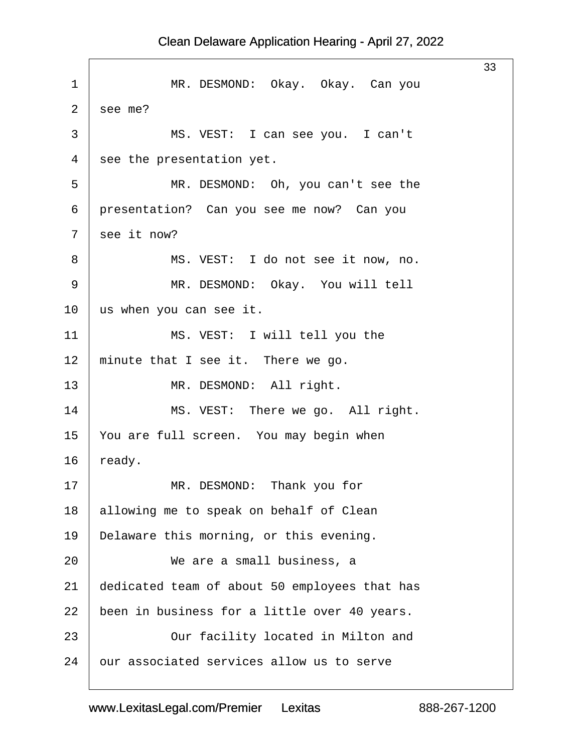MR. DESMOND: Okay. Okay. Can you see me?

MS. VEST: I can see you. I can't see the presentation yet.

MR. DESMOND: Oh, you can't see the presentation? Can you see me now? Can you see it now?

MS. VEST: I do not see it now, no.

MR. DESMOND: Okay. You will tell us when you can see it.

MS. VEST: I will tell you the minute that I see it. There we go.

MR. DESMOND: All right.

MS. VEST: There we go. All right. You are full screen. You may begin when ready.

MR. DESMOND: Thank you for allowing me to speak on behalf of Clean Delaware this morning, or this evening.

We are a small business, a dedicated team of about 50 employees that has been in business for a little over 40 years.

Our facility located in Milton and our associated services allow us to serve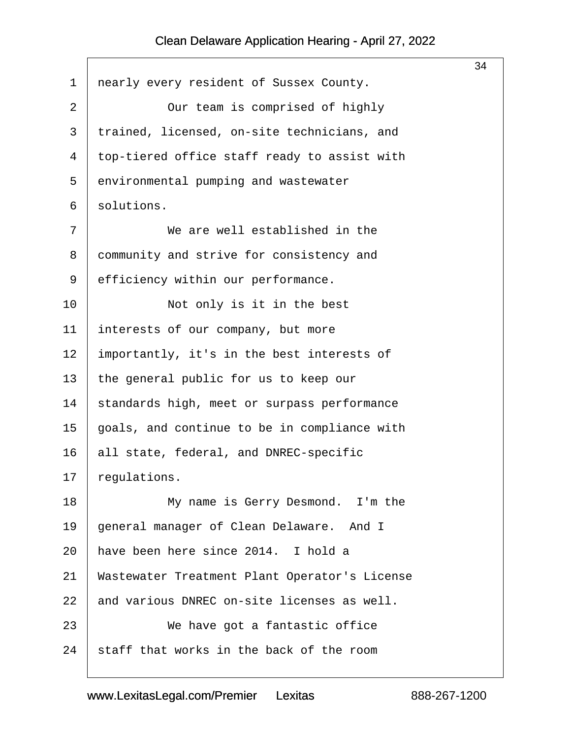nearly every resident of Sussex County.

Our team is comprised of highly trained, licensed, on-site technicians, and top-tiered office staff ready to assist with environmental pumping and wastewater solutions.

We are well established in the community and strive for consistency and efficiency within our performance.

Not only is it in the best interests of our company, but more importantly, it's in the best interests of the general public for us to keep our standards high, meet or surpass performance goals, and continue to be in compliance with all state, federal, and DNREC-specific regulations.

My name is Gerry Desmond. I'm the general manager of Clean Delaware. And I have been here since 2014. I hold a Wastewater Treatment Plant Operator's License and various DNREC on-site licenses as well.

We have got a fantastic office staff that works in the back of the room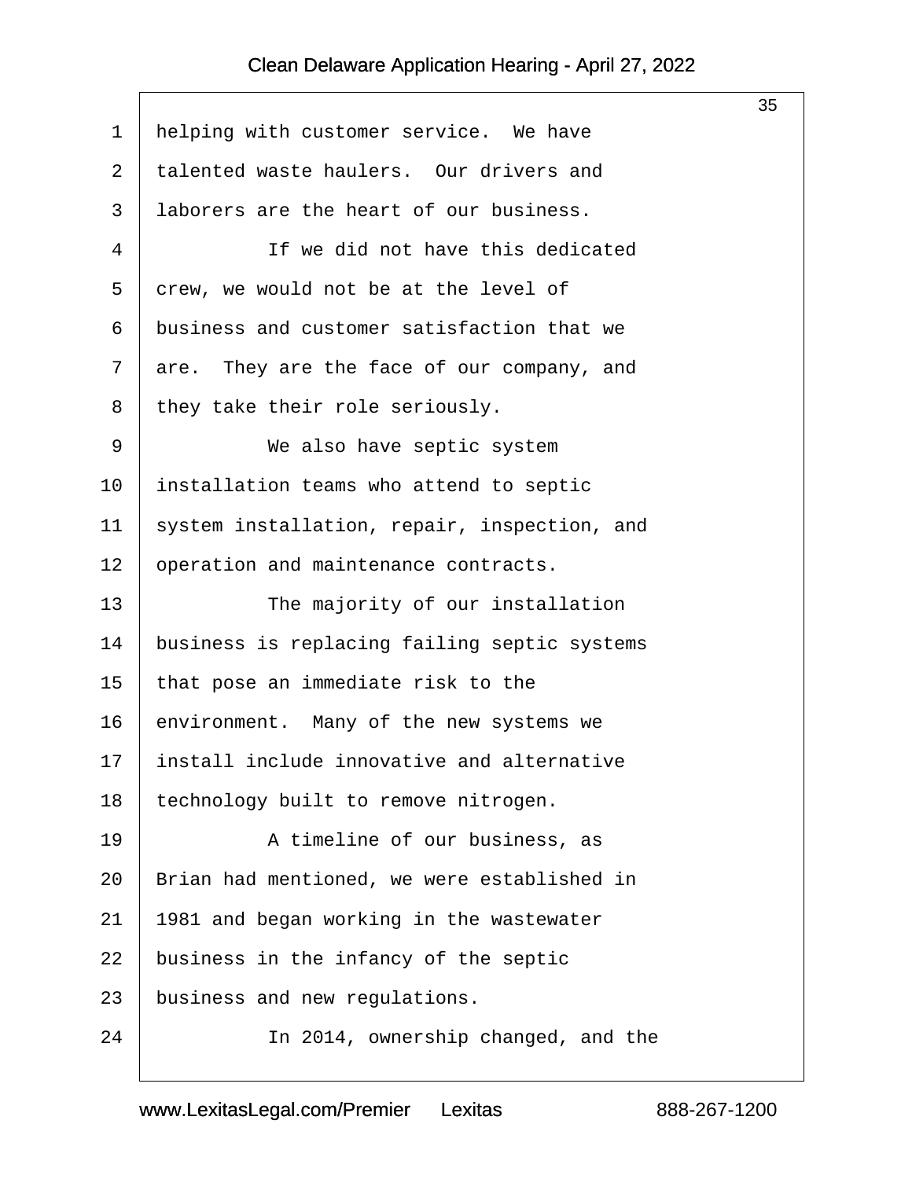helping with customer service. We have talented waste haulers. Our drivers and laborers are the heart of our business.

If we did not have this dedicated crew, we would not be at the level of business and customer satisfaction that we are. They are the face of our company, and they take their role seriously.

We also have septic system installation teams who attend to septic system installation, repair, inspection, and operation and maintenance contracts.

The majority of our installation business is replacing failing septic systems that pose an immediate risk to the environment. Many of the new systems we install include innovative and alternative technology built to remove nitrogen.

A timeline of our business, as Brian had mentioned, we were established in 1981 and began working in the wastewater business in the infancy of the septic business and new regulations.

In 2014, ownership changed, and the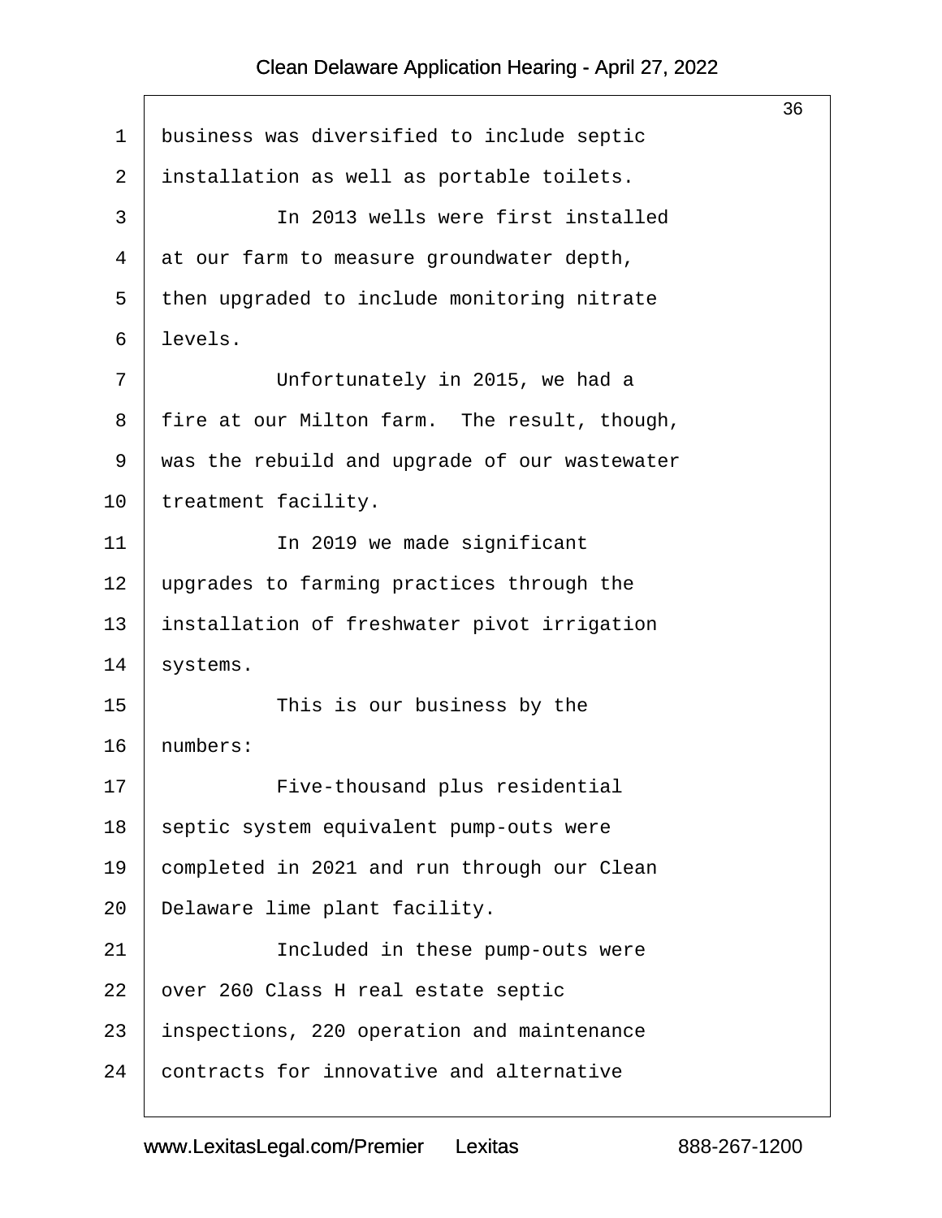business was diversified to include septic installation as well as portable toilets.

In 2013 wells were first installed at our farm to measure groundwater depth, then upgraded to include monitoring nitrate levels.

Unfortunately in 2015, we had a fire at our Milton farm. The result, though, was the rebuild and upgrade of our wastewater treatment facility.

In 2019 we made significant upgrades to farming practices through the installation of freshwater pivot irrigation systems.

This is our business by the numbers:

Five-thousand plus residential septic system equivalent pump-outs were completed in 2021 and run through our Clean Delaware lime plant facility.

Included in these pump-outs were over 260 Class H real estate septic inspections, 220 operation and maintenance contracts for innovative and alternative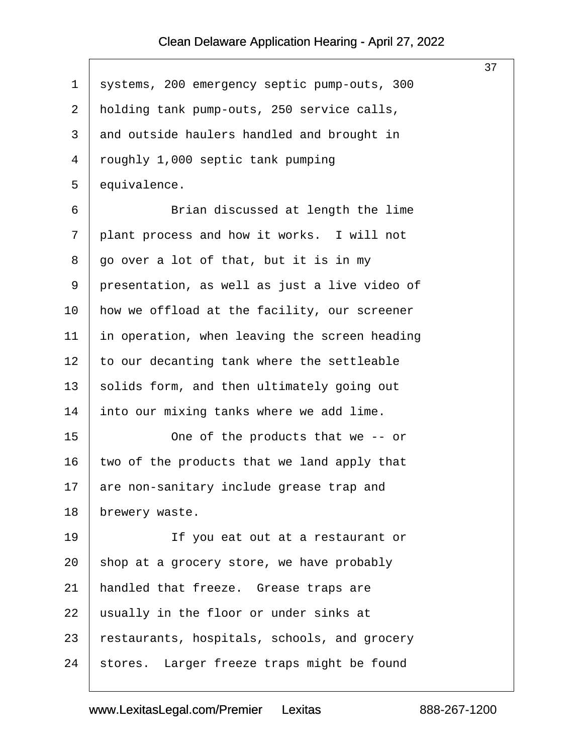systems, 200 emergency septic pump-outs, 300 holding tank pump-outs, 250 service calls, and outside haulers handled and brought in roughly 1,000 septic tank pumping equivalence.

Brian discussed at length the lime plant process and how it works. I will not go over a lot of that, but it is in my presentation, as well as just a live video of how we offload at the facility, our screener in operation, when leaving the screen heading to our decanting tank where the settleable solids form, and then ultimately going out into our mixing tanks where we add lime.

One of the products that we -- or two of the products that we land apply that are non-sanitary include grease trap and brewery waste.

If you eat out at a restaurant or shop at a grocery store, we have probably handled that freeze. Grease traps are usually in the floor or under sinks at restaurants, hospitals, schools, and grocery stores. Larger freeze traps might be found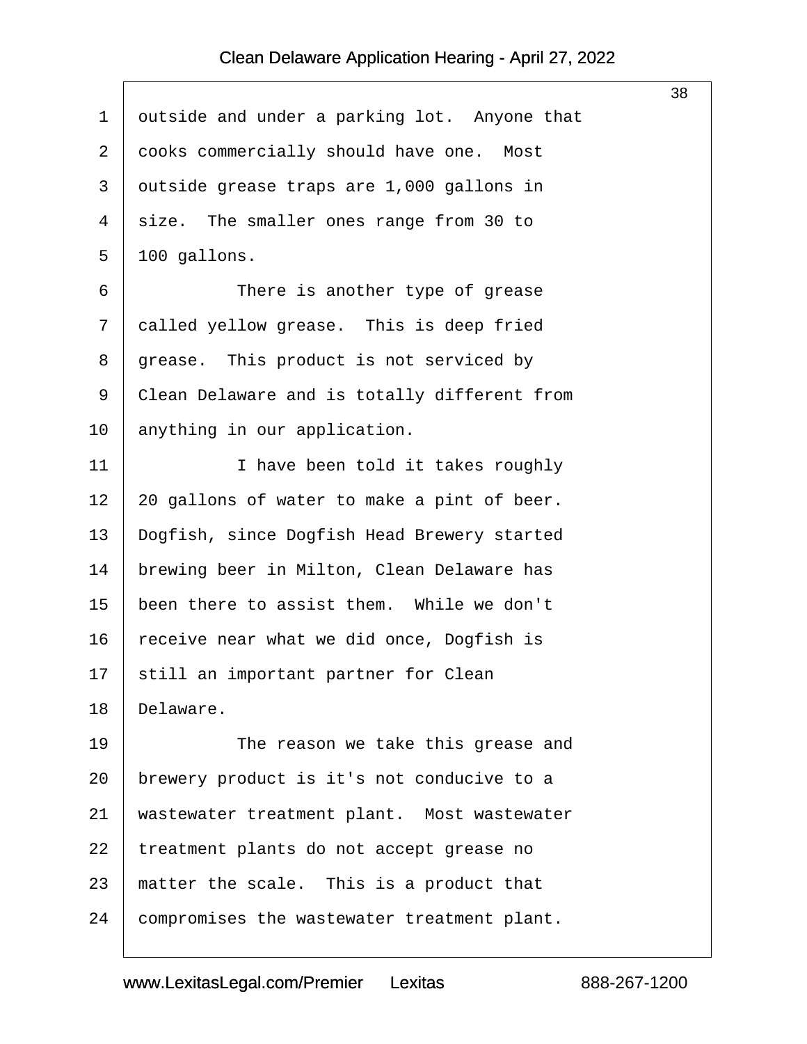outside and under a parking lot. Anyone that cooks commercially should have one. Most outside grease traps are 1,000 gallons in size. The smaller ones range from 30 to 100 gallons.

There is another type of grease called yellow grease. This is deep fried grease. This product is not serviced by Clean Delaware and is totally different from anything in our application.

I have been told it takes roughly 20 gallons of water to make a pint of beer. Dogfish, since Dogfish Head Brewery started brewing beer in Milton, Clean Delaware has been there to assist them. While we don't receive near what we did once, Dogfish is still an important partner for Clean Delaware.

The reason we take this grease and brewery product is it's not conducive to a wastewater treatment plant. Most wastewater treatment plants do not accept grease no matter the scale. This is a product that compromises the wastewater treatment plant.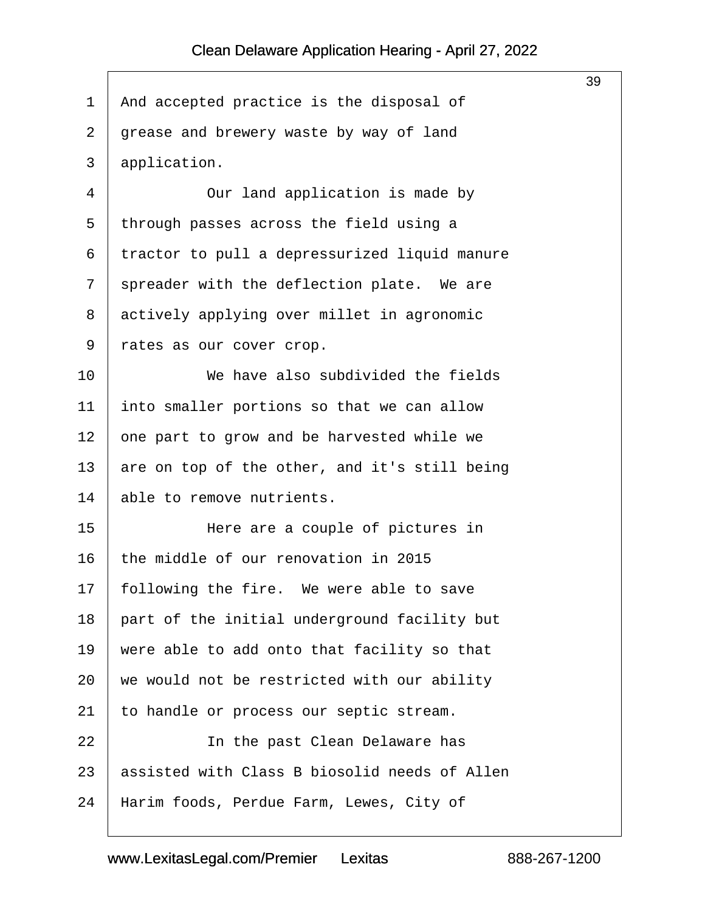And accepted practice is the disposal of grease and brewery waste by way of land application.

Our land application is made by through passes across the field using a tractor to pull a depressurized liquid manure spreader with the deflection plate. We are actively applying over millet in agronomic rates as our cover crop.

We have also subdivided the fields into smaller portions so that we can allow one part to grow and be harvested while we are on top of the other, and it's still being able to remove nutrients.

Here are a couple of pictures in the middle of our renovation in 2015 following the fire. We were able to save part of the initial underground facility but were able to add onto that facility so that we would not be restricted with our ability to handle or process our septic stream.

In the past Clean Delaware has assisted with Class B biosolid needs of Allen Harim foods, Perdue Farm, Lewes, City of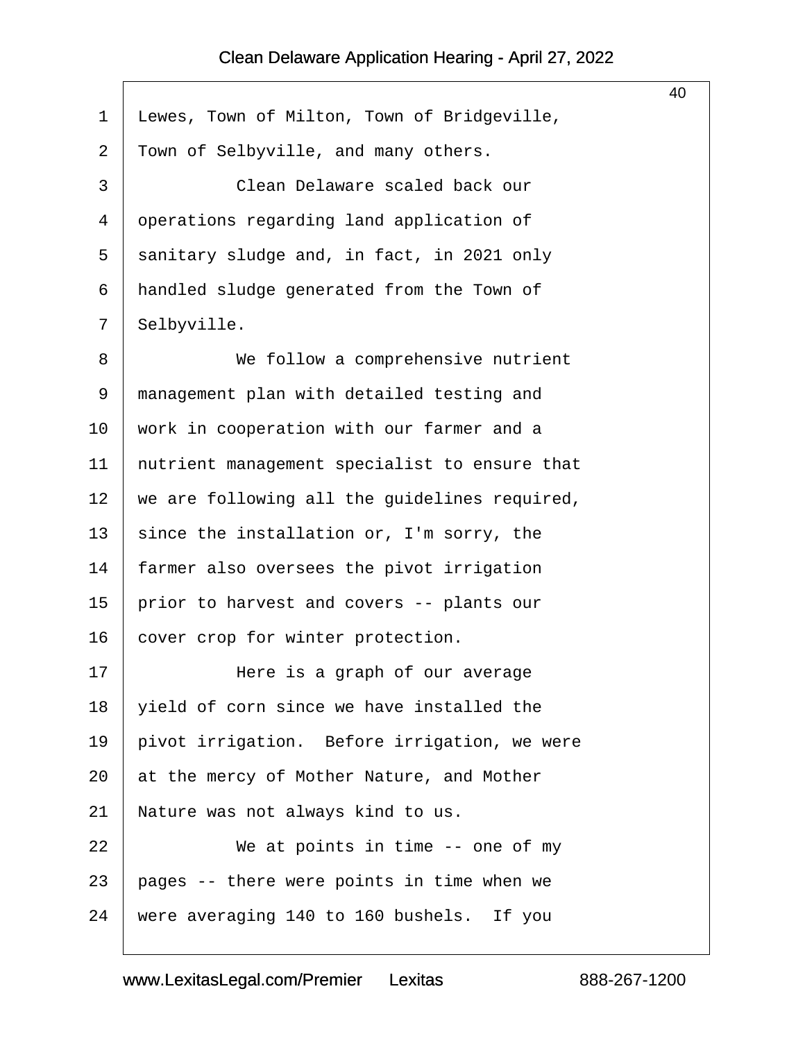Lewes, Town of Milton, Town of Bridgeville, Town of Selbyville, and many others.

Clean Delaware scaled back our operations regarding land application of sanitary sludge and, in fact, in 2021 only handled sludge generated from the Town of Selbyville.

We follow a comprehensive nutrient management plan with detailed testing and work in cooperation with our farmer and a nutrient management specialist to ensure that we are following all the guidelines required, since the installation or, I'm sorry, the farmer also oversees the pivot irrigation prior to harvest and covers -- plants our cover crop for winter protection.

Here is a graph of our average yield of corn since we have installed the pivot irrigation. Before irrigation, we were at the mercy of Mother Nature, and Mother Nature was not always kind to us.

We at points in time -- one of my pages -- there were points in time when we were averaging 140 to 160 bushels. If you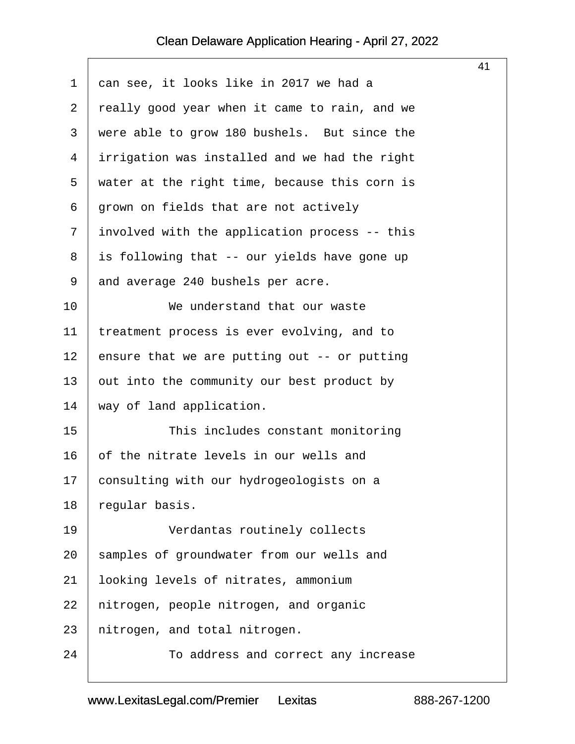can see, it looks like in 2017 we had a really good year when it came to rain, and we were able to grow 180 bushels. But since the irrigation was installed and we had the right water at the right time, because this corn is grown on fields that are not actively involved with the application process -- this is following that -- our yields have gone up and average 240 bushels per acre.

We understand that our waste treatment process is ever evolving, and to ensure that we are putting out -- or putting out into the community our best product by way of land application.

This includes constant monitoring of the nitrate levels in our wells and consulting with our hydrogeologists on a regular basis.

Verdantas routinely collects samples of groundwater from our wells and looking levels of nitrates, ammonium nitrogen, people nitrogen, and organic nitrogen, and total nitrogen.

To address and correct any increase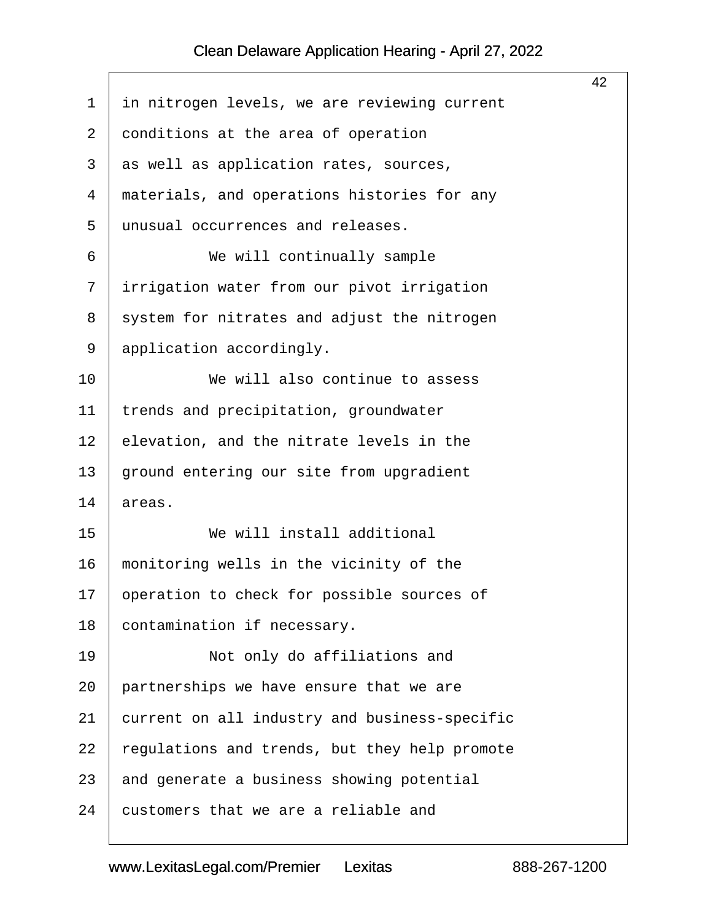in nitrogen levels, we are reviewing current conditions at the area of operation as well as application rates, sources, materials, and operations histories for any unusual occurrences and releases.

We will continually sample irrigation water from our pivot irrigation system for nitrates and adjust the nitrogen application accordingly.

We will also continue to assess trends and precipitation, groundwater elevation, and the nitrate levels in the ground entering our site from upgradient areas.

We will install additional monitoring wells in the vicinity of the operation to check for possible sources of contamination if necessary.

Not only do affiliations and partnerships we have ensure that we are current on all industry and business-specific regulations and trends, but they help promote and generate a business showing potential customers that we are a reliable and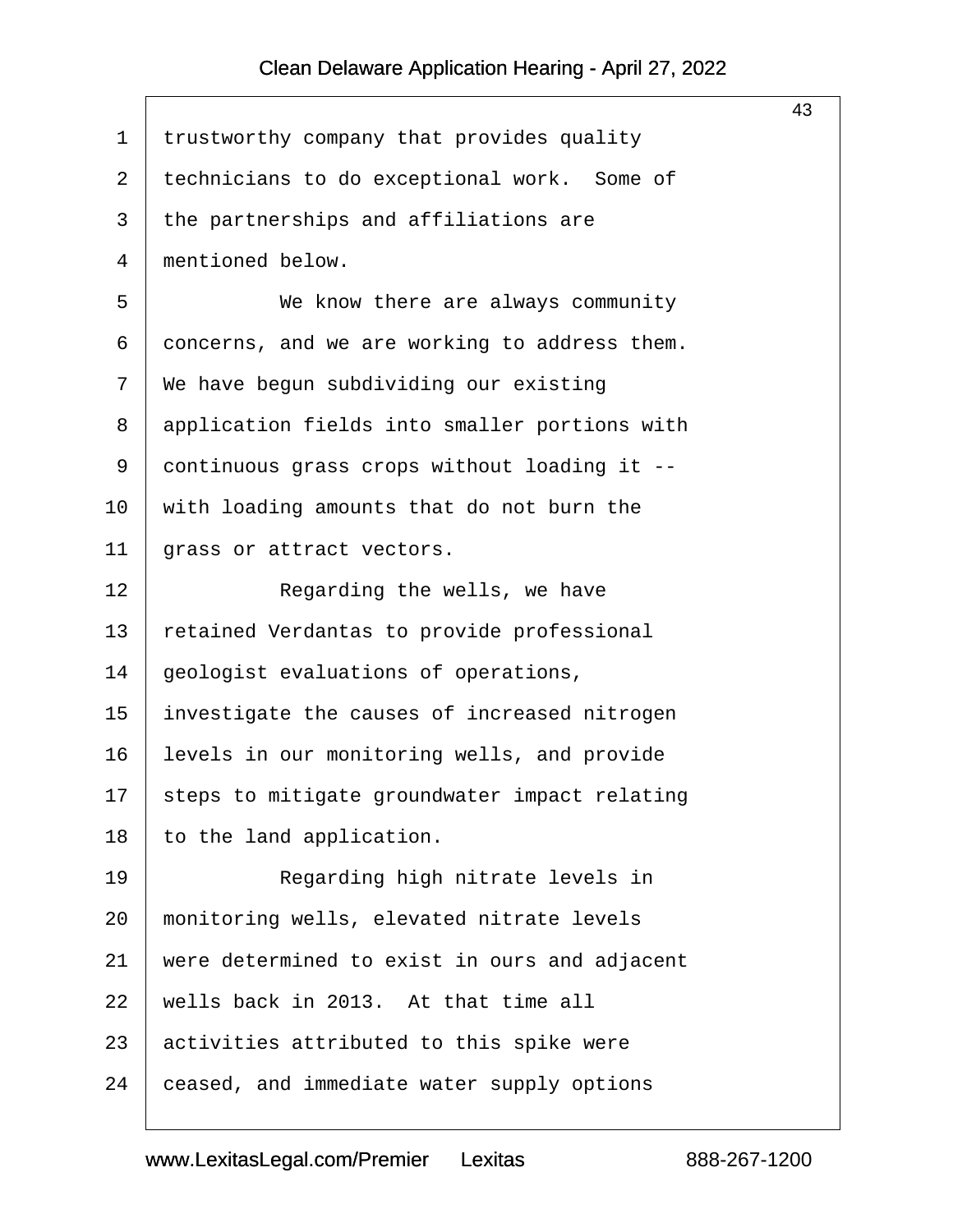trustworthy company that provides quality technicians to do exceptional work. Some of the partnerships and affiliations are mentioned below.

We know there are always community concerns, and we are working to address them. We have begun subdividing our existing application fields into smaller portions with continuous grass crops without loading it -- with loading amounts that do not burn the grass or attract vectors.

Regarding the wells, we have retained Verdantas to provide professional geologist evaluations of operations, investigate the causes of increased nitrogen levels in our monitoring wells, and provide steps to mitigate groundwater impact relating to the land application.

Regarding high nitrate levels in monitoring wells, elevated nitrate levels were determined to exist in ours and adjacent wells back in 2013. At that time all activities attributed to this spike were ceased, and immediate water supply options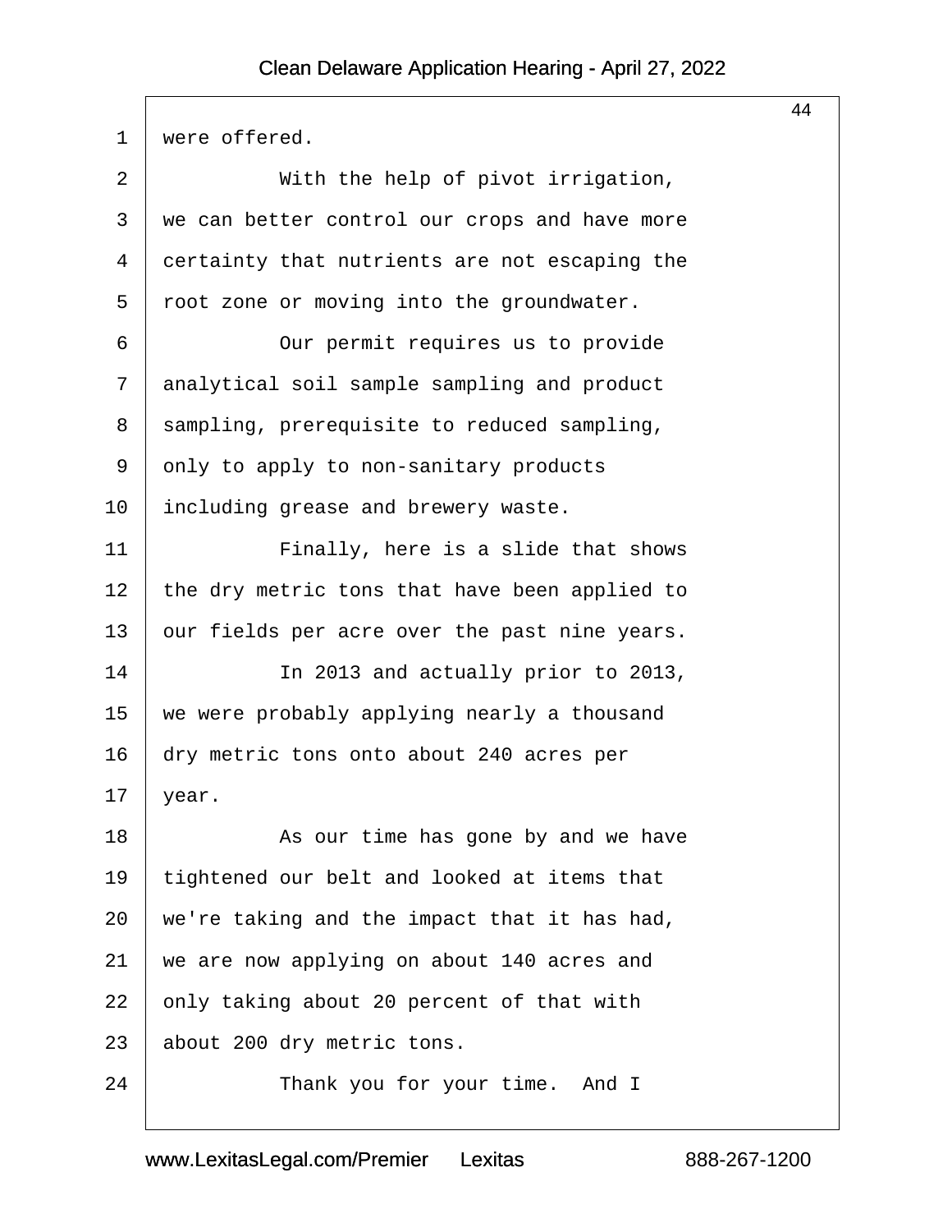were offered.

With the help of pivot irrigation, we can better control our crops and have more certainty that nutrients are not escaping the root zone or moving into the groundwater.

Our permit requires us to provide analytical soil sample sampling and product sampling, prerequisite to reduced sampling, only to apply to non-sanitary products including grease and brewery waste.

Finally, here is a slide that shows the dry metric tons that have been applied to our fields per acre over the past nine years.

In 2013 and actually prior to 2013, we were probably applying nearly a thousand dry metric tons onto about 240 acres per year.

As our time has gone by and we have tightened our belt and looked at items that we're taking and the impact that it has had, we are now applying on about 140 acres and only taking about 20 percent of that with about 200 dry metric tons.

Thank you for your time. And I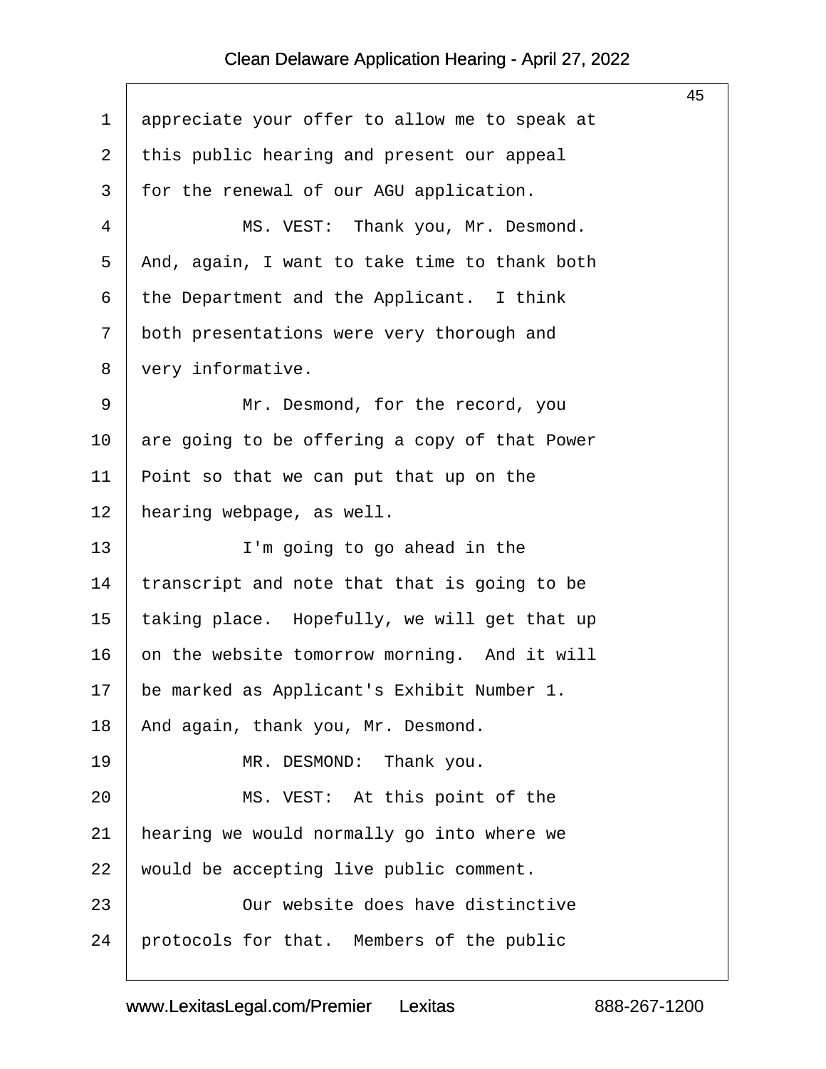appreciate your offer to allow me to speak at this public hearing and present our appeal for the renewal of our AGU application.

MS. VEST: Thank you, Mr. Desmond. And, again, I want to take time to thank both the Department and the Applicant. I think both presentations were very thorough and very informative.

Mr. Desmond, for the record, you are going to be offering a copy of that Power Point so that we can put that up on the hearing webpage, as well.

I'm going to go ahead in the transcript and note that that is going to be taking place. Hopefully, we will get that up on the website tomorrow morning. And it will be marked as Applicant's Exhibit Number 1. And again, thank you, Mr. Desmond.

MR. DESMOND: Thank you.

MS. VEST: At this point of the hearing we would normally go into where we would be accepting live public comment.

Our website does have distinctive protocols for that. Members of the public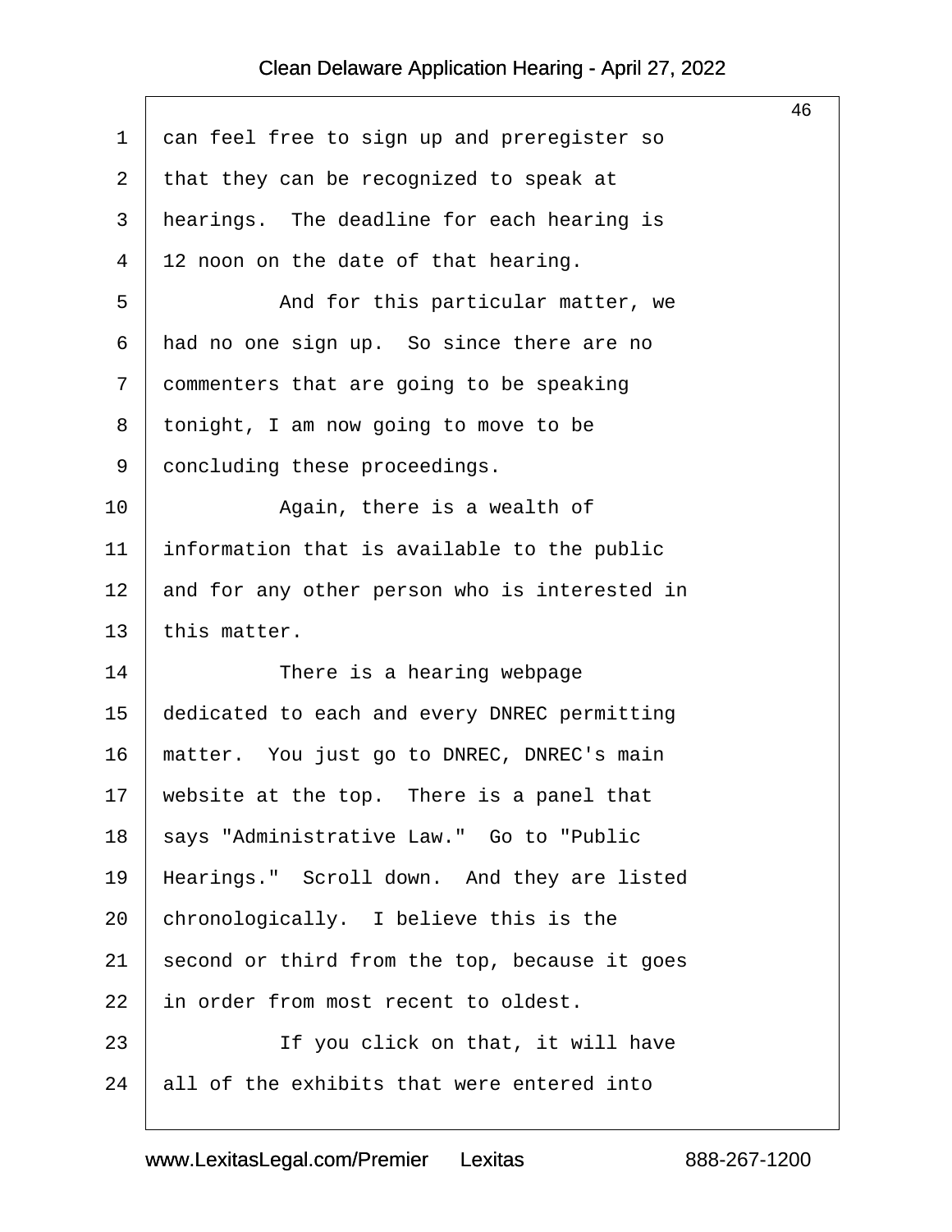can feel free to sign up and preregister so that they can be recognized to speak at hearings. The deadline for each hearing is 12 noon on the date of that hearing.

And for this particular matter, we had no one sign up. So since there are no commenters that are going to be speaking tonight, I am now going to move to be concluding these proceedings.

Again, there is a wealth of information that is available to the public and for any other person who is interested in this matter.

There is a hearing webpage dedicated to each and every DNREC permitting matter. You just go to DNREC, DNREC's main website at the top. There is a panel that says "Administrative Law." Go to "Public Hearings." Scroll down. And they are listed chronologically. I believe this is the second or third from the top, because it goes in order from most recent to oldest.

If you click on that, it will have all of the exhibits that were entered into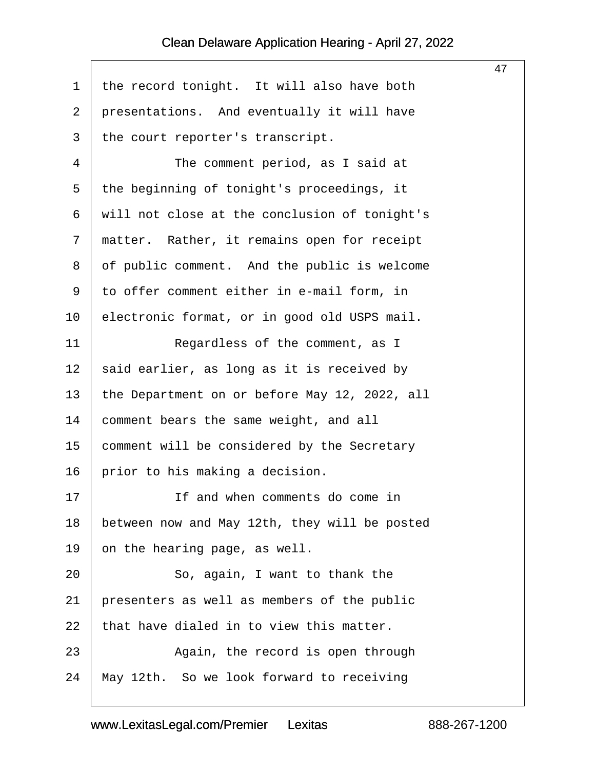1 the record tonight. It will also have both
2 presentations. And eventually it will have
3 the court reporter's transcript.
4 The comment period, as I said at
5 the beginning of tonight's proceedings, it
6 will not close at the conclusion of tonight's
7 matter. Rather, it remains open for receipt
8 of public comment. And the public is welcome
9 to offer comment either in e-mail form, in
10 electronic format, or in good old USPS mail.
11 Regardless of the comment, as I
12 said earlier, as long as it is received by
13 the Department on or before May 12, 2022, all
14 comment bears the same weight, and all
15 comment will be considered by the Secretary
16 prior to his making a decision.
17 If and when comments do come in
18 between now and May 12th, they will be posted
19 on the hearing page, as well.
20 So, again, I want to thank the
21 presenters as well as members of the public
22 that have dialed in to view this matter.
23 Again, the record is open through
24 May 12th. So we look forward to receiving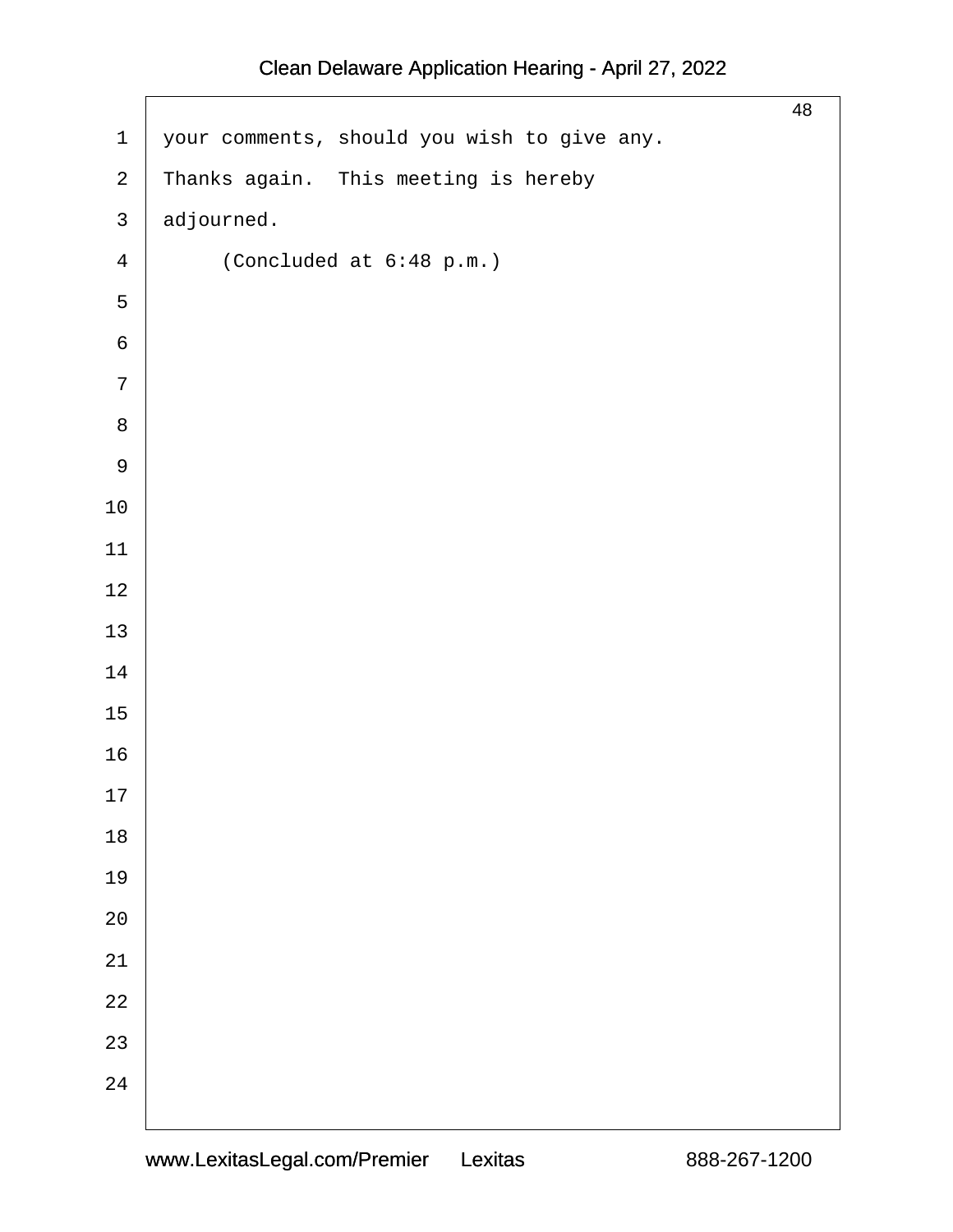your comments, should you wish to give any.

Thanks again. This meeting is hereby adjourned.

(Concluded at 6:48 p.m.)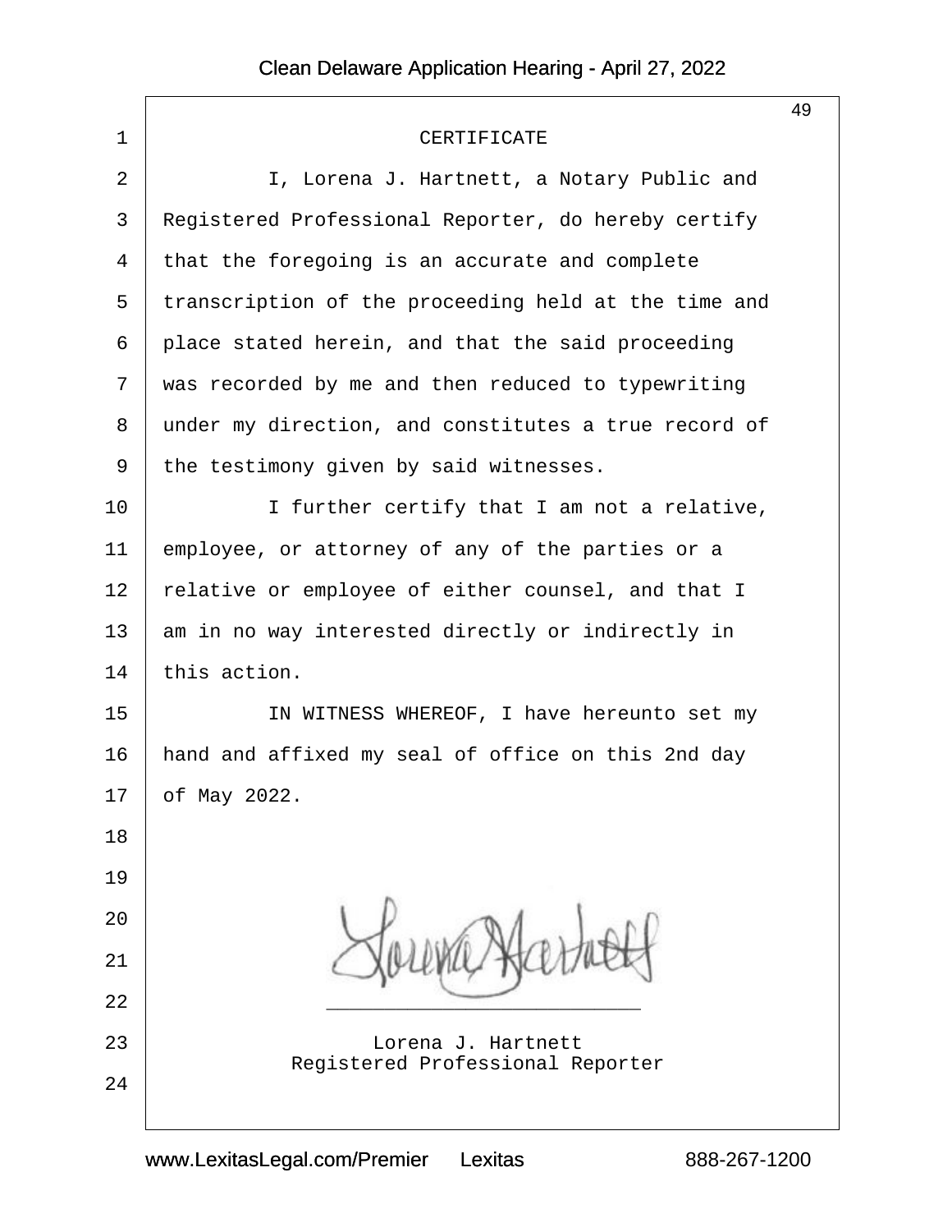# CERTIFICATE

I, Lorena J. Hartnett, a Notary Public and Registered Professional Reporter, do hereby certify that the foregoing is an accurate and complete transcription of the proceeding held at the time and place stated herein, and that the said proceeding was recorded by me and then reduced to typewriting under my direction, and constitutes a true record of the testimony given by said witnesses.

I further certify that I am not a relative, employee, or attorney of any of the parties or a relative or employee of either counsel, and that I am in no way interested directly or indirectly in this action.

IN WITNESS WHEREOF, I have hereunto set my hand and affixed my seal of office on this 2nd day of May 2022.

\_\_\_\_\_\_\_\_\_\_\_\_\_\_\_\_\_\_\_\_\_\_\_\_\_\_\_\_

Lorena J. Hartnett
Registered Professional Reporter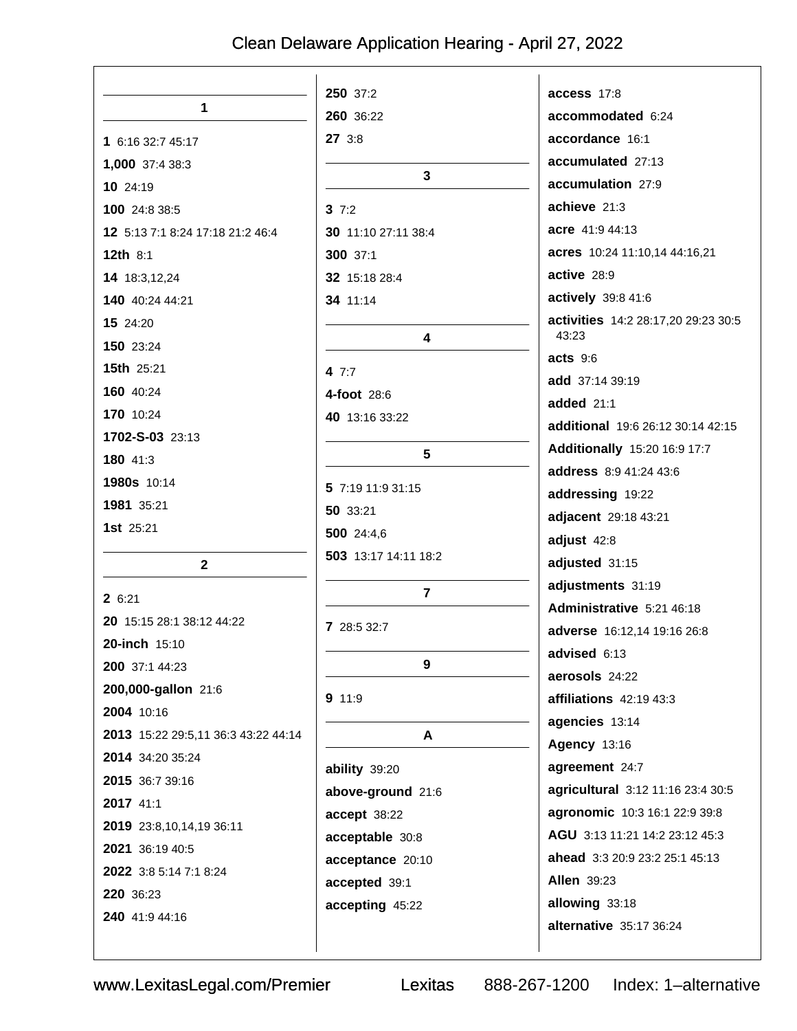## 1

**1** 6:16 32:7 45:17

**1,000** 37:4 38:3

**10** 24:19

**100** 24:8 38:5

**12** 5:13 7:1 8:24 17:18 21:2 46:4

**12th** 8:1

**14** 18:3,12,24

**140** 40:24 44:21

**15** 24:20

**150** 23:24

**15th** 25:21

**160** 40:24

**170** 10:24

**1702-S-03** 23:13

**180** 41:3

**1980s** 10:14

**1981** 35:21

**1st** 25:21

## 2

**2** 6:21

**20** 15:15 28:1 38:12 44:22

**20-inch** 15:10

**200** 37:1 44:23

**200,000-gallon** 21:6

**2004** 10:16

**2013** 15:22 29:5,11 36:3 43:22 44:14

**2014** 34:20 35:24

**2015** 36:7 39:16

**2017** 41:1

**2019** 23:8,10,14,19 36:11

**2021** 36:19 40:5

**2022** 3:8 5:14 7:1 8:24

**220** 36:23

**240** 41:9 44:16

**250** 37:2

**260** 36:22

**27** 3:8

## 3

**3** 7:2

**30** 11:10 27:11 38:4

**300** 37:1

**32** 15:18 28:4

**34** 11:14

## 4

**4** 7:7

**4-foot** 28:6

**40** 13:16 33:22

## 5

**5** 7:19 11:9 31:15

**50** 33:21

**500** 24:4,6

**503** 13:17 14:11 18:2

## 7

**7** 28:5 32:7

## 9

**9** 11:9

## A

**ability** 39:20

**above-ground** 21:6

**accept** 38:22

**acceptable** 30:8

**acceptance** 20:10

**accepted** 39:1

**accepting** 45:22

**access** 17:8

**accommodated** 6:24

**accordance** 16:1

**accumulated** 27:13

**accumulation** 27:9

**achieve** 21:3

**acre** 41:9 44:13

**acres** 10:24 11:10,14 44:16,21

**active** 28:9

**actively** 39:8 41:6

**activities** 14:2 28:17,20 29:23 30:5 43:23

**acts** 9:6

**add** 37:14 39:19

**added** 21:1

**additional** 19:6 26:12 30:14 42:15

**Additionally** 15:20 16:9 17:7

**address** 8:9 41:24 43:6

**addressing** 19:22

**adjacent** 29:18 43:21

**adjust** 42:8

**adjusted** 31:15

**adjustments** 31:19

**Administrative** 5:21 46:18

**adverse** 16:12,14 19:16 26:8

**advised** 6:13

**aerosols** 24:22

**affiliations** 42:19 43:3

**agencies** 13:14

**Agency** 13:16

**agreement** 24:7

**agricultural** 3:12 11:16 23:4 30:5

**agronomic** 10:3 16:1 22:9 39:8

**AGU** 3:13 11:21 14:2 23:12 45:3

**ahead** 3:3 20:9 23:2 25:1 45:13

**Allen** 39:23

**allowing** 33:18

**alternative** 35:17 36:24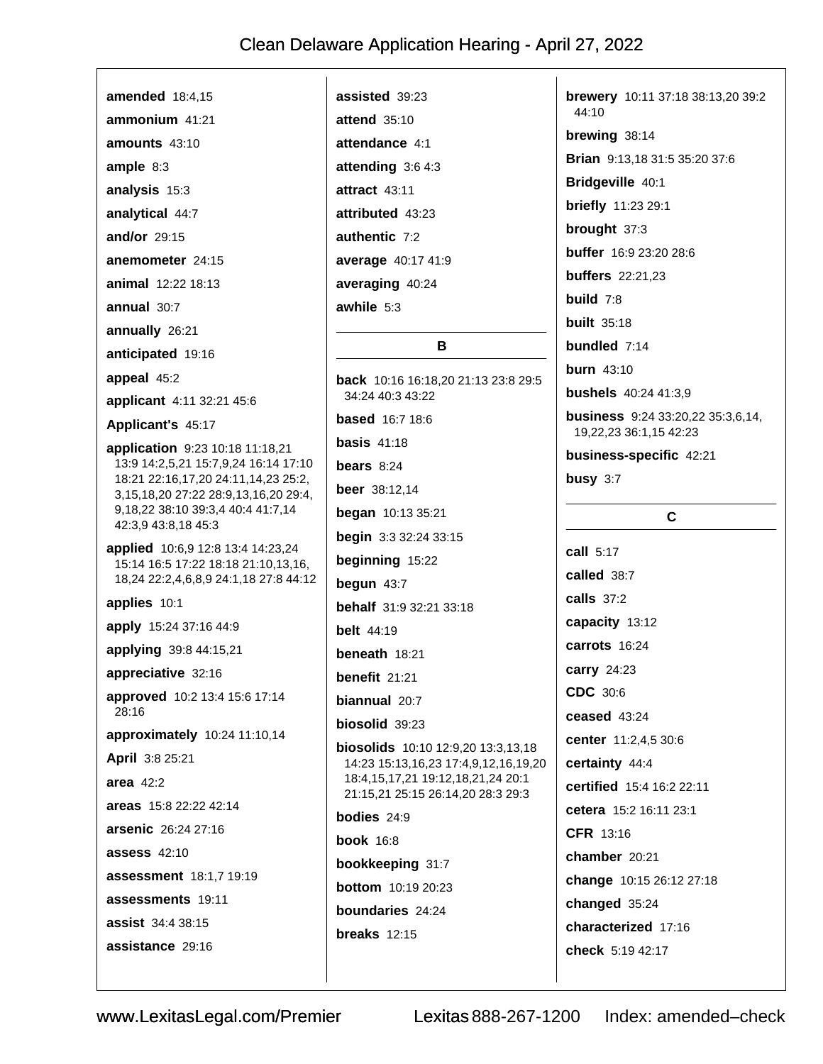**amended** 18:4,15

**ammonium** 41:21

**amounts** 43:10

**ample** 8:3

**analysis** 15:3

**analytical** 44:7

**and/or** 29:15

**anemometer** 24:15

**animal** 12:22 18:13

**annual** 30:7

**annually** 26:21

**anticipated** 19:16

**appeal** 45:2

**applicant** 4:11 32:21 45:6

**Applicant's** 45:17

**application** 9:23 10:18 11:18,21 13:9 14:2,5,21 15:7,9,24 16:14 17:10 18:21 22:16,17,20 24:11,14,23 25:2, 3,15,18,20 27:22 28:9,13,16,20 29:4, 9,18,22 38:10 39:3,4 40:4 41:7,14 42:3,9 43:8,18 45:3

**applied** 10:6,9 12:8 13:4 14:23,24 15:14 16:5 17:22 18:18 21:10,13,16, 18,24 22:2,4,6,8,9 24:1,18 27:8 44:12

**applies** 10:1

**apply** 15:24 37:16 44:9

**applying** 39:8 44:15,21

**appreciative** 32:16

**approved** 10:2 13:4 15:6 17:14 28:16

**approximately** 10:24 11:10,14

**April** 3:8 25:21

**area** 42:2

**areas** 15:8 22:22 42:14

**arsenic** 26:24 27:16

**assess** 42:10

**assessment** 18:1,7 19:19

**assessments** 19:11

**assist** 34:4 38:15

**assistance** 29:16

**assisted** 39:23

**attend** 35:10

**attendance** 4:1

**attending** 3:6 4:3

**attract** 43:11

**attributed** 43:23

**authentic** 7:2

**average** 40:17 41:9

**averaging** 40:24

**awhile** 5:3

## B

**back** 10:16 16:18,20 21:13 23:8 29:5 34:24 40:3 43:22

**based** 16:7 18:6

**basis** 41:18

**bears** 8:24

**beer** 38:12,14

**began** 10:13 35:21

**begin** 3:3 32:24 33:15

**beginning** 15:22

**begun** 43:7

**behalf** 31:9 32:21 33:18

**belt** 44:19

**beneath** 18:21

**benefit** 21:21

**biannual** 20:7

**biosolid** 39:23

**biosolids** 10:10 12:9,20 13:3,13,18 14:23 15:13,16,23 17:4,9,12,16,19,20 18:4,15,17,21 19:12,18,21,24 20:1 21:15,21 25:15 26:14,20 28:3 29:3

**bodies** 24:9

**book** 16:8

**bookkeeping** 31:7

**bottom** 10:19 20:23

**boundaries** 24:24

**breaks** 12:15

**brewery** 10:11 37:18 38:13,20 39:2 44:10

**brewing** 38:14

**Brian** 9:13,18 31:5 35:20 37:6

**Bridgeville** 40:1

**briefly** 11:23 29:1

**brought** 37:3

**buffer** 16:9 23:20 28:6

**buffers** 22:21,23

**build** 7:8

**built** 35:18

**bundled** 7:14

**burn** 43:10

**bushels** 40:24 41:3,9

**business** 9:24 33:20,22 35:3,6,14, 19,22,23 36:1,15 42:23

**business-specific** 42:21

**busy** 3:7

## C

**call** 5:17

**called** 38:7

**calls** 37:2

**capacity** 13:12

**carrots** 16:24

**carry** 24:23

**CDC** 30:6

**ceased** 43:24

**center** 11:2,4,5 30:6

**certainty** 44:4

**certified** 15:4 16:2 22:11

**cetera** 15:2 16:11 23:1

**CFR** 13:16

**chamber** 20:21

**change** 10:15 26:12 27:18

**changed** 35:24

**characterized** 17:16

**check** 5:19 42:17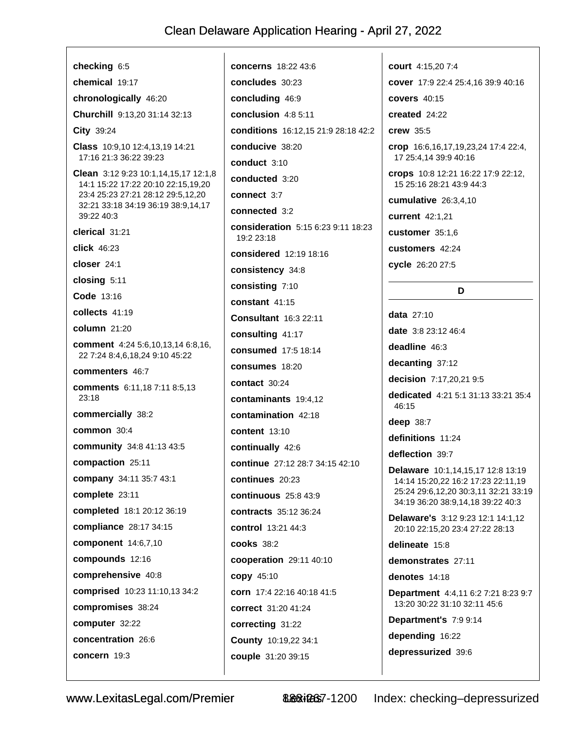**checking** 6:5

**chemical** 19:17

**chronologically** 46:20

**Churchill** 9:13,20 31:14 32:13

**City** 39:24

**Class** 10:9,10 12:4,13,19 14:21 17:16 21:3 36:22 39:23

**Clean** 3:12 9:23 10:1,14,15,17 12:1,8 14:1 15:22 17:22 20:10 22:15,19,20 23:4 25:23 27:21 28:12 29:5,12,20 32:21 33:18 34:19 36:19 38:9,14,17 39:22 40:3

**clerical** 31:21

**click** 46:23

**closer** 24:1

**closing** 5:11

**Code** 13:16

**collects** 41:19

**column** 21:20

**comment** 4:24 5:6,10,13,14 6:8,16, 22 7:24 8:4,6,18,24 9:10 45:22

**commenters** 46:7

**comments** 6:11,18 7:11 8:5,13 23:18

**commercially** 38:2

**common** 30:4

**community** 34:8 41:13 43:5

**compaction** 25:11

**company** 34:11 35:7 43:1

**complete** 23:11

**completed** 18:1 20:12 36:19

**compliance** 28:17 34:15

**component** 14:6,7,10

**compounds** 12:16

**comprehensive** 40:8

**comprised** 10:23 11:10,13 34:2

**compromises** 38:24

**computer** 32:22

**concentration** 26:6

**concern** 19:3

**concerns** 18:22 43:6

**concludes** 30:23

**concluding** 46:9

**conclusion** 4:8 5:11

**conditions** 16:12,15 21:9 28:18 42:2

**conducive** 38:20

**conduct** 3:10

**conducted** 3:20

**connect** 3:7

**connected** 3:2

**consideration** 5:15 6:23 9:11 18:23 19:2 23:18

**considered** 12:19 18:16

**consistency** 34:8

**consisting** 7:10

**constant** 41:15

**Consultant** 16:3 22:11

**consulting** 41:17

**consumed** 17:5 18:14

**consumes** 18:20

**contact** 30:24

**contaminants** 19:4,12

**contamination** 42:18

**content** 13:10

**continually** 42:6

**continue** 27:12 28:7 34:15 42:10

**continues** 20:23

**continuous** 25:8 43:9

**contracts** 35:12 36:24

**control** 13:21 44:3

**cooks** 38:2

**cooperation** 29:11 40:10

**copy** 45:10

**corn** 17:4 22:16 40:18 41:5

**correct** 31:20 41:24

**correcting** 31:22

**County** 10:19,22 34:1

**couple** 31:20 39:15

**court** 4:15,20 7:4

**cover** 17:9 22:4 25:4,16 39:9 40:16

**covers** 40:15

**created** 24:22

**crew** 35:5

**crop** 16:6,16,17,19,23,24 17:4 22:4, 17 25:4,14 39:9 40:16

**crops** 10:8 12:21 16:22 17:9 22:12, 15 25:16 28:21 43:9 44:3

**cumulative** 26:3,4,10

**current** 42:1,21

**customer** 35:1,6

**customers** 42:24

**cycle** 26:20 27:5

## D

**data** 27:10

**date** 3:8 23:12 46:4

**deadline** 46:3

**decanting** 37:12

**decision** 7:17,20,21 9:5

**dedicated** 4:21 5:1 31:13 33:21 35:4 46:15

**deep** 38:7

**definitions** 11:24

**deflection** 39:7

**Delaware** 10:1,14,15,17 12:8 13:19 14:14 15:20,22 16:2 17:23 22:11,19 25:24 29:6,12,20 30:3,11 32:21 33:19 34:19 36:20 38:9,14,18 39:22 40:3

**Delaware's** 3:12 9:23 12:1 14:1,12 20:10 22:15,20 23:4 27:22 28:13

**delineate** 15:8

**demonstrates** 27:11

**denotes** 14:18

**Department** 4:4,11 6:2 7:21 8:23 9:7 13:20 30:22 31:10 32:11 45:6

**Department's** 7:9 9:14

**depending** 16:22

**depressurized** 39:6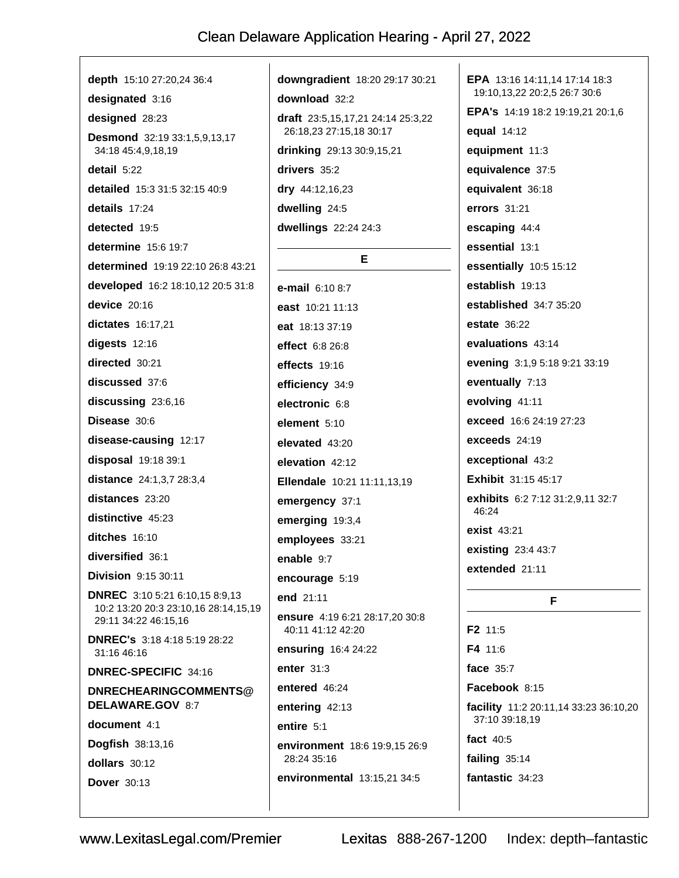**depth** 15:10 27:20,24 36:4

**designated** 3:16

**designed** 28:23

**Desmond** 32:19 33:1,5,9,13,17 34:18 45:4,9,18,19

**detail** 5:22

**detailed** 15:3 31:5 32:15 40:9

**details** 17:24

**detected** 19:5

**determine** 15:6 19:7

**determined** 19:19 22:10 26:8 43:21

**developed** 16:2 18:10,12 20:5 31:8

**device** 20:16

**dictates** 16:17,21

**digests** 12:16

**directed** 30:21

**discussed** 37:6

**discussing** 23:6,16

**Disease** 30:6

**disease-causing** 12:17

**disposal** 19:18 39:1

**distance** 24:1,3,7 28:3,4

**distances** 23:20

**distinctive** 45:23

**ditches** 16:10

**diversified** 36:1

**Division** 9:15 30:11

**DNREC** 3:10 5:21 6:10,15 8:9,13 10:2 13:20 20:3 23:10,16 28:14,15,19 29:11 34:22 46:15,16

**DNREC's** 3:18 4:18 5:19 28:22 31:16 46:16

**DNREC-SPECIFIC** 34:16

**DNRECHEARINGCOMMENTS@DELAWARE.GOV** 8:7

**document** 4:1

**Dogfish** 38:13,16

**dollars** 30:12

**Dover** 30:13

**downgradient** 18:20 29:17 30:21

**download** 32:2

**draft** 23:5,15,17,21 24:14 25:3,22 26:18,23 27:15,18 30:17

**drinking** 29:13 30:9,15,21

**drivers** 35:2

**dry** 44:12,16,23

**dwelling** 24:5

**dwellings** 22:24 24:3

## E

**e-mail** 6:10 8:7

**east** 10:21 11:13

**eat** 18:13 37:19

**effect** 6:8 26:8

**effects** 19:16

**efficiency** 34:9

**electronic** 6:8

**element** 5:10

**elevated** 43:20

**elevation** 42:12

**Ellendale** 10:21 11:11,13,19

**emergency** 37:1

**emerging** 19:3,4

**employees** 33:21

**enable** 9:7

**encourage** 5:19

**end** 21:11

**ensure** 4:19 6:21 28:17,20 30:8 40:11 41:12 42:20

**ensuring** 16:4 24:22

**enter** 31:3

**entered** 46:24

**entering** 42:13

**entire** 5:1

**environment** 18:6 19:9,15 26:9 28:24 35:16

**environmental** 13:15,21 34:5

**EPA** 13:16 14:11,14 17:14 18:3 19:10,13,22 20:2,5 26:7 30:6

**EPA's** 14:19 18:2 19:19,21 20:1,6

**equal** 14:12

**equipment** 11:3

**equivalence** 37:5

**equivalent** 36:18

**errors** 31:21

**escaping** 44:4

**essential** 13:1

**essentially** 10:5 15:12

**establish** 19:13

**established** 34:7 35:20

**estate** 36:22

**evaluations** 43:14

**evening** 3:1,9 5:18 9:21 33:19

**eventually** 7:13

**evolving** 41:11

**exceed** 16:6 24:19 27:23

**exceeds** 24:19

**exceptional** 43:2

**Exhibit** 31:15 45:17

**exhibits** 6:2 7:12 31:2,9,11 32:7 46:24

**exist** 43:21

**existing** 23:4 43:7

**extended** 21:11

## F

**F2** 11:5

**F4** 11:6

**face** 35:7

**Facebook** 8:15

**facility** 11:2 20:11,14 33:23 36:10,20 37:10 39:18,19

**fact** 40:5

**failing** 35:14

**fantastic** 34:23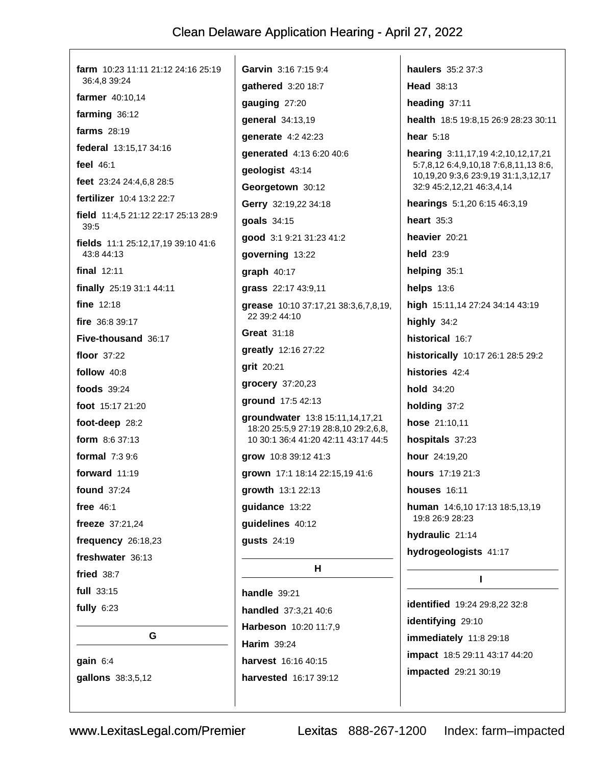**farm** 10:23 11:11 21:12 24:16 25:19 36:4,8 39:24

**farmer** 40:10,14

**farming** 36:12

**farms** 28:19

**federal** 13:15,17 34:16

**feel** 46:1

**feet** 23:24 24:4,6,8 28:5

**fertilizer** 10:4 13:2 22:7

**field** 11:4,5 21:12 22:17 25:13 28:9 39:5

**fields** 11:1 25:12,17,19 39:10 41:6 43:8 44:13

**final** 12:11

**finally** 25:19 31:1 44:11

**fine** 12:18

**fire** 36:8 39:17

**Five-thousand** 36:17

**floor** 37:22

**follow** 40:8

**foods** 39:24

**foot** 15:17 21:20

**foot-deep** 28:2

**form** 8:6 37:13

**formal** 7:3 9:6

**forward** 11:19

**found** 37:24

**free** 46:1

**freeze** 37:21,24

**frequency** 26:18,23

**freshwater** 36:13

**fried** 38:7

**full** 33:15

**fully** 6:23

## G

**gain** 6:4

**gallons** 38:3,5,12

**Garvin** 3:16 7:15 9:4

**gathered** 3:20 18:7

**gauging** 27:20

**general** 34:13,19

**generate** 4:2 42:23

**generated** 4:13 6:20 40:6

**geologist** 43:14

**Georgetown** 30:12

**Gerry** 32:19,22 34:18

**goals** 34:15

**good** 3:1 9:21 31:23 41:2

**governing** 13:22

**graph** 40:17

**grass** 22:17 43:9,11

**grease** 10:10 37:17,21 38:3,6,7,8,19, 22 39:2 44:10

**Great** 31:18

**greatly** 12:16 27:22

**grit** 20:21

**grocery** 37:20,23

**ground** 17:5 42:13

**groundwater** 13:8 15:11,14,17,21 18:20 25:5,9 27:19 28:8,10 29:2,6,8, 10 30:1 36:4 41:20 42:11 43:17 44:5

**grow** 10:8 39:12 41:3

**grown** 17:1 18:14 22:15,19 41:6

**growth** 13:1 22:13

**guidance** 13:22

**guidelines** 40:12

**gusts** 24:19

## H

**handle** 39:21

**handled** 37:3,21 40:6

**Harbeson** 10:20 11:7,9

**Harim** 39:24

**harvest** 16:16 40:15

**harvested** 16:17 39:12

**haulers** 35:2 37:3

**Head** 38:13

**heading** 37:11

**health** 18:5 19:8,15 26:9 28:23 30:11

**hear** 5:18

**hearing** 3:11,17,19 4:2,10,12,17,21 5:7,8,12 6:4,9,10,18 7:6,8,11,13 8:6, 10,19,20 9:3,6 23:9,19 31:1,3,12,17 32:9 45:2,12,21 46:3,4,14

**hearings** 5:1,20 6:15 46:3,19

**heart** 35:3

**heavier** 20:21

**held** 23:9

**helping** 35:1

**helps** 13:6

**high** 15:11,14 27:24 34:14 43:19

**highly** 34:2

**historical** 16:7

**historically** 10:17 26:1 28:5 29:2

**histories** 42:4

**hold** 34:20

**holding** 37:2

**hose** 21:10,11

**hospitals** 37:23

**hour** 24:19,20

**hours** 17:19 21:3

**houses** 16:11

**human** 14:6,10 17:13 18:5,13,19 19:8 26:9 28:23

**hydraulic** 21:14

**hydrogeologists** 41:17

## I

**identified** 19:24 29:8,22 32:8

**identifying** 29:10

**immediately** 11:8 29:18

**impact** 18:5 29:11 43:17 44:20

**impacted** 29:21 30:19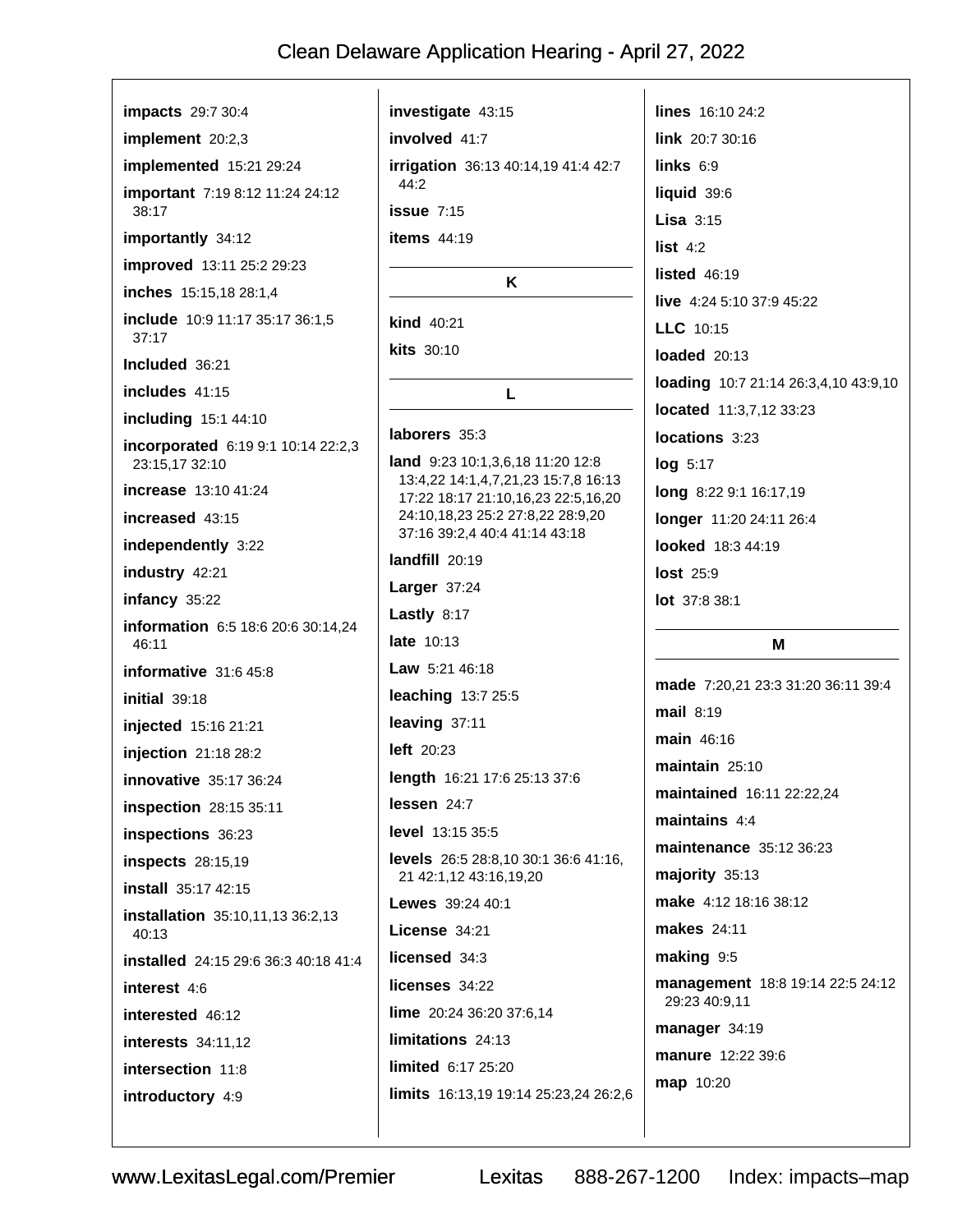**impacts** 29:7 30:4

**implement** 20:2,3

**implemented** 15:21 29:24

**important** 7:19 8:12 11:24 24:12 38:17

**importantly** 34:12

**improved** 13:11 25:2 29:23

**inches** 15:15,18 28:1,4

**include** 10:9 11:17 35:17 36:1,5 37:17

**Included** 36:21

**includes** 41:15

**including** 15:1 44:10

**incorporated** 6:19 9:1 10:14 22:2,3 23:15,17 32:10

**increase** 13:10 41:24

**increased** 43:15

**independently** 3:22

**industry** 42:21

**infancy** 35:22

**information** 6:5 18:6 20:6 30:14,24 46:11

**informative** 31:6 45:8

**initial** 39:18

**injected** 15:16 21:21

**injection** 21:18 28:2

**innovative** 35:17 36:24

**inspection** 28:15 35:11

**inspections** 36:23

**inspects** 28:15,19

**install** 35:17 42:15

**installation** 35:10,11,13 36:2,13 40:13

**installed** 24:15 29:6 36:3 40:18 41:4

**interest** 4:6

**interested** 46:12

**interests** 34:11,12

**intersection** 11:8

**introductory** 4:9

**investigate** 43:15

**involved** 41:7

**irrigation** 36:13 40:14,19 41:4 42:7 44:2

**issue** 7:15

**items** 44:19

## K

**kind** 40:21

**kits** 30:10

## L

**laborers** 35:3

**land** 9:23 10:1,3,6,18 11:20 12:8 13:4,22 14:1,4,7,21,23 15:7,8 16:13 17:22 18:17 21:10,16,23 22:5,16,20 24:10,18,23 25:2 27:8,22 28:9,20 37:16 39:2,4 40:4 41:14 43:18

**landfill** 20:19

**Larger** 37:24

**Lastly** 8:17

**late** 10:13

**Law** 5:21 46:18

**leaching** 13:7 25:5

**leaving** 37:11

**left** 20:23

**length** 16:21 17:6 25:13 37:6

**lessen** 24:7

**level** 13:15 35:5

**levels** 26:5 28:8,10 30:1 36:6 41:16,21 42:1,12 43:16,19,20

**Lewes** 39:24 40:1

**License** 34:21

**licensed** 34:3

**licenses** 34:22

**lime** 20:24 36:20 37:6,14

**limitations** 24:13

**limited** 6:17 25:20

**limits** 16:13,19 19:14 25:23,24 26:2,6

**lines** 16:10 24:2

**link** 20:7 30:16

**links** 6:9

**liquid** 39:6

**Lisa** 3:15

**list** 4:2

**listed** 46:19

**live** 4:24 5:10 37:9 45:22

**LLC** 10:15

**loaded** 20:13

**loading** 10:7 21:14 26:3,4,10 43:9,10

**located** 11:3,7,12 33:23

**locations** 3:23

**log** 5:17

**long** 8:22 9:1 16:17,19

**longer** 11:20 24:11 26:4

**looked** 18:3 44:19

**lost** 25:9

**lot** 37:8 38:1

## M

**made** 7:20,21 23:3 31:20 36:11 39:4

**mail** 8:19

**main** 46:16

**maintain** 25:10

**maintained** 16:11 22:22,24

**maintains** 4:4

**maintenance** 35:12 36:23

**majority** 35:13

**make** 4:12 18:16 38:12

**makes** 24:11

**making** 9:5

**management** 18:8 19:14 22:5 24:12 29:23 40:9,11

**manager** 34:19

**manure** 12:22 39:6

**map** 10:20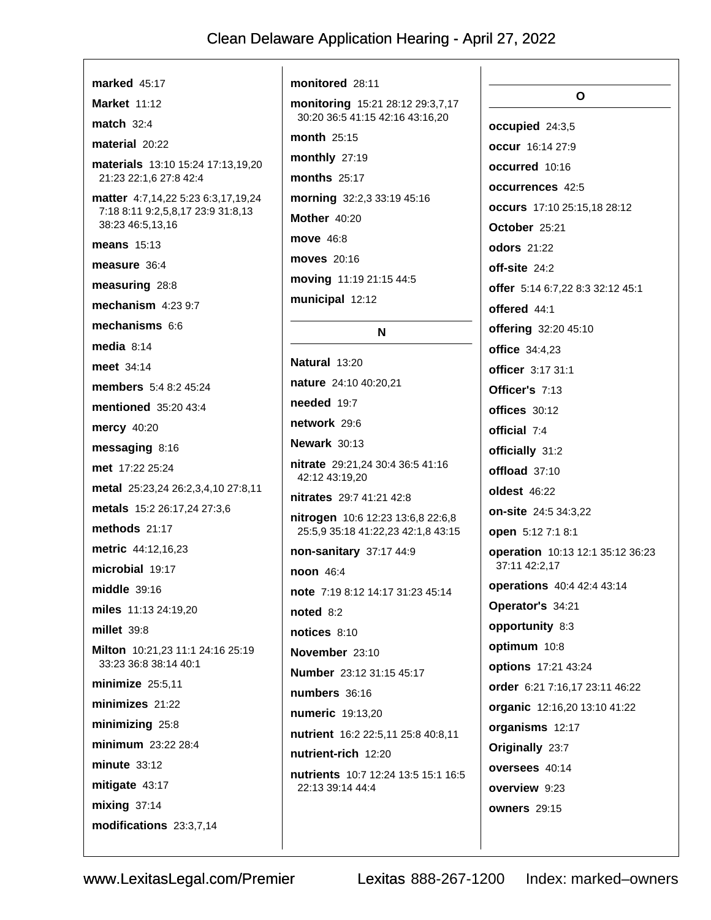**marked** 45:17

**Market** 11:12

**match** 32:4

**material** 20:22

**materials** 13:10 15:24 17:13,19,20 21:23 22:1,6 27:8 42:4

**matter** 4:7,14,22 5:23 6:3,17,19,24 7:18 8:11 9:2,5,8,17 23:9 31:8,13 38:23 46:5,13,16

**means** 15:13

**measure** 36:4

**measuring** 28:8

**mechanism** 4:23 9:7

**mechanisms** 6:6

**media** 8:14

**meet** 34:14

**members** 5:4 8:2 45:24

**mentioned** 35:20 43:4

**mercy** 40:20

**messaging** 8:16

**met** 17:22 25:24

**metal** 25:23,24 26:2,3,4,10 27:8,11

**metals** 15:2 26:17,24 27:3,6

**methods** 21:17

**metric** 44:12,16,23

**microbial** 19:17

**middle** 39:16

**miles** 11:13 24:19,20

**millet** 39:8

**Milton** 10:21,23 11:1 24:16 25:19 33:23 36:8 38:14 40:1

**minimize** 25:5,11

**minimizes** 21:22

**minimizing** 25:8

**minimum** 23:22 28:4

**minute** 33:12

**mitigate** 43:17

**mixing** 37:14

**modifications** 23:3,7,14

**monitored** 28:11

**monitoring** 15:21 28:12 29:3,7,17 30:20 36:5 41:15 42:16 43:16,20

**month** 25:15

**monthly** 27:19

**months** 25:17

**morning** 32:2,3 33:19 45:16

**Mother** 40:20

**move** 46:8

**moves** 20:16

**moving** 11:19 21:15 44:5

**municipal** 12:12

## N

**Natural** 13:20

**nature** 24:10 40:20,21

**needed** 19:7

**network** 29:6

**Newark** 30:13

**nitrate** 29:21,24 30:4 36:5 41:16 42:12 43:19,20

**nitrates** 29:7 41:21 42:8

**nitrogen** 10:6 12:23 13:6,8 22:6,8 25:5,9 35:18 41:22,23 42:1,8 43:15

**non-sanitary** 37:17 44:9

**noon** 46:4

**note** 7:19 8:12 14:17 31:23 45:14

**noted** 8:2

**notices** 8:10

**November** 23:10

**Number** 23:12 31:15 45:17

**numbers** 36:16

**numeric** 19:13,20

**nutrient** 16:2 22:5,11 25:8 40:8,11

**nutrient-rich** 12:20

**nutrients** 10:7 12:24 13:5 15:1 16:5 22:13 39:14 44:4

## O

**occupied** 24:3,5

**occur** 16:14 27:9

**occurred** 10:16

**occurrences** 42:5

**occurs** 17:10 25:15,18 28:12

**October** 25:21

**odors** 21:22

**off-site** 24:2

**offer** 5:14 6:7,22 8:3 32:12 45:1

**offered** 44:1

**offering** 32:20 45:10

**office** 34:4,23

**officer** 3:17 31:1

**Officer's** 7:13

**offices** 30:12

**official** 7:4

**officially** 31:2

**offload** 37:10

**oldest** 46:22

**on-site** 24:5 34:3,22

**open** 5:12 7:1 8:1

**operation** 10:13 12:1 35:12 36:23 37:11 42:2,17

**operations** 40:4 42:4 43:14

**Operator's** 34:21

**opportunity** 8:3

**optimum** 10:8

**options** 17:21 43:24

**order** 6:21 7:16,17 23:11 46:22

**organic** 12:16,20 13:10 41:22

**organisms** 12:17

**Originally** 23:7

**oversees** 40:14

**overview** 9:23

**owners** 29:15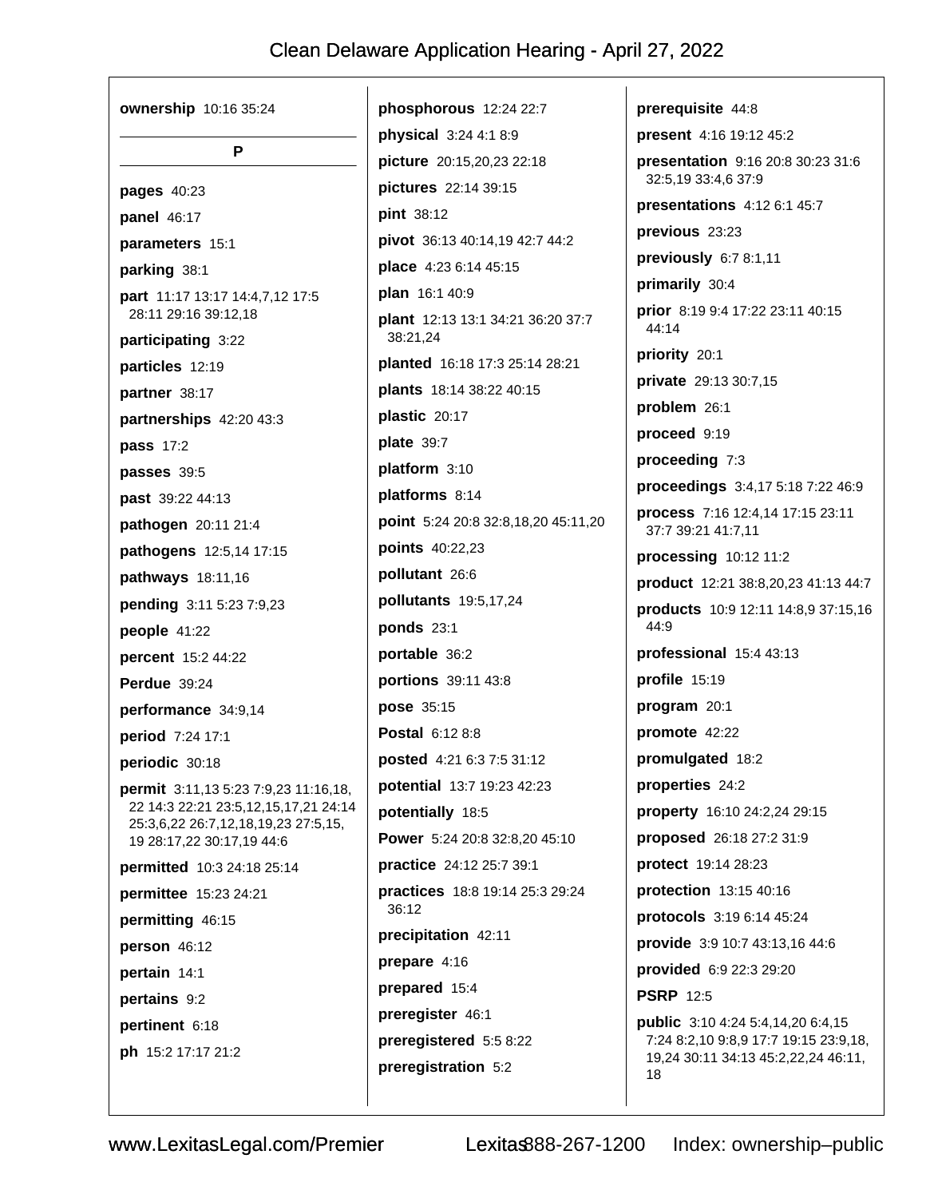**ownership** 10:16 35:24

## P

**pages** 40:23

**panel** 46:17

**parameters** 15:1

**parking** 38:1

**part** 11:17 13:17 14:4,7,12 17:5 28:11 29:16 39:12,18

**participating** 3:22

**particles** 12:19

**partner** 38:17

**partnerships** 42:20 43:3

**pass** 17:2

**passes** 39:5

**past** 39:22 44:13

**pathogen** 20:11 21:4

**pathogens** 12:5,14 17:15

**pathways** 18:11,16

**pending** 3:11 5:23 7:9,23

**people** 41:22

**percent** 15:2 44:22

**Perdue** 39:24

**performance** 34:9,14

**period** 7:24 17:1

**periodic** 30:18

**permit** 3:11,13 5:23 7:9,23 11:16,18, 22 14:3 22:21 23:5,12,15,17,21 24:14 25:3,6,22 26:7,12,18,19,23 27:5,15, 19 28:17,22 30:17,19 44:6

**permitted** 10:3 24:18 25:14

**permittee** 15:23 24:21

**permitting** 46:15

**person** 46:12

**pertain** 14:1

**pertains** 9:2

**pertinent** 6:18

**ph** 15:2 17:17 21:2

**phosphorous** 12:24 22:7

**physical** 3:24 4:1 8:9

**picture** 20:15,20,23 22:18

**pictures** 22:14 39:15

**pint** 38:12

**pivot** 36:13 40:14,19 42:7 44:2

**place** 4:23 6:14 45:15

**plan** 16:1 40:9

**plant** 12:13 13:1 34:21 36:20 37:7 38:21,24

**planted** 16:18 17:3 25:14 28:21

**plants** 18:14 38:22 40:15

**plastic** 20:17

**plate** 39:7

**platform** 3:10

**platforms** 8:14

**point** 5:24 20:8 32:8,18,20 45:11,20

**points** 40:22,23

**pollutant** 26:6

**pollutants** 19:5,17,24

**ponds** 23:1

**portable** 36:2

**portions** 39:11 43:8

**pose** 35:15

**Postal** 6:12 8:8

**posted** 4:21 6:3 7:5 31:12

**potential** 13:7 19:23 42:23

**potentially** 18:5

**Power** 5:24 20:8 32:8,20 45:10

**practice** 24:12 25:7 39:1

**practices** 18:8 19:14 25:3 29:24 36:12

**precipitation** 42:11

**prepare** 4:16

**prepared** 15:4

**preregister** 46:1

**preregistered** 5:5 8:22

**preregistration** 5:2

**prerequisite** 44:8

**present** 4:16 19:12 45:2

**presentation** 9:16 20:8 30:23 31:6 32:5,19 33:4,6 37:9

**presentations** 4:12 6:1 45:7

**previous** 23:23

**previously** 6:7 8:1,11

**primarily** 30:4

**prior** 8:19 9:4 17:22 23:11 40:15 44:14

**priority** 20:1

**private** 29:13 30:7,15

**problem** 26:1

**proceed** 9:19

**proceeding** 7:3

**proceedings** 3:4,17 5:18 7:22 46:9

**process** 7:16 12:4,14 17:15 23:11 37:7 39:21 41:7,11

**processing** 10:12 11:2

**product** 12:21 38:8,20,23 41:13 44:7

**products** 10:9 12:11 14:8,9 37:15,16 44:9

**professional** 15:4 43:13

**profile** 15:19

**program** 20:1

**promote** 42:22

**promulgated** 18:2

**properties** 24:2

**property** 16:10 24:2,24 29:15

**proposed** 26:18 27:2 31:9

**protect** 19:14 28:23

**protection** 13:15 40:16

**protocols** 3:19 6:14 45:24

**provide** 3:9 10:7 43:13,16 44:6

**provided** 6:9 22:3 29:20

**PSRP** 12:5

**public** 3:10 4:24 5:4,14,20 6:4,15 7:24 8:2,10 9:8,9 17:7 19:15 23:9,18, 19,24 30:11 34:13 45:2,22,24 46:11, 18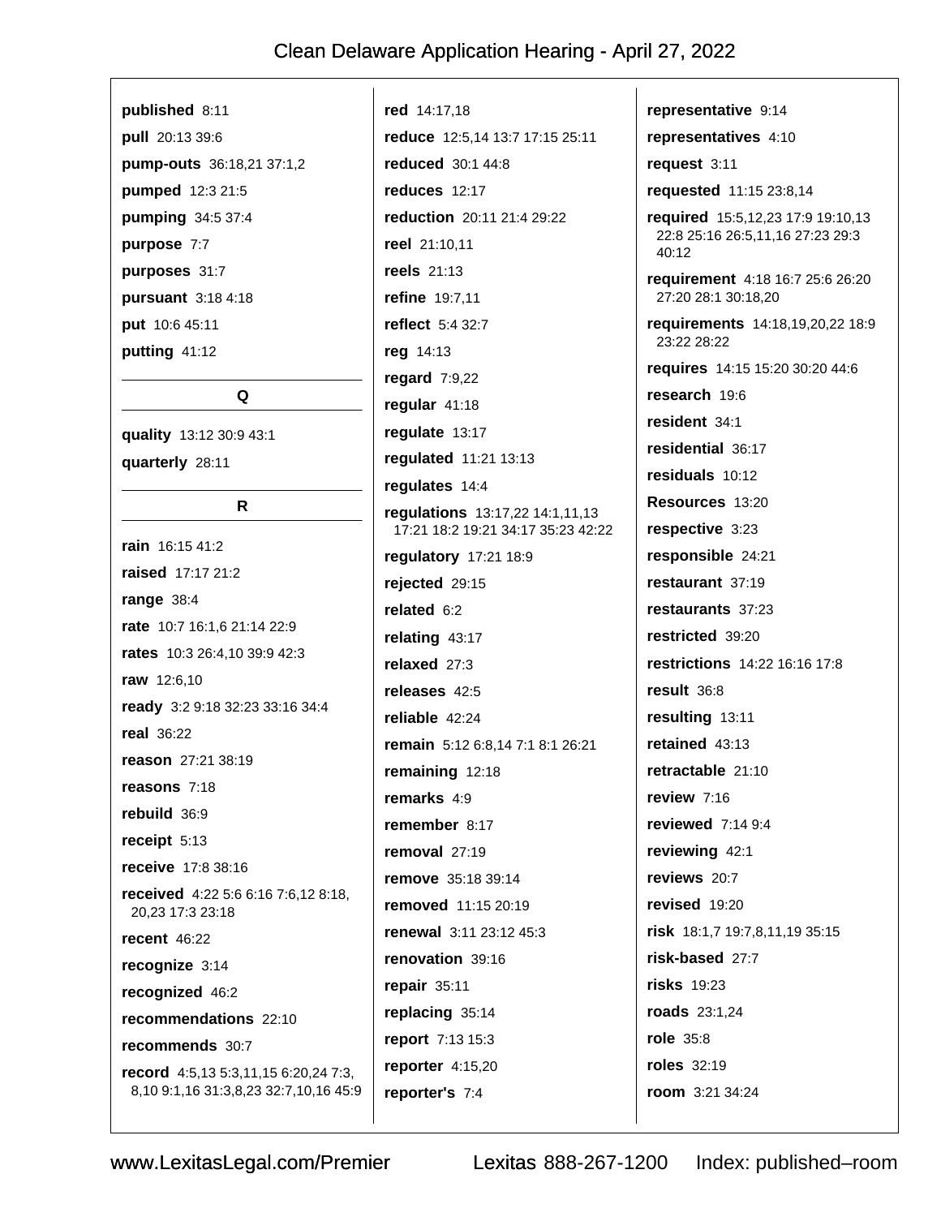**published** 8:11

**pull** 20:13 39:6

**pump-outs** 36:18,21 37:1,2

**pumped** 12:3 21:5

**pumping** 34:5 37:4

**purpose** 7:7

**purposes** 31:7

**pursuant** 3:18 4:18

**put** 10:6 45:11

**putting** 41:12

## Q

**quality** 13:12 30:9 43:1

**quarterly** 28:11

## R

**rain** 16:15 41:2

**raised** 17:17 21:2

**range** 38:4

**rate** 10:7 16:1,6 21:14 22:9

**rates** 10:3 26:4,10 39:9 42:3

**raw** 12:6,10

**ready** 3:2 9:18 32:23 33:16 34:4

**real** 36:22

**reason** 27:21 38:19

**reasons** 7:18

**rebuild** 36:9

**receipt** 5:13

**receive** 17:8 38:16

**received** 4:22 5:6 6:16 7:6,12 8:18, 20,23 17:3 23:18

**recent** 46:22

**recognize** 3:14

**recognized** 46:2

**recommendations** 22:10

**recommends** 30:7

**record** 4:5,13 5:3,11,15 6:20,24 7:3, 8,10 9:1,16 31:3,8,23 32:7,10,16 45:9

**red** 14:17,18

**reduce** 12:5,14 13:7 17:15 25:11

**reduced** 30:1 44:8

**reduces** 12:17

**reduction** 20:11 21:4 29:22

**reel** 21:10,11

**reels** 21:13

**refine** 19:7,11

**reflect** 5:4 32:7

**reg** 14:13

**regard** 7:9,22

**regular** 41:18

**regulate** 13:17

**regulated** 11:21 13:13

**regulates** 14:4

**regulations** 13:17,22 14:1,11,13 17:21 18:2 19:21 34:17 35:23 42:22

**regulatory** 17:21 18:9

**rejected** 29:15

**related** 6:2

**relating** 43:17

**relaxed** 27:3

**releases** 42:5

**reliable** 42:24

**remain** 5:12 6:8,14 7:1 8:1 26:21

**remaining** 12:18

**remarks** 4:9

**remember** 8:17

**removal** 27:19

**remove** 35:18 39:14

**removed** 11:15 20:19

**renewal** 3:11 23:12 45:3

**renovation** 39:16

**repair** 35:11

**replacing** 35:14

**report** 7:13 15:3

**reporter** 4:15,20

**reporter's** 7:4

**representative** 9:14

**representatives** 4:10

**request** 3:11

**requested** 11:15 23:8,14

**required** 15:5,12,23 17:9 19:10,13 22:8 25:16 26:5,11,16 27:23 29:3 40:12

**requirement** 4:18 16:7 25:6 26:20 27:20 28:1 30:18,20

**requirements** 14:18,19,20,22 18:9 23:22 28:22

**requires** 14:15 15:20 30:20 44:6

**research** 19:6

**resident** 34:1

**residential** 36:17

**residuals** 10:12

**Resources** 13:20

**respective** 3:23

**responsible** 24:21

**restaurant** 37:19

**restaurants** 37:23

**restricted** 39:20

**restrictions** 14:22 16:16 17:8

**result** 36:8

**resulting** 13:11

**retained** 43:13

**retractable** 21:10

**review** 7:16

**reviewed** 7:14 9:4

**reviewing** 42:1

**reviews** 20:7

**revised** 19:20

**risk** 18:1,7 19:7,8,11,19 35:15

**risk-based** 27:7

**risks** 19:23

**roads** 23:1,24

**role** 35:8

**roles** 32:19

**room** 3:21 34:24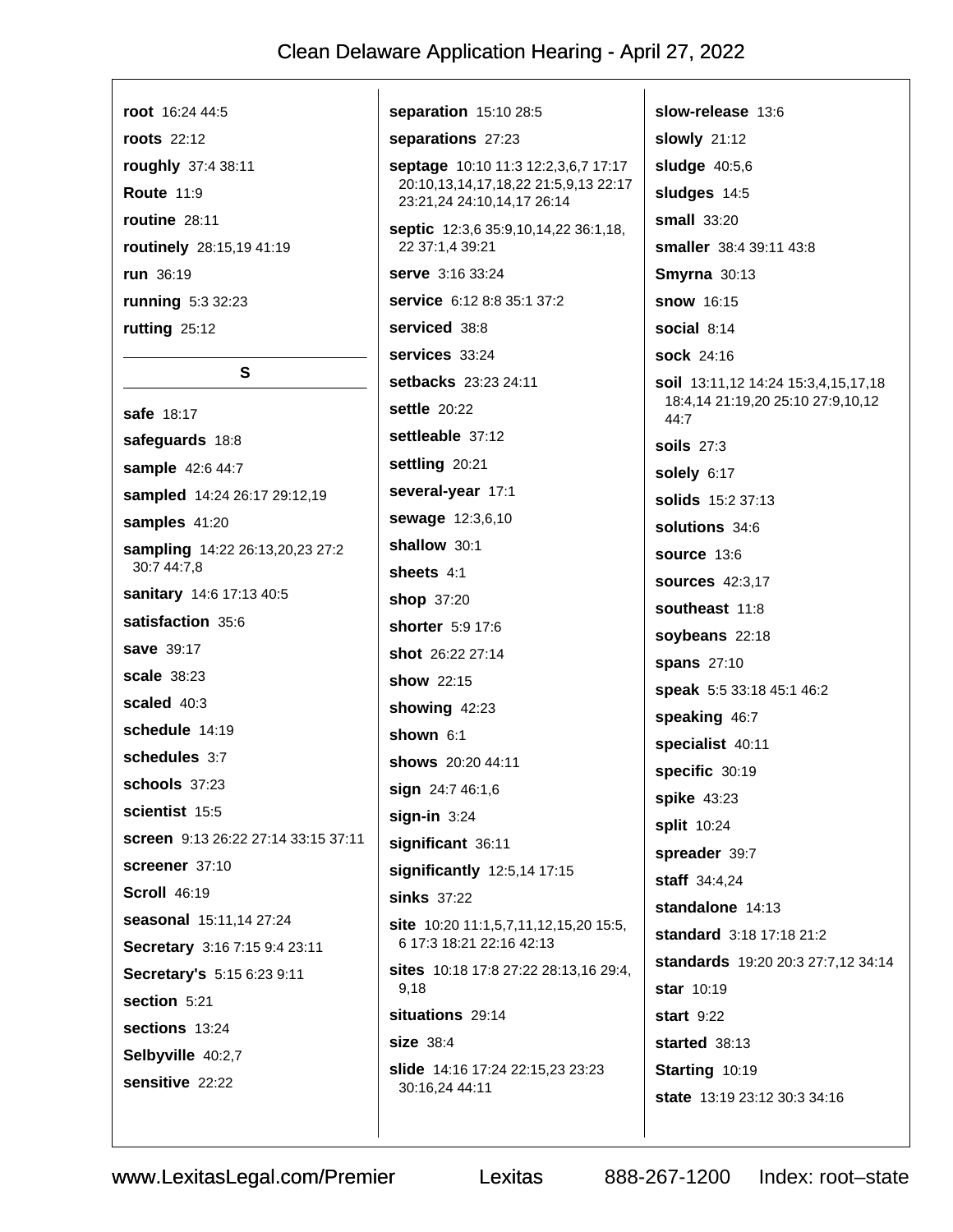**root** 16:24 44:5

**roots** 22:12

**roughly** 37:4 38:11

**Route** 11:9

**routine** 28:11

**routinely** 28:15,19 41:19

**run** 36:19

**running** 5:3 32:23

**rutting** 25:12

## S

**safe** 18:17

**safeguards** 18:8

**sample** 42:6 44:7

**sampled** 14:24 26:17 29:12,19

**samples** 41:20

**sampling** 14:22 26:13,20,23 27:2 30:7 44:7,8

**sanitary** 14:6 17:13 40:5

**satisfaction** 35:6

**save** 39:17

**scale** 38:23

**scaled** 40:3

**schedule** 14:19

**schedules** 3:7

**schools** 37:23

**scientist** 15:5

**screen** 9:13 26:22 27:14 33:15 37:11

**screener** 37:10

**Scroll** 46:19

**seasonal** 15:11,14 27:24

**Secretary** 3:16 7:15 9:4 23:11

**Secretary's** 5:15 6:23 9:11

**section** 5:21

**sections** 13:24

**Selbyville** 40:2,7

**sensitive** 22:22

**separation** 15:10 28:5

**separations** 27:23

**septage** 10:10 11:3 12:2,3,6,7 17:17 20:10,13,14,17,18,22 21:5,9,13 22:17 23:21,24 24:10,14,17 26:14

**septic** 12:3,6 35:9,10,14,22 36:1,18, 22 37:1,4 39:21

**serve** 3:16 33:24

**service** 6:12 8:8 35:1 37:2

**serviced** 38:8

**services** 33:24

**setbacks** 23:23 24:11

**settle** 20:22

**settleable** 37:12

**settling** 20:21

**several-year** 17:1

**sewage** 12:3,6,10

**shallow** 30:1

**sheets** 4:1

**shop** 37:20

**shorter** 5:9 17:6

**shot** 26:22 27:14

**show** 22:15

**showing** 42:23

**shown** 6:1

**shows** 20:20 44:11

**sign** 24:7 46:1,6

**sign-in** 3:24

**significant** 36:11

**significantly** 12:5,14 17:15

**sinks** 37:22

**site** 10:20 11:1,5,7,11,12,15,20 15:5, 6 17:3 18:21 22:16 42:13

**sites** 10:18 17:8 27:22 28:13,16 29:4, 9,18

**situations** 29:14

**size** 38:4

**slide** 14:16 17:24 22:15,23 23:23 30:16,24 44:11

**slow-release** 13:6

**slowly** 21:12

**sludge** 40:5,6

**sludges** 14:5

**small** 33:20

**smaller** 38:4 39:11 43:8

**Smyrna** 30:13

**snow** 16:15

**social** 8:14

**sock** 24:16

**soil** 13:11,12 14:24 15:3,4,15,17,18 18:4,14 21:19,20 25:10 27:9,10,12 44:7

**soils** 27:3

**solely** 6:17

**solids** 15:2 37:13

**solutions** 34:6

**source** 13:6

**sources** 42:3,17

**southeast** 11:8

**soybeans** 22:18

**spans** 27:10

**speak** 5:5 33:18 45:1 46:2

**speaking** 46:7

**specialist** 40:11

**specific** 30:19

**spike** 43:23

**split** 10:24

**spreader** 39:7

**staff** 34:4,24

**standalone** 14:13

**standard** 3:18 17:18 21:2

**standards** 19:20 20:3 27:7,12 34:14

**star** 10:19

**start** 9:22

**started** 38:13

**Starting** 10:19

**state** 13:19 23:12 30:3 34:16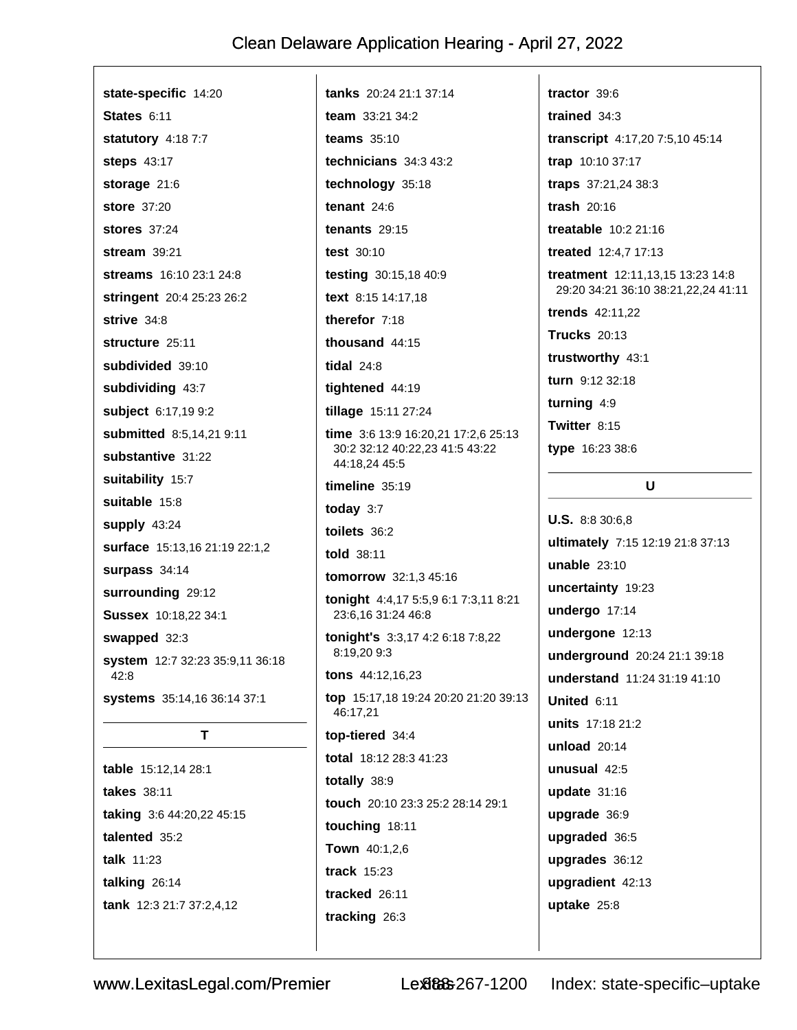**state-specific** 14:20
**States** 6:11
**statutory** 4:18 7:7
**steps** 43:17
**storage** 21:6
**store** 37:20
**stores** 37:24
**stream** 39:21
**streams** 16:10 23:1 24:8
**stringent** 20:4 25:23 26:2
**strive** 34:8
**structure** 25:11
**subdivided** 39:10
**subdividing** 43:7
**subject** 6:17,19 9:2
**submitted** 8:5,14,21 9:11
**substantive** 31:22
**suitability** 15:7
**suitable** 15:8
**supply** 43:24
**surface** 15:13,16 21:19 22:1,2
**surpass** 34:14
**surrounding** 29:12
**Sussex** 10:18,22 34:1
**swapped** 32:3
**system** 12:7 32:23 35:9,11 36:18 42:8
**systems** 35:14,16 36:14 37:1

## T

**table** 15:12,14 28:1
**takes** 38:11
**taking** 3:6 44:20,22 45:15
**talented** 35:2
**talk** 11:23
**talking** 26:14
**tank** 12:3 21:7 37:2,4,12
**tanks** 20:24 21:1 37:14
**team** 33:21 34:2
**teams** 35:10
**technicians** 34:3 43:2
**technology** 35:18
**tenant** 24:6
**tenants** 29:15
**test** 30:10
**testing** 30:15,18 40:9
**text** 8:15 14:17,18
**therefor** 7:18
**thousand** 44:15
**tidal** 24:8
**tightened** 44:19
**tillage** 15:11 27:24
**time** 3:6 13:9 16:20,21 17:2,6 25:13 30:2 32:12 40:22,23 41:5 43:22 44:18,24 45:5
**timeline** 35:19
**today** 3:7
**toilets** 36:2
**told** 38:11
**tomorrow** 32:1,3 45:16
**tonight** 4:4,17 5:5,9 6:1 7:3,11 8:21 23:6,16 31:24 46:8
**tonight's** 3:3,17 4:2 6:18 7:8,22 8:19,20 9:3
**tons** 44:12,16,23
**top** 15:17,18 19:24 20:20 21:20 39:13 46:17,21
**top-tiered** 34:4
**total** 18:12 28:3 41:23
**totally** 38:9
**touch** 20:10 23:3 25:2 28:14 29:1
**touching** 18:11
**Town** 40:1,2,6
**track** 15:23
**tracked** 26:11
**tracking** 26:3
**tractor** 39:6
**trained** 34:3
**transcript** 4:17,20 7:5,10 45:14
**trap** 10:10 37:17
**traps** 37:21,24 38:3
**trash** 20:16
**treatable** 10:2 21:16
**treated** 12:4,7 17:13
**treatment** 12:11,13,15 13:23 14:8 29:20 34:21 36:10 38:21,22,24 41:11
**trends** 42:11,22
**Trucks** 20:13
**trustworthy** 43:1
**turn** 9:12 32:18
**turning** 4:9
**Twitter** 8:15
**type** 16:23 38:6

## U

**U.S.** 8:8 30:6,8
**ultimately** 7:15 12:19 21:8 37:13
**unable** 23:10
**uncertainty** 19:23
**undergo** 17:14
**undergone** 12:13
**underground** 20:24 21:1 39:18
**understand** 11:24 31:19 41:10
**United** 6:11
**units** 17:18 21:2
**unload** 20:14
**unusual** 42:5
**update** 31:16
**upgrade** 36:9
**upgraded** 36:5
**upgrades** 36:12
**upgradient** 42:13
**uptake** 25:8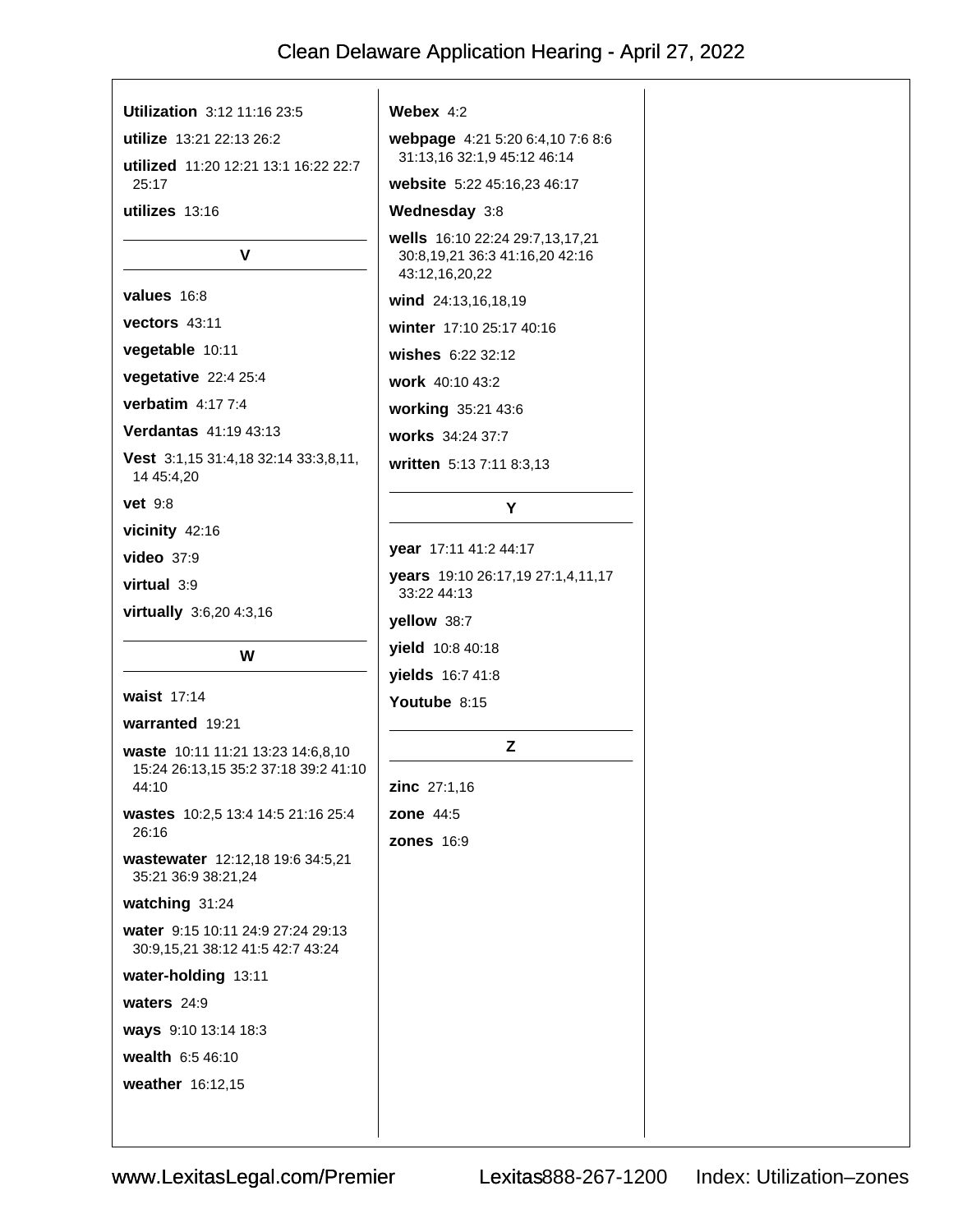**Utilization** 3:12 11:16 23:5

**utilize** 13:21 22:13 26:2

**utilized** 11:20 12:21 13:1 16:22 22:7 25:17

**utilizes** 13:16

## V

**values** 16:8

**vectors** 43:11

**vegetable** 10:11

**vegetative** 22:4 25:4

**verbatim** 4:17 7:4

**Verdantas** 41:19 43:13

**Vest** 3:1,15 31:4,18 32:14 33:3,8,11, 14 45:4,20

**vet** 9:8

**vicinity** 42:16

**video** 37:9

**virtual** 3:9

**virtually** 3:6,20 4:3,16

## W

**waist** 17:14

**warranted** 19:21

**waste** 10:11 11:21 13:23 14:6,8,10 15:24 26:13,15 35:2 37:18 39:2 41:10 44:10

**wastes** 10:2,5 13:4 14:5 21:16 25:4 26:16

**wastewater** 12:12,18 19:6 34:5,21 35:21 36:9 38:21,24

**watching** 31:24

**water** 9:15 10:11 24:9 27:24 29:13 30:9,15,21 38:12 41:5 42:7 43:24

**water-holding** 13:11

**waters** 24:9

**ways** 9:10 13:14 18:3

**wealth** 6:5 46:10

**weather** 16:12,15

**Webex** 4:2

**webpage** 4:21 5:20 6:4,10 7:6 8:6 31:13,16 32:1,9 45:12 46:14

**website** 5:22 45:16,23 46:17

**Wednesday** 3:8

**wells** 16:10 22:24 29:7,13,17,21 30:8,19,21 36:3 41:16,20 42:16 43:12,16,20,22

**wind** 24:13,16,18,19

**winter** 17:10 25:17 40:16

**wishes** 6:22 32:12

**work** 40:10 43:2

**working** 35:21 43:6

**works** 34:24 37:7

**written** 5:13 7:11 8:3,13

## Y

**year** 17:11 41:2 44:17

**years** 19:10 26:17,19 27:1,4,11,17 33:22 44:13

**yellow** 38:7

**yield** 10:8 40:18

**yields** 16:7 41:8

**Youtube** 8:15

## Z

**zinc** 27:1,16

**zone** 44:5

**zones** 16:9